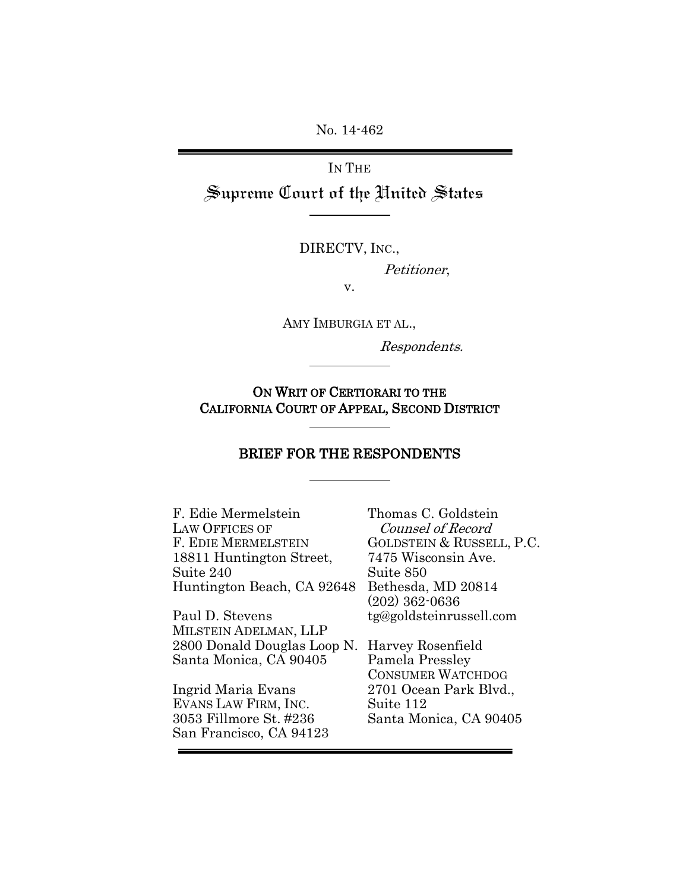No. 14-462

IN THE

# Supreme Court of the United States

DIRECTV, INC.,

*Petitioner*,

v.

AMY IMBURGIA ET AL.,

*Respondents.*

**ON WRIT OF CERTIORARI TO THE CALIFORNIA COURT OF APPEAL, SECOND DISTRICT**

## BRIEF FOR THE RESPONDENTS

F. Edie Mermelstein
LAW OFFICES OF
F. EDIE MERMELSTEIN
18811 Huntington Street,
Suite 240
Huntington Beach, CA 92648

Paul D. Stevens
MILSTEIN ADELMAN, LLP
2800 Donald Douglas Loop N.
Santa Monica, CA 90405

Ingrid Maria Evans
EVANS LAW FIRM, INC.
3053 Fillmore St. #236
San Francisco, CA 94123

Thomas C. Goldstein
*Counsel of Record*
GOLDSTEIN & RUSSELL, P.C.
7475 Wisconsin Ave.
Suite 850
Bethesda, MD 20814
(202) 362-0636
tg@goldsteinrussell.com

Harvey Rosenfield
Pamela Pressley
CONSUMER WATCHDOG
2701 Ocean Park Blvd.,
Suite 112
Santa Monica, CA 90405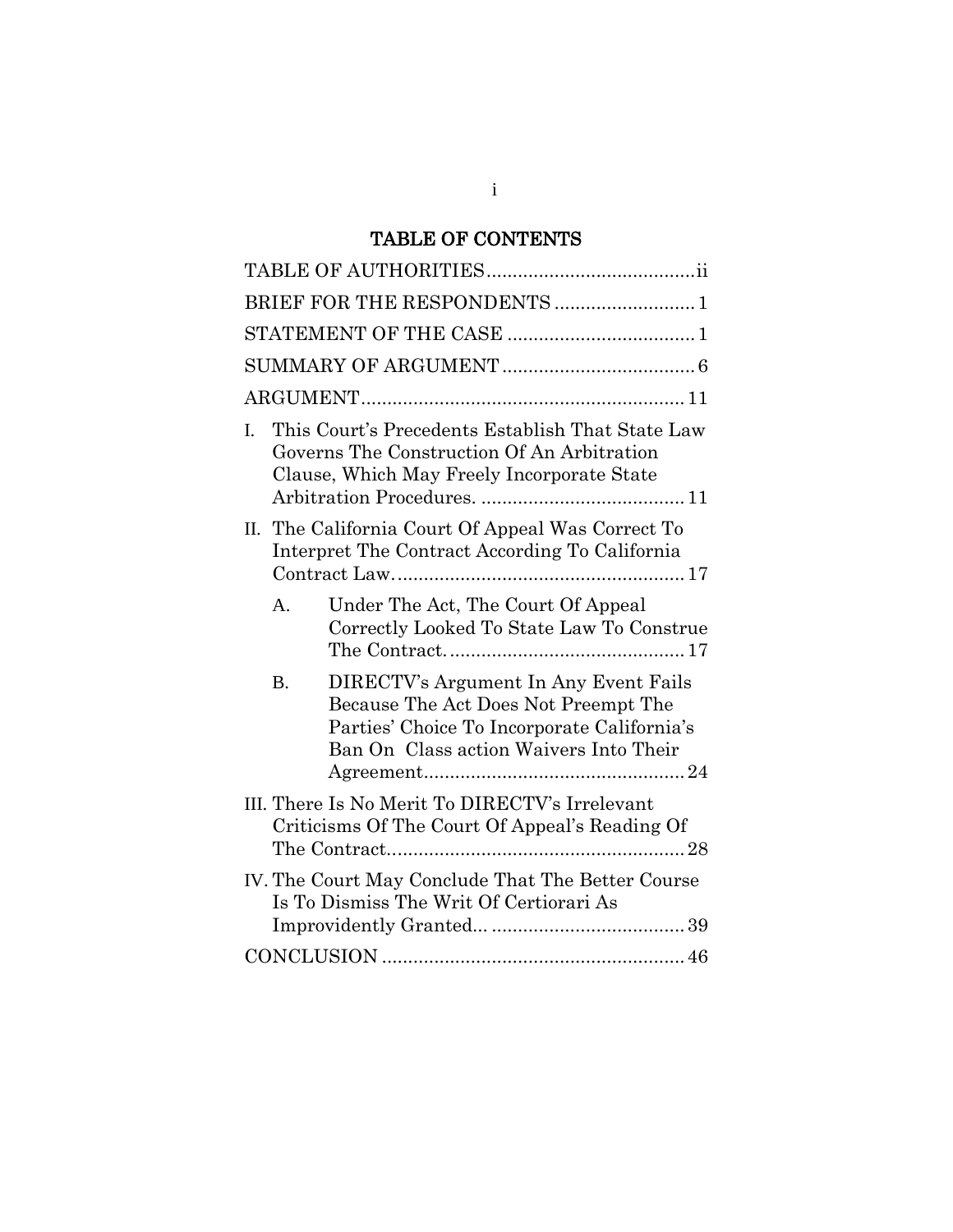# TABLE OF CONTENTS

TABLE OF AUTHORITIES........................................ii

BRIEF FOR THE RESPONDENTS ........................... 1

STATEMENT OF THE CASE .................................... 1

SUMMARY OF ARGUMENT ..................................... 6

ARGUMENT.............................................................. 11

I. This Court's Precedents Establish That State Law Governs The Construction Of An Arbitration Clause, Which May Freely Incorporate State Arbitration Procedures. ....................................... 11

II. The California Court Of Appeal Was Correct To Interpret The Contract According To California Contract Law....................................................... 17

   A. Under The Act, The Court Of Appeal Correctly Looked To State Law To Construe The Contract............................................. 17

   B. DIRECTV's Argument In Any Event Fails Because The Act Does Not Preempt The Parties' Choice To Incorporate California's Ban On Class action Waivers Into Their Agreement.................................................. 24

III. There Is No Merit To DIRECTV's Irrelevant Criticisms Of The Court Of Appeal's Reading Of The Contract......................................................... 28

IV. The Court May Conclude That The Better Course Is To Dismiss The Writ Of Certiorari As Improvidently Granted... ..................................... 39

CONCLUSION .......................................................... 46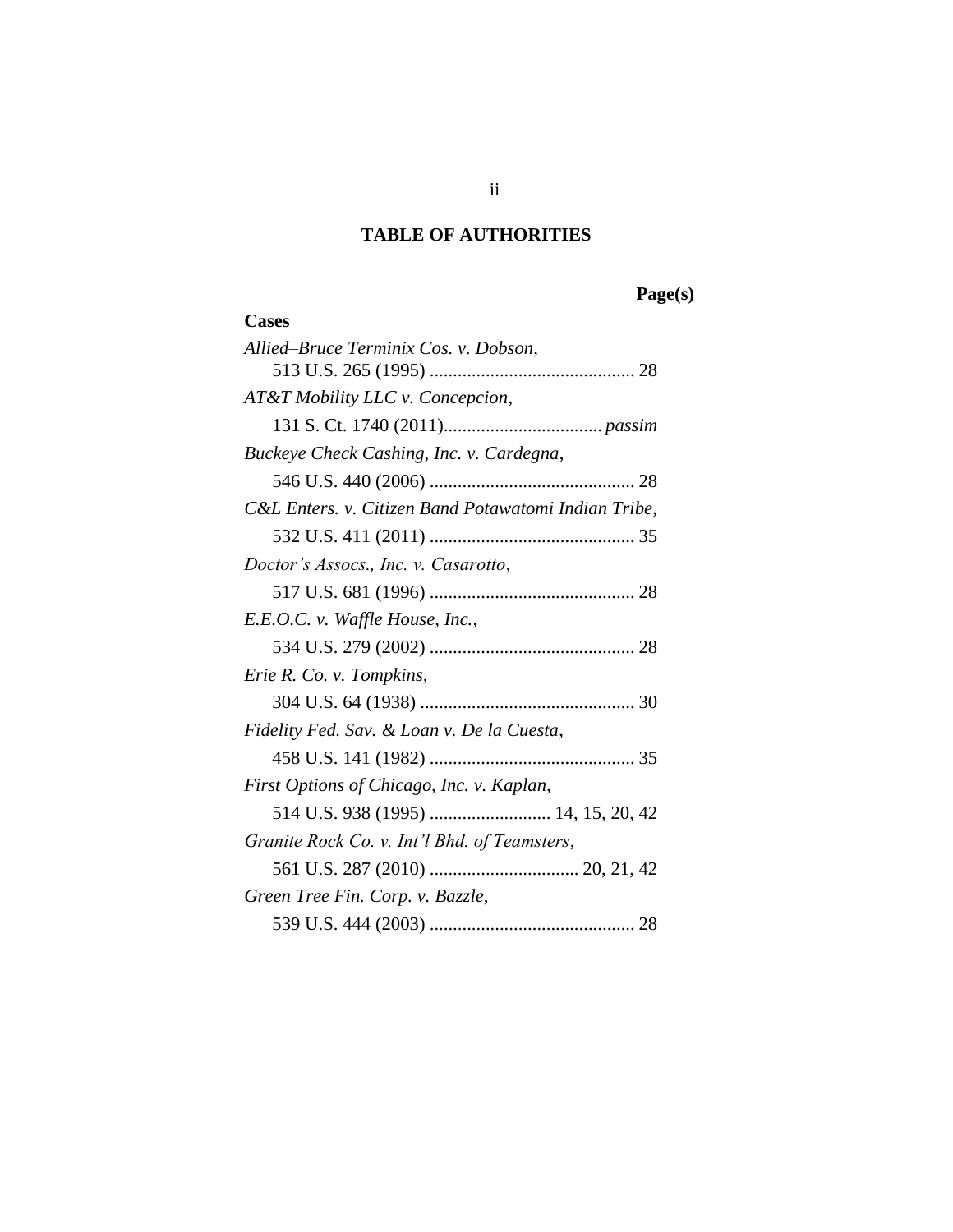## TABLE OF AUTHORITIES

**Page(s)**

**Cases**

*Allied–Bruce Terminix Cos. v. Dobson*,
513 U.S. 265 (1995) ............................................ 28

*AT&T Mobility LLC v. Concepcion*,
131 S. Ct. 1740 (2011).................................. *passim*

*Buckeye Check Cashing, Inc. v. Cardegna*,
546 U.S. 440 (2006) ............................................ 28

*C&L Enters. v. Citizen Band Potawatomi Indian Tribe*,
532 U.S. 411 (2011) ............................................ 35

*Doctor's Assocs., Inc. v. Casarotto*,
517 U.S. 681 (1996) ............................................ 28

*E.E.O.C. v. Waffle House, Inc.*,
534 U.S. 279 (2002) ............................................ 28

*Erie R. Co. v. Tompkins*,
304 U.S. 64 (1938) .............................................. 30

*Fidelity Fed. Sav. & Loan v. De la Cuesta*,
458 U.S. 141 (1982) ............................................ 35

*First Options of Chicago, Inc. v. Kaplan*,
514 U.S. 938 (1995) .......................... 14, 15, 20, 42

*Granite Rock Co. v. Int'l Bhd. of Teamsters*,
561 U.S. 287 (2010) ................................ 20, 21, 42

*Green Tree Fin. Corp. v. Bazzle*,
539 U.S. 444 (2003) ............................................ 28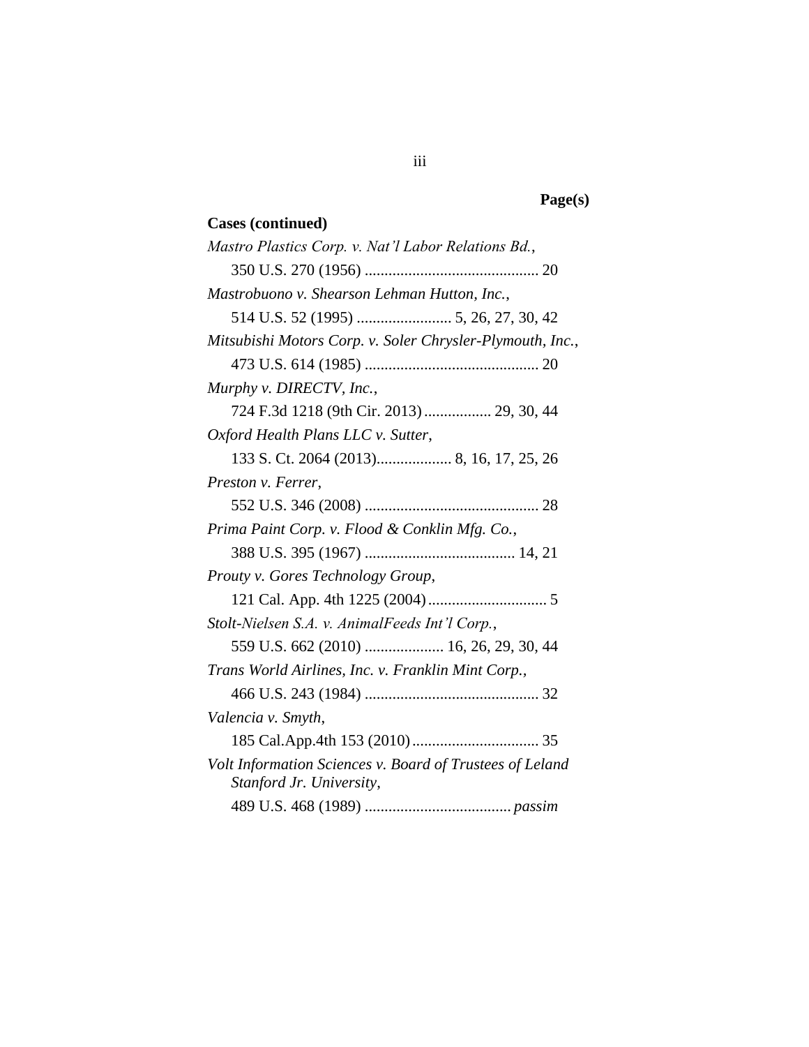Page(s)

**Cases (continued)**

*Mastro Plastics Corp. v. Nat'l Labor Relations Bd.*,
350 U.S. 270 (1956) ............................................ 20

*Mastrobuono v. Shearson Lehman Hutton, Inc.*,
514 U.S. 52 (1995) ........................ 5, 26, 27, 30, 42

*Mitsubishi Motors Corp. v. Soler Chrysler-Plymouth, Inc.*,
473 U.S. 614 (1985) ............................................ 20

*Murphy v. DIRECTV, Inc.*,
724 F.3d 1218 (9th Cir. 2013) ................. 29, 30, 44

*Oxford Health Plans LLC v. Sutter*,
133 S. Ct. 2064 (2013)................... 8, 16, 17, 25, 26

*Preston v. Ferrer*,
552 U.S. 346 (2008) ............................................ 28

*Prima Paint Corp. v. Flood & Conklin Mfg. Co.*,
388 U.S. 395 (1967) ...................................... 14, 21

*Prouty v. Gores Technology Group*,
121 Cal. App. 4th 1225 (2004) .............................. 5

*Stolt-Nielsen S.A. v. AnimalFeeds Int'l Corp.*,
559 U.S. 662 (2010) .................... 16, 26, 29, 30, 44

*Trans World Airlines, Inc. v. Franklin Mint Corp.*,
466 U.S. 243 (1984) ............................................ 32

*Valencia v. Smyth*,
185 Cal.App.4th 153 (2010) ................................ 35

*Volt Information Sciences v. Board of Trustees of Leland Stanford Jr. University*,
489 U.S. 468 (1989) ..................................... *passim*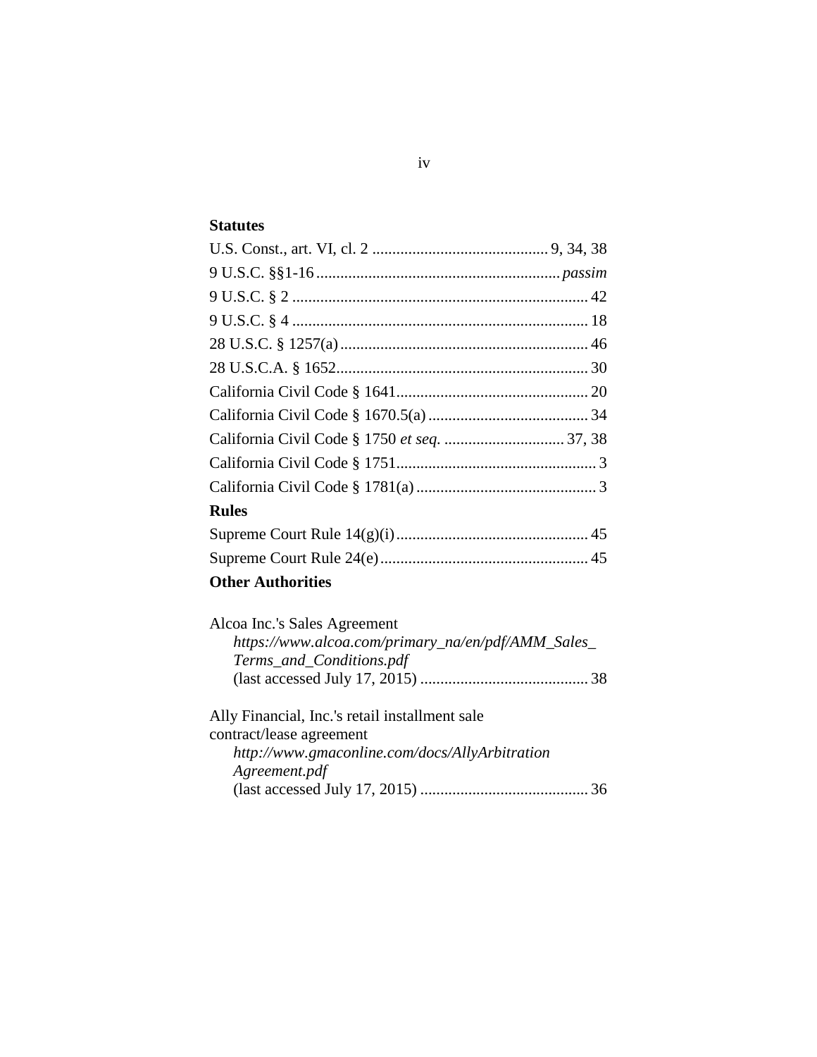**Statutes**

U.S. Const., art. VI, cl. 2 ........................................... 9, 34, 38
9 U.S.C. §§1-16 ........................................................... *passim*
9 U.S.C. § 2 ........................................................................ 42
9 U.S.C. § 4 ........................................................................ 18
28 U.S.C. § 1257(a) ............................................................ 46
28 U.S.C.A. § 1652............................................................. 30
California Civil Code § 1641............................................... 20
California Civil Code § 1670.5(a) ....................................... 34
California Civil Code § 1750 *et seq.* ............................. 37, 38
California Civil Code § 1751................................................. 3
California Civil Code § 1781(a) ............................................ 3

**Rules**

Supreme Court Rule 14(g)(i)............................................... 45
Supreme Court Rule 24(e)................................................... 45

**Other Authorities**

Alcoa Inc.'s Sales Agreement
*https://www.alcoa.com/primary_na/en/pdf/AMM_Sales_Terms_and_Conditions.pdf*
(last accessed July 17, 2015) ......................................... 38

Ally Financial, Inc.'s retail installment sale contract/lease agreement
*http://www.gmaconline.com/docs/AllyArbitrationAgreement.pdf*
(last accessed July 17, 2015) ......................................... 36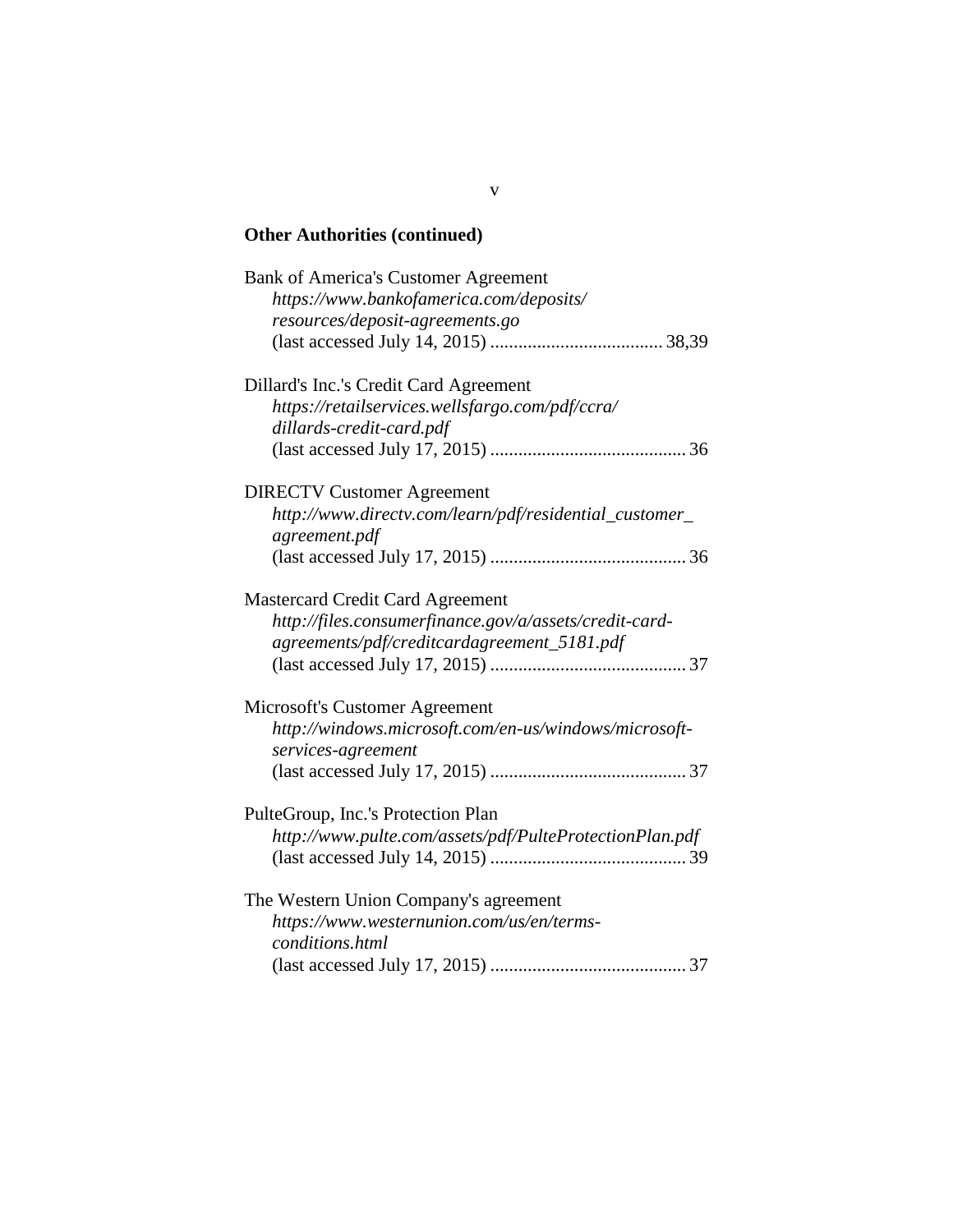**Other Authorities (continued)**

Bank of America's Customer Agreement
*https://www.bankofamerica.com/deposits/resources/deposit-agreements.go*
(last accessed July 14, 2015) .................................... 38,39

Dillard's Inc.'s Credit Card Agreement
*https://retailservices.wellsfargo.com/pdf/ccra/dillards-credit-card.pdf*
(last accessed July 17, 2015) .......................................... 36

DIRECTV Customer Agreement
*http://www.directv.com/learn/pdf/residential_customer_agreement.pdf*
(last accessed July 17, 2015) .......................................... 36

Mastercard Credit Card Agreement
*http://files.consumerfinance.gov/a/assets/credit-card-agreements/pdf/creditcardagreement_5181.pdf*
(last accessed July 17, 2015) .......................................... 37

Microsoft's Customer Agreement
*http://windows.microsoft.com/en-us/windows/microsoft-services-agreement*
(last accessed July 17, 2015) .......................................... 37

PulteGroup, Inc.'s Protection Plan
*http://www.pulte.com/assets/pdf/PulteProtectionPlan.pdf*
(last accessed July 14, 2015) .......................................... 39

The Western Union Company's agreement
*https://www.westernunion.com/us/en/terms-conditions.html*
(last accessed July 17, 2015) .......................................... 37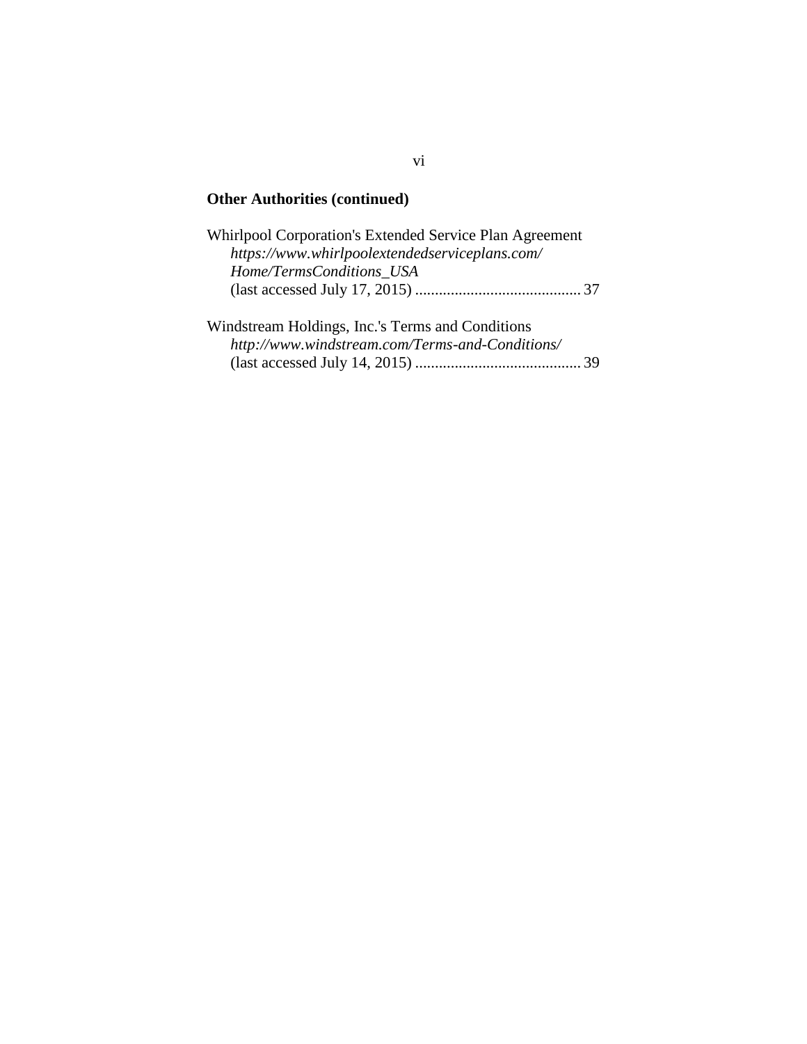**Other Authorities (continued)**

Whirlpool Corporation's Extended Service Plan Agreement
*https://www.whirlpoolextendedserviceplans.com/Home/TermsConditions_USA*
(last accessed July 17, 2015) .......................................... 37

Windstream Holdings, Inc.'s Terms and Conditions
*http://www.windstream.com/Terms-and-Conditions/*
(last accessed July 14, 2015) .......................................... 39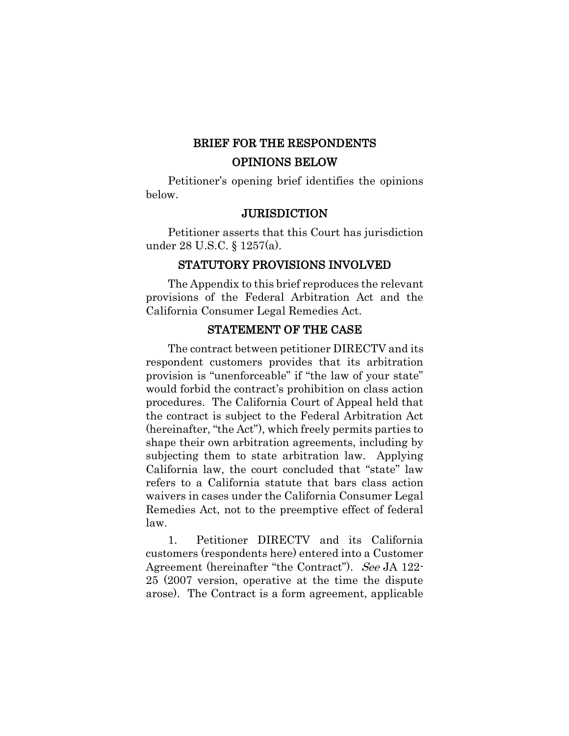## BRIEF FOR THE RESPONDENTS

## OPINIONS BELOW

Petitioner's opening brief identifies the opinions below.

## JURISDICTION

Petitioner asserts that this Court has jurisdiction under 28 U.S.C. § 1257(a).

## STATUTORY PROVISIONS INVOLVED

The Appendix to this brief reproduces the relevant provisions of the Federal Arbitration Act and the California Consumer Legal Remedies Act.

## STATEMENT OF THE CASE

The contract between petitioner DIRECTV and its respondent customers provides that its arbitration provision is "unenforceable" if "the law of your state" would forbid the contract's prohibition on class action procedures. The California Court of Appeal held that the contract is subject to the Federal Arbitration Act (hereinafter, "the Act"), which freely permits parties to shape their own arbitration agreements, including by subjecting them to state arbitration law. Applying California law, the court concluded that "state" law refers to a California statute that bars class action waivers in cases under the California Consumer Legal Remedies Act, not to the preemptive effect of federal law.

1. Petitioner DIRECTV and its California customers (respondents here) entered into a Customer Agreement (hereinafter "the Contract"). *See* JA 122-25 (2007 version, operative at the time the dispute arose). The Contract is a form agreement, applicable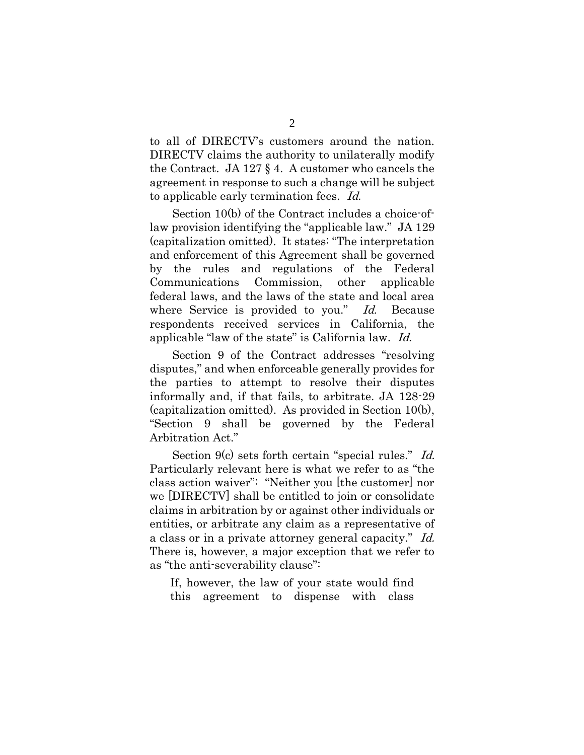to all of DIRECTV's customers around the nation. DIRECTV claims the authority to unilaterally modify the Contract. JA 127 § 4. A customer who cancels the agreement in response to such a change will be subject to applicable early termination fees. *Id.*

Section 10(b) of the Contract includes a choice-of-law provision identifying the "applicable law." JA 129 (capitalization omitted). It states: "The interpretation and enforcement of this Agreement shall be governed by the rules and regulations of the Federal Communications Commission, other applicable federal laws, and the laws of the state and local area where Service is provided to you." *Id.* Because respondents received services in California, the applicable "law of the state" is California law. *Id.*

Section 9 of the Contract addresses "resolving disputes," and when enforceable generally provides for the parties to attempt to resolve their disputes informally and, if that fails, to arbitrate. JA 128-29 (capitalization omitted). As provided in Section 10(b), "Section 9 shall be governed by the Federal Arbitration Act."

Section 9(c) sets forth certain "special rules." *Id.* Particularly relevant here is what we refer to as "the class action waiver": "Neither you [the customer] nor we [DIRECTV] shall be entitled to join or consolidate claims in arbitration by or against other individuals or entities, or arbitrate any claim as a representative of a class or in a private attorney general capacity." *Id.* There is, however, a major exception that we refer to as "the anti-severability clause":

> If, however, the law of your state would find this agreement to dispense with class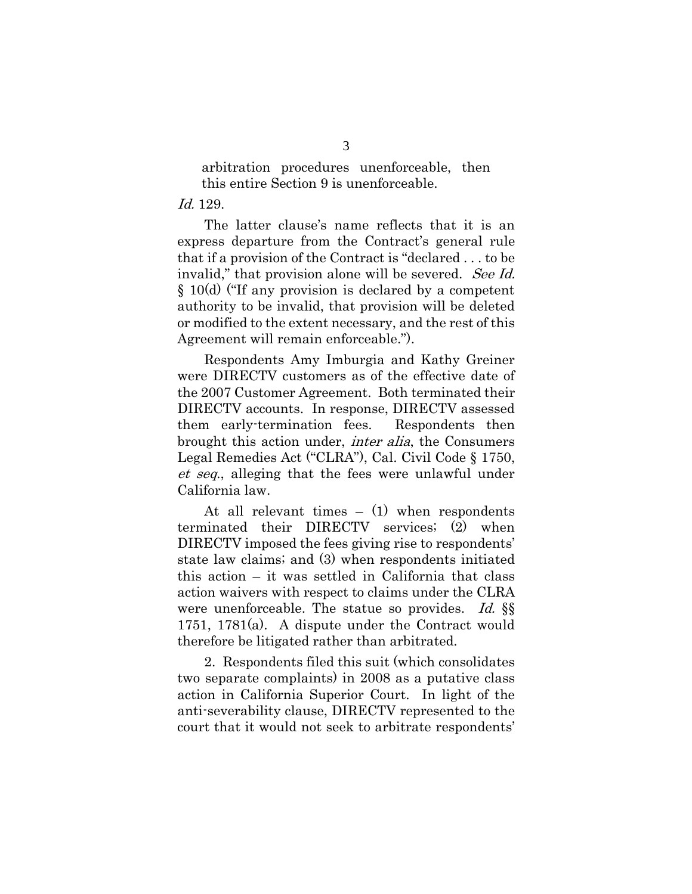arbitration procedures unenforceable, then this entire Section 9 is unenforceable.

*Id.* 129.

The latter clause's name reflects that it is an express departure from the Contract's general rule that if a provision of the Contract is "declared . . . to be invalid," that provision alone will be severed. *See Id.* § 10(d) ("If any provision is declared by a competent authority to be invalid, that provision will be deleted or modified to the extent necessary, and the rest of this Agreement will remain enforceable.").

Respondents Amy Imburgia and Kathy Greiner were DIRECTV customers as of the effective date of the 2007 Customer Agreement. Both terminated their DIRECTV accounts. In response, DIRECTV assessed them early-termination fees. Respondents then brought this action under, *inter alia*, the Consumers Legal Remedies Act ("CLRA"), Cal. Civil Code § 1750, *et seq.*, alleging that the fees were unlawful under California law.

At all relevant times – (1) when respondents terminated their DIRECTV services; (2) when DIRECTV imposed the fees giving rise to respondents' state law claims; and (3) when respondents initiated this action – it was settled in California that class action waivers with respect to claims under the CLRA were unenforceable. The statue so provides. *Id.* §§ 1751, 1781(a). A dispute under the Contract would therefore be litigated rather than arbitrated.

2. Respondents filed this suit (which consolidates two separate complaints) in 2008 as a putative class action in California Superior Court. In light of the anti-severability clause, DIRECTV represented to the court that it would not seek to arbitrate respondents'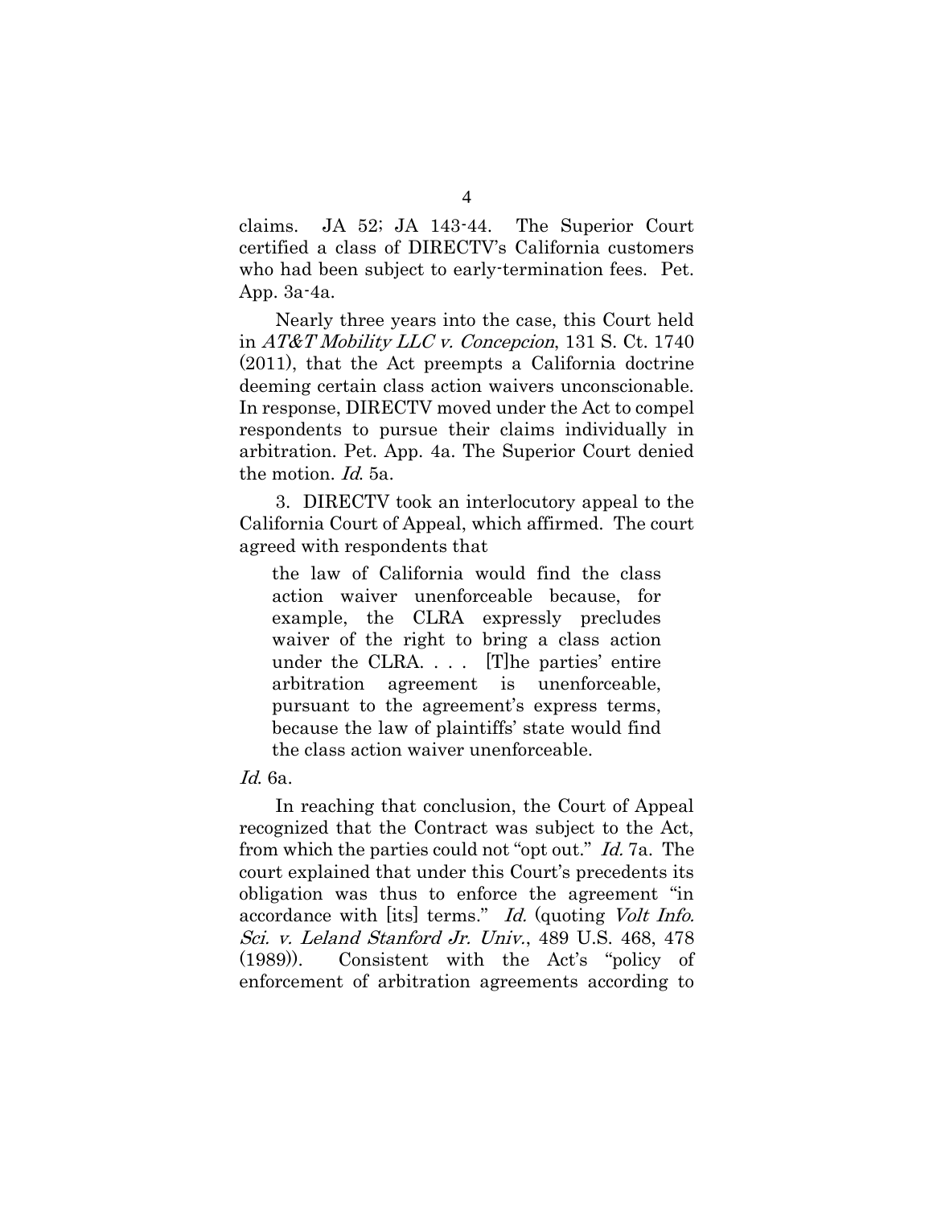claims. JA 52; JA 143-44. The Superior Court certified a class of DIRECTV's California customers who had been subject to early-termination fees. Pet. App. 3a-4a.

Nearly three years into the case, this Court held in *AT&T Mobility LLC v. Concepcion*, 131 S. Ct. 1740 (2011), that the Act preempts a California doctrine deeming certain class action waivers unconscionable. In response, DIRECTV moved under the Act to compel respondents to pursue their claims individually in arbitration. Pet. App. 4a. The Superior Court denied the motion. *Id.* 5a.

3. DIRECTV took an interlocutory appeal to the California Court of Appeal, which affirmed. The court agreed with respondents that

> the law of California would find the class action waiver unenforceable because, for example, the CLRA expressly precludes waiver of the right to bring a class action under the CLRA. . . . [T]he parties' entire arbitration agreement is unenforceable, pursuant to the agreement's express terms, because the law of plaintiffs' state would find the class action waiver unenforceable.

*Id.* 6a.

In reaching that conclusion, the Court of Appeal recognized that the Contract was subject to the Act, from which the parties could not "opt out." *Id.* 7a. The court explained that under this Court's precedents its obligation was thus to enforce the agreement "in accordance with [its] terms." *Id.* (quoting *Volt Info. Sci. v. Leland Stanford Jr. Univ.*, 489 U.S. 468, 478 (1989)). Consistent with the Act's "policy of enforcement of arbitration agreements according to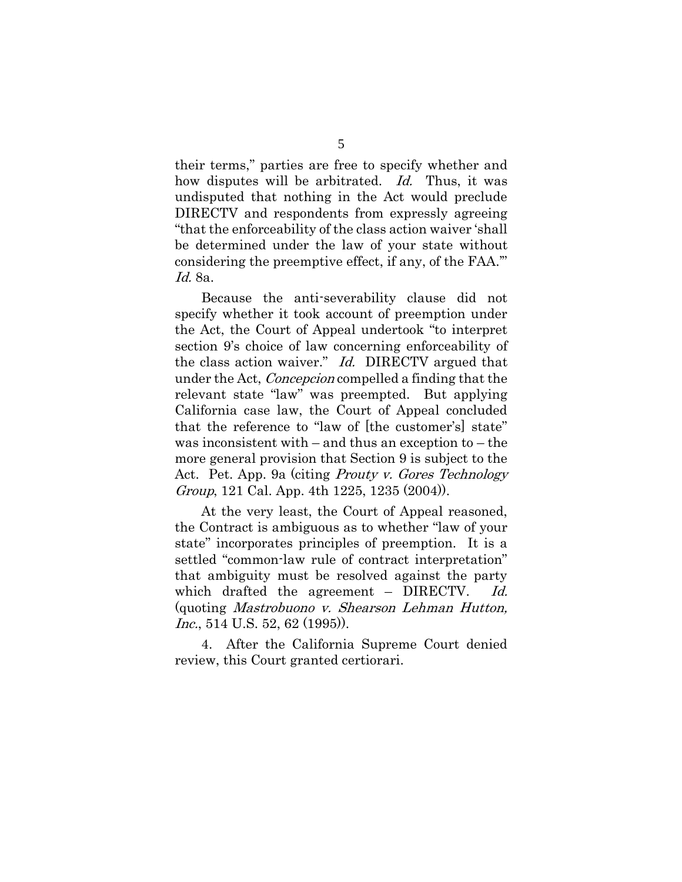their terms," parties are free to specify whether and how disputes will be arbitrated. *Id.* Thus, it was undisputed that nothing in the Act would preclude DIRECTV and respondents from expressly agreeing "that the enforceability of the class action waiver 'shall be determined under the law of your state without considering the preemptive effect, if any, of the FAA.'" *Id.* 8a.

Because the anti-severability clause did not specify whether it took account of preemption under the Act, the Court of Appeal undertook "to interpret section 9's choice of law concerning enforceability of the class action waiver." *Id.* DIRECTV argued that under the Act, *Concepcion* compelled a finding that the relevant state "law" was preempted. But applying California case law, the Court of Appeal concluded that the reference to "law of [the customer's] state" was inconsistent with – and thus an exception to – the more general provision that Section 9 is subject to the Act. Pet. App. 9a (citing *Prouty v. Gores Technology Group*, 121 Cal. App. 4th 1225, 1235 (2004)).

At the very least, the Court of Appeal reasoned, the Contract is ambiguous as to whether "law of your state" incorporates principles of preemption. It is a settled "common-law rule of contract interpretation" that ambiguity must be resolved against the party which drafted the agreement – DIRECTV. *Id.* (quoting *Mastrobuono v. Shearson Lehman Hutton, Inc.*, 514 U.S. 52, 62 (1995)).

4. After the California Supreme Court denied review, this Court granted certiorari.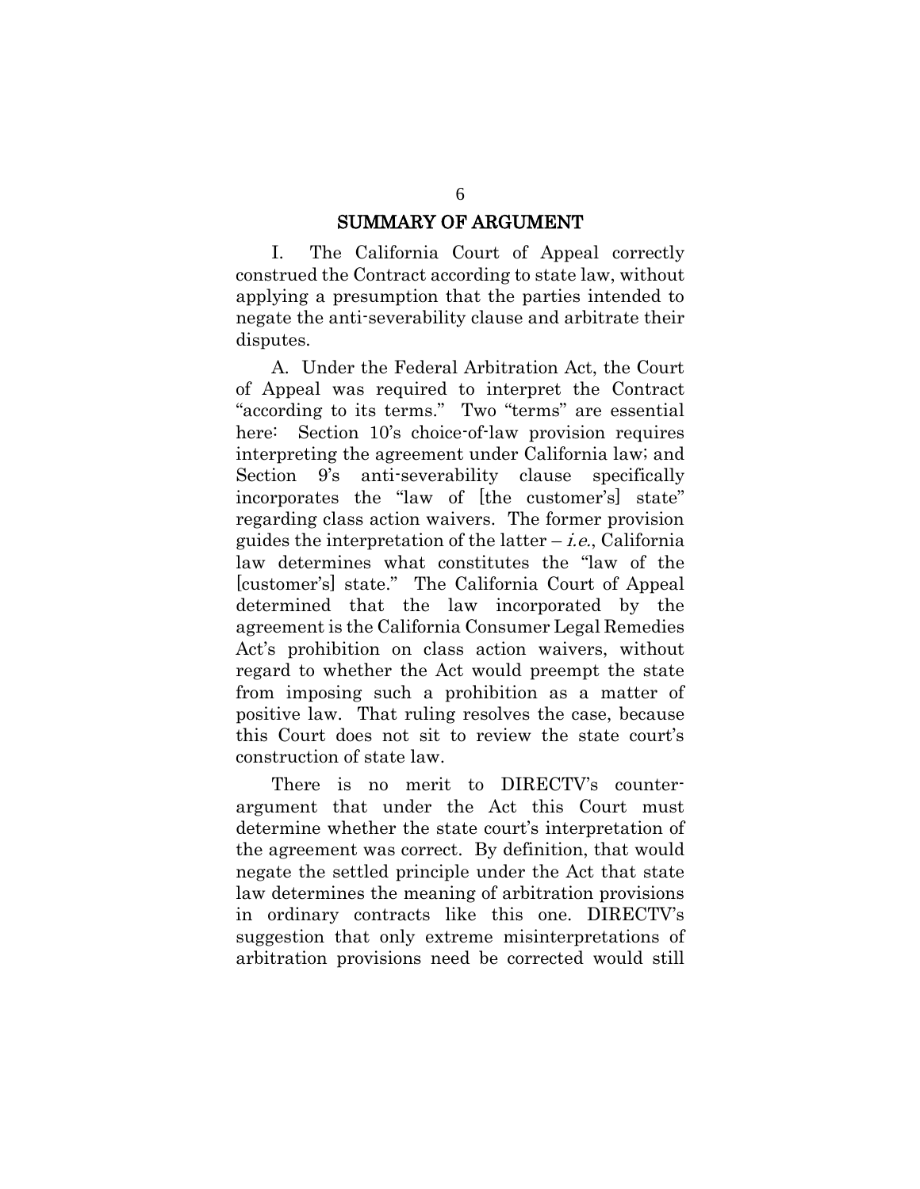## SUMMARY OF ARGUMENT

I. The California Court of Appeal correctly construed the Contract according to state law, without applying a presumption that the parties intended to negate the anti-severability clause and arbitrate their disputes.

A. Under the Federal Arbitration Act, the Court of Appeal was required to interpret the Contract "according to its terms." Two "terms" are essential here: Section 10's choice-of-law provision requires interpreting the agreement under California law; and Section 9's anti-severability clause specifically incorporates the "law of [the customer's] state" regarding class action waivers. The former provision guides the interpretation of the latter – *i.e.*, California law determines what constitutes the "law of the [customer's] state." The California Court of Appeal determined that the law incorporated by the agreement is the California Consumer Legal Remedies Act's prohibition on class action waivers, without regard to whether the Act would preempt the state from imposing such a prohibition as a matter of positive law. That ruling resolves the case, because this Court does not sit to review the state court's construction of state law.

There is no merit to DIRECTV's counter-argument that under the Act this Court must determine whether the state court's interpretation of the agreement was correct. By definition, that would negate the settled principle under the Act that state law determines the meaning of arbitration provisions in ordinary contracts like this one. DIRECTV's suggestion that only extreme misinterpretations of arbitration provisions need be corrected would still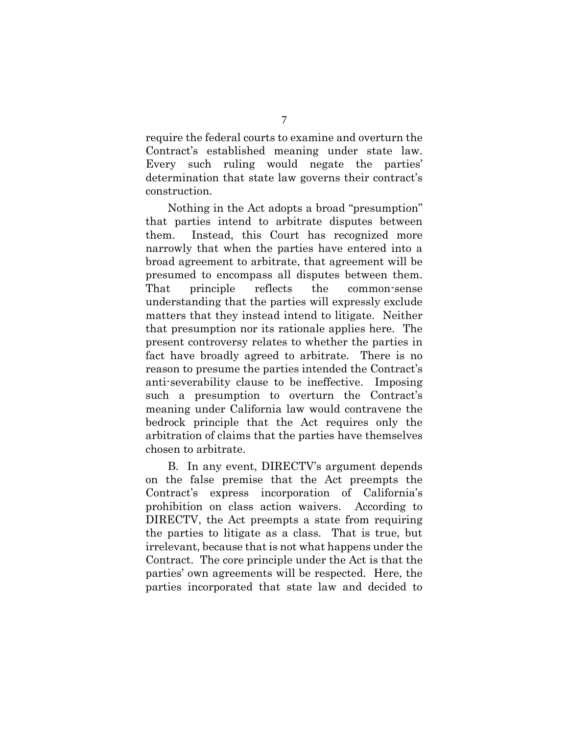require the federal courts to examine and overturn the Contract's established meaning under state law. Every such ruling would negate the parties' determination that state law governs their contract's construction.

Nothing in the Act adopts a broad "presumption" that parties intend to arbitrate disputes between them. Instead, this Court has recognized more narrowly that when the parties have entered into a broad agreement to arbitrate, that agreement will be presumed to encompass all disputes between them. That principle reflects the common-sense understanding that the parties will expressly exclude matters that they instead intend to litigate. Neither that presumption nor its rationale applies here. The present controversy relates to whether the parties in fact have broadly agreed to arbitrate. There is no reason to presume the parties intended the Contract's anti-severability clause to be ineffective. Imposing such a presumption to overturn the Contract's meaning under California law would contravene the bedrock principle that the Act requires only the arbitration of claims that the parties have themselves chosen to arbitrate.

B. In any event, DIRECTV's argument depends on the false premise that the Act preempts the Contract's express incorporation of California's prohibition on class action waivers. According to DIRECTV, the Act preempts a state from requiring the parties to litigate as a class. That is true, but irrelevant, because that is not what happens under the Contract. The core principle under the Act is that the parties' own agreements will be respected. Here, the parties incorporated that state law and decided to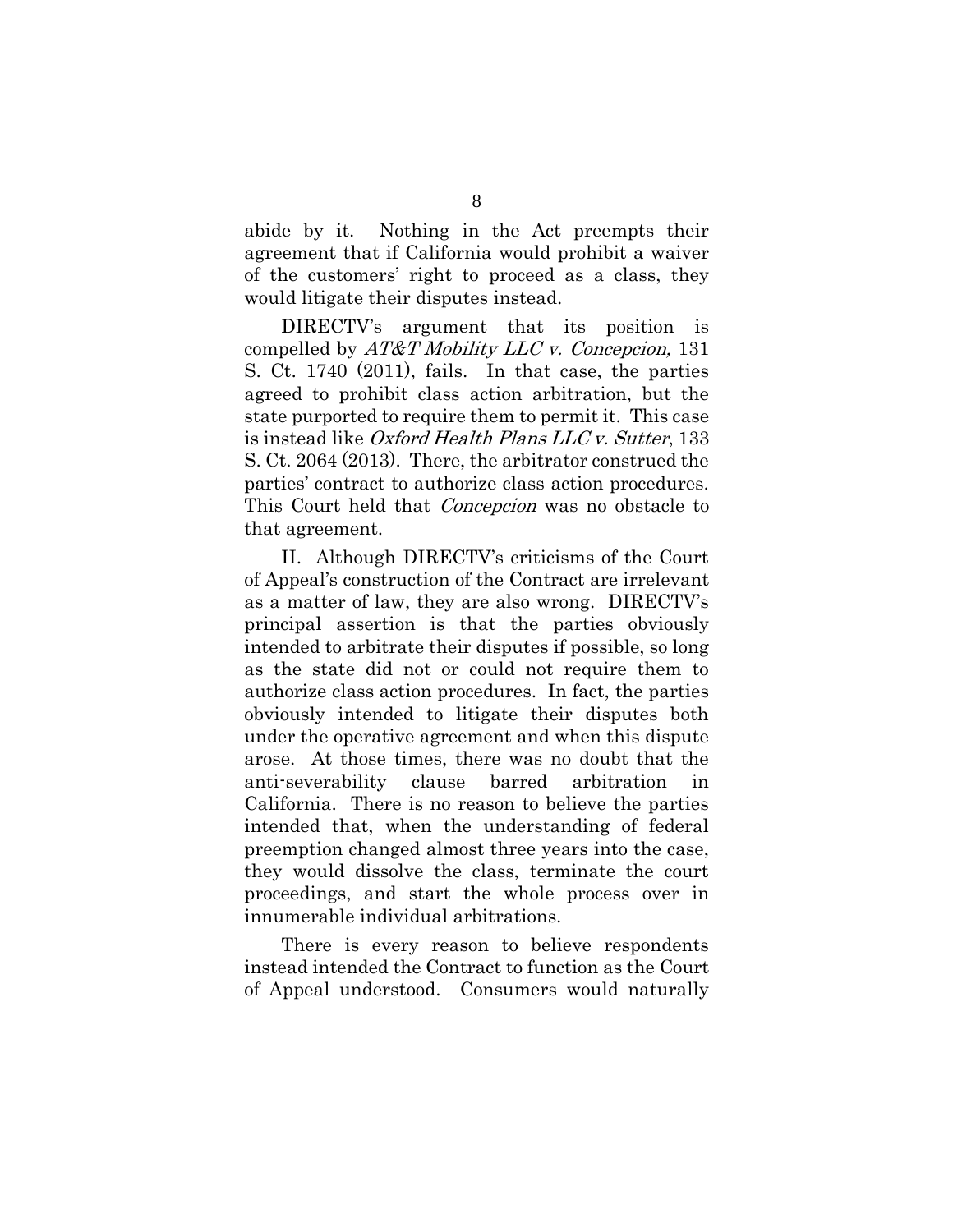abide by it. Nothing in the Act preempts their agreement that if California would prohibit a waiver of the customers' right to proceed as a class, they would litigate their disputes instead.

DIRECTV's argument that its position is compelled by *AT&T Mobility LLC v. Concepcion,* 131 S. Ct. 1740 (2011), fails. In that case, the parties agreed to prohibit class action arbitration, but the state purported to require them to permit it. This case is instead like *Oxford Health Plans LLC v. Sutter*, 133 S. Ct. 2064 (2013). There, the arbitrator construed the parties' contract to authorize class action procedures. This Court held that *Concepcion* was no obstacle to that agreement.

II. Although DIRECTV's criticisms of the Court of Appeal's construction of the Contract are irrelevant as a matter of law, they are also wrong. DIRECTV's principal assertion is that the parties obviously intended to arbitrate their disputes if possible, so long as the state did not or could not require them to authorize class action procedures. In fact, the parties obviously intended to litigate their disputes both under the operative agreement and when this dispute arose. At those times, there was no doubt that the anti-severability clause barred arbitration in California. There is no reason to believe the parties intended that, when the understanding of federal preemption changed almost three years into the case, they would dissolve the class, terminate the court proceedings, and start the whole process over in innumerable individual arbitrations.

There is every reason to believe respondents instead intended the Contract to function as the Court of Appeal understood. Consumers would naturally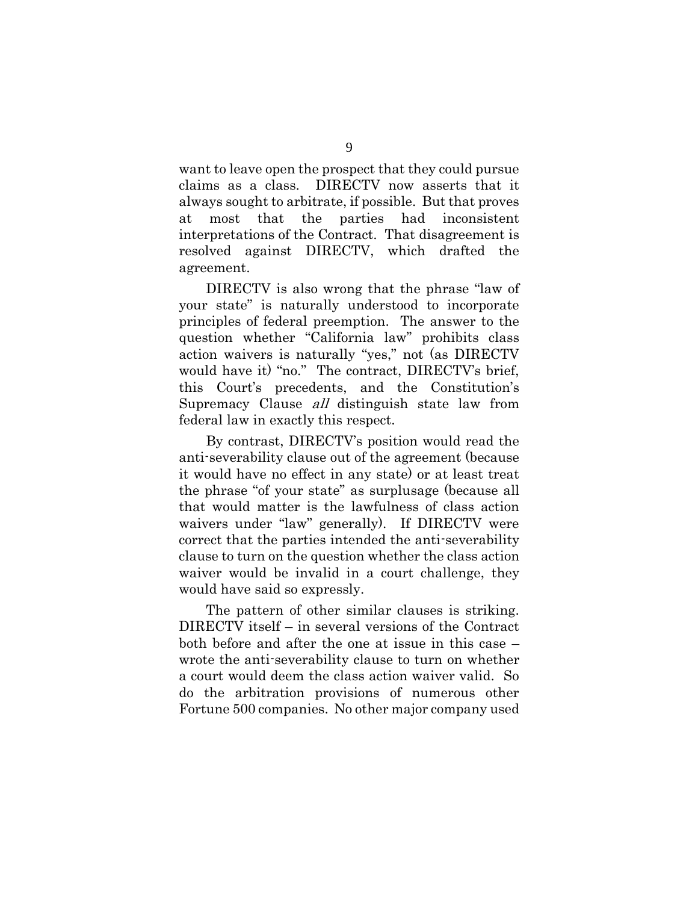want to leave open the prospect that they could pursue claims as a class. DIRECTV now asserts that it always sought to arbitrate, if possible. But that proves at most that the parties had inconsistent interpretations of the Contract. That disagreement is resolved against DIRECTV, which drafted the agreement.

DIRECTV is also wrong that the phrase "law of your state" is naturally understood to incorporate principles of federal preemption. The answer to the question whether "California law" prohibits class action waivers is naturally "yes," not (as DIRECTV would have it) "no." The contract, DIRECTV's brief, this Court's precedents, and the Constitution's Supremacy Clause *all* distinguish state law from federal law in exactly this respect.

By contrast, DIRECTV's position would read the anti-severability clause out of the agreement (because it would have no effect in any state) or at least treat the phrase "of your state" as surplusage (because all that would matter is the lawfulness of class action waivers under "law" generally). If DIRECTV were correct that the parties intended the anti-severability clause to turn on the question whether the class action waiver would be invalid in a court challenge, they would have said so expressly.

The pattern of other similar clauses is striking. DIRECTV itself – in several versions of the Contract both before and after the one at issue in this case – wrote the anti-severability clause to turn on whether a court would deem the class action waiver valid. So do the arbitration provisions of numerous other Fortune 500 companies. No other major company used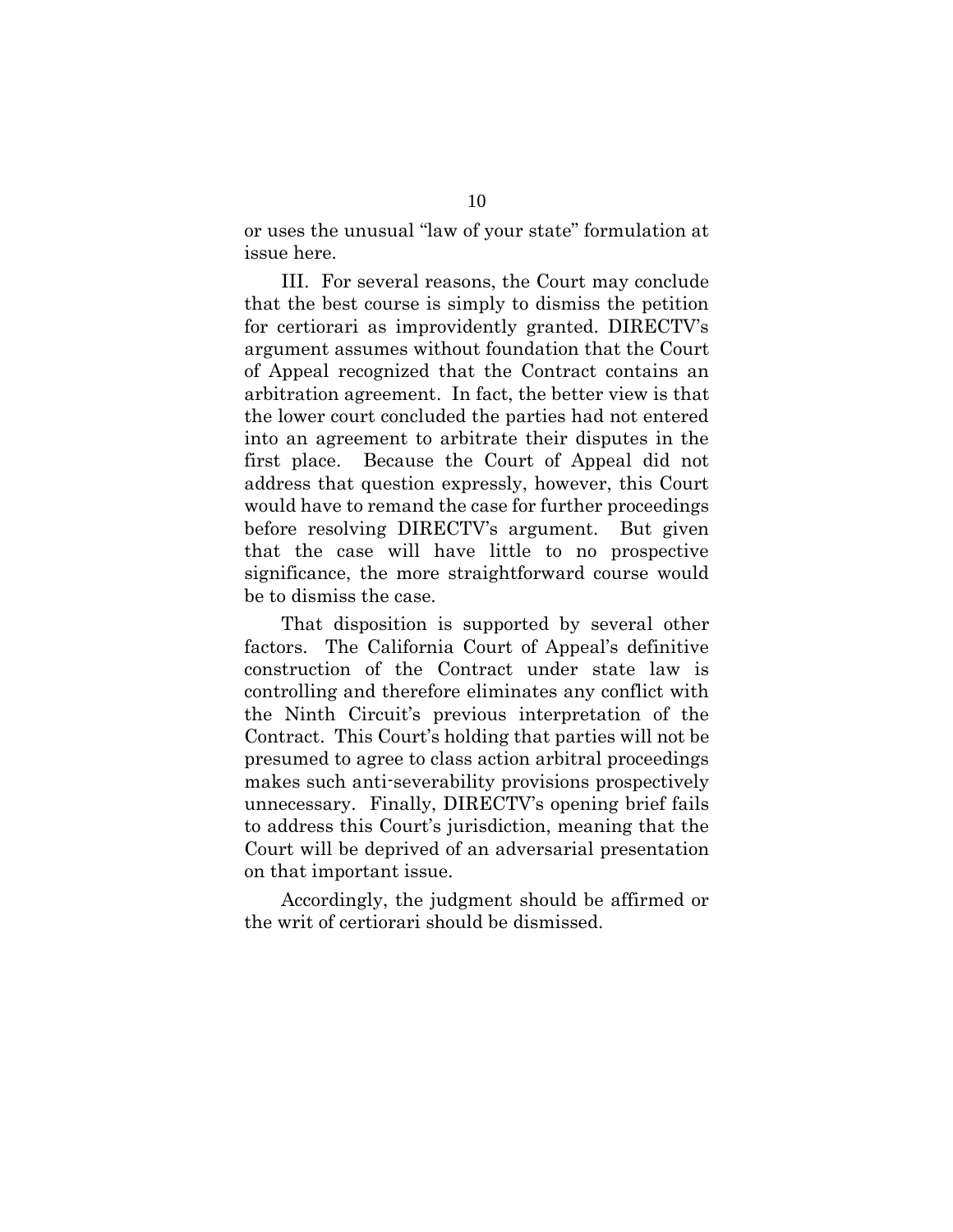or uses the unusual "law of your state" formulation at issue here.

III. For several reasons, the Court may conclude that the best course is simply to dismiss the petition for certiorari as improvidently granted. DIRECTV's argument assumes without foundation that the Court of Appeal recognized that the Contract contains an arbitration agreement. In fact, the better view is that the lower court concluded the parties had not entered into an agreement to arbitrate their disputes in the first place. Because the Court of Appeal did not address that question expressly, however, this Court would have to remand the case for further proceedings before resolving DIRECTV's argument. But given that the case will have little to no prospective significance, the more straightforward course would be to dismiss the case.

That disposition is supported by several other factors. The California Court of Appeal's definitive construction of the Contract under state law is controlling and therefore eliminates any conflict with the Ninth Circuit's previous interpretation of the Contract. This Court's holding that parties will not be presumed to agree to class action arbitral proceedings makes such anti-severability provisions prospectively unnecessary. Finally, DIRECTV's opening brief fails to address this Court's jurisdiction, meaning that the Court will be deprived of an adversarial presentation on that important issue.

Accordingly, the judgment should be affirmed or the writ of certiorari should be dismissed.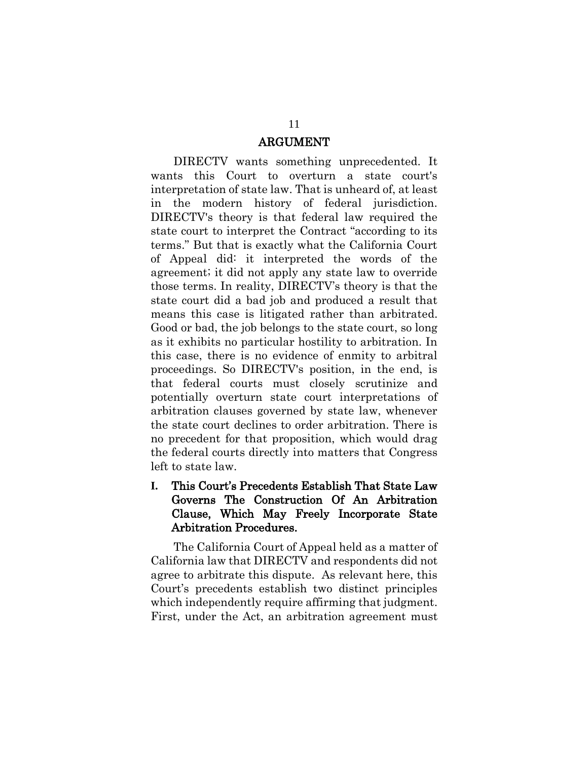## ARGUMENT

DIRECTV wants something unprecedented. It wants this Court to overturn a state court's interpretation of state law. That is unheard of, at least in the modern history of federal jurisdiction. DIRECTV's theory is that federal law required the state court to interpret the Contract "according to its terms." But that is exactly what the California Court of Appeal did: it interpreted the words of the agreement; it did not apply any state law to override those terms. In reality, DIRECTV's theory is that the state court did a bad job and produced a result that means this case is litigated rather than arbitrated. Good or bad, the job belongs to the state court, so long as it exhibits no particular hostility to arbitration. In this case, there is no evidence of enmity to arbitral proceedings. So DIRECTV's position, in the end, is that federal courts must closely scrutinize and potentially overturn state court interpretations of arbitration clauses governed by state law, whenever the state court declines to order arbitration. There is no precedent for that proposition, which would drag the federal courts directly into matters that Congress left to state law.

### I. This Court's Precedents Establish That State Law Governs The Construction Of An Arbitration Clause, Which May Freely Incorporate State Arbitration Procedures.

The California Court of Appeal held as a matter of California law that DIRECTV and respondents did not agree to arbitrate this dispute. As relevant here, this Court's precedents establish two distinct principles which independently require affirming that judgment. First, under the Act, an arbitration agreement must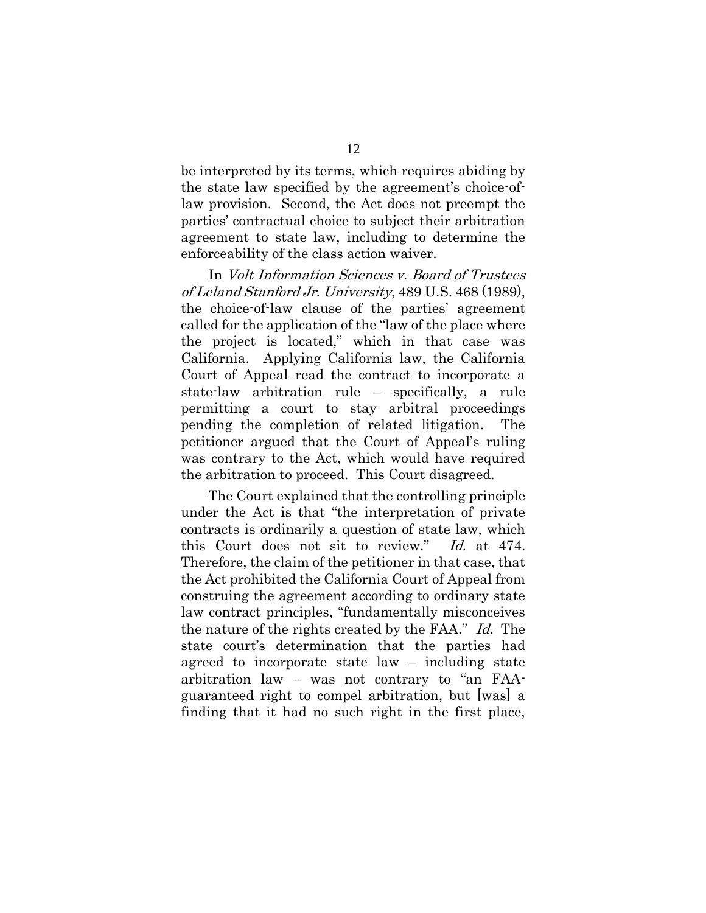be interpreted by its terms, which requires abiding by the state law specified by the agreement's choice-of-law provision. Second, the Act does not preempt the parties' contractual choice to subject their arbitration agreement to state law, including to determine the enforceability of the class action waiver.

In *Volt Information Sciences v. Board of Trustees of Leland Stanford Jr. University*, 489 U.S. 468 (1989), the choice-of-law clause of the parties' agreement called for the application of the "law of the place where the project is located," which in that case was California. Applying California law, the California Court of Appeal read the contract to incorporate a state-law arbitration rule – specifically, a rule permitting a court to stay arbitral proceedings pending the completion of related litigation. The petitioner argued that the Court of Appeal's ruling was contrary to the Act, which would have required the arbitration to proceed. This Court disagreed.

The Court explained that the controlling principle under the Act is that "the interpretation of private contracts is ordinarily a question of state law, which this Court does not sit to review." *Id.* at 474. Therefore, the claim of the petitioner in that case, that the Act prohibited the California Court of Appeal from construing the agreement according to ordinary state law contract principles, "fundamentally misconceives the nature of the rights created by the FAA." *Id.* The state court's determination that the parties had agreed to incorporate state law – including state arbitration law – was not contrary to "an FAA-guaranteed right to compel arbitration, but [was] a finding that it had no such right in the first place,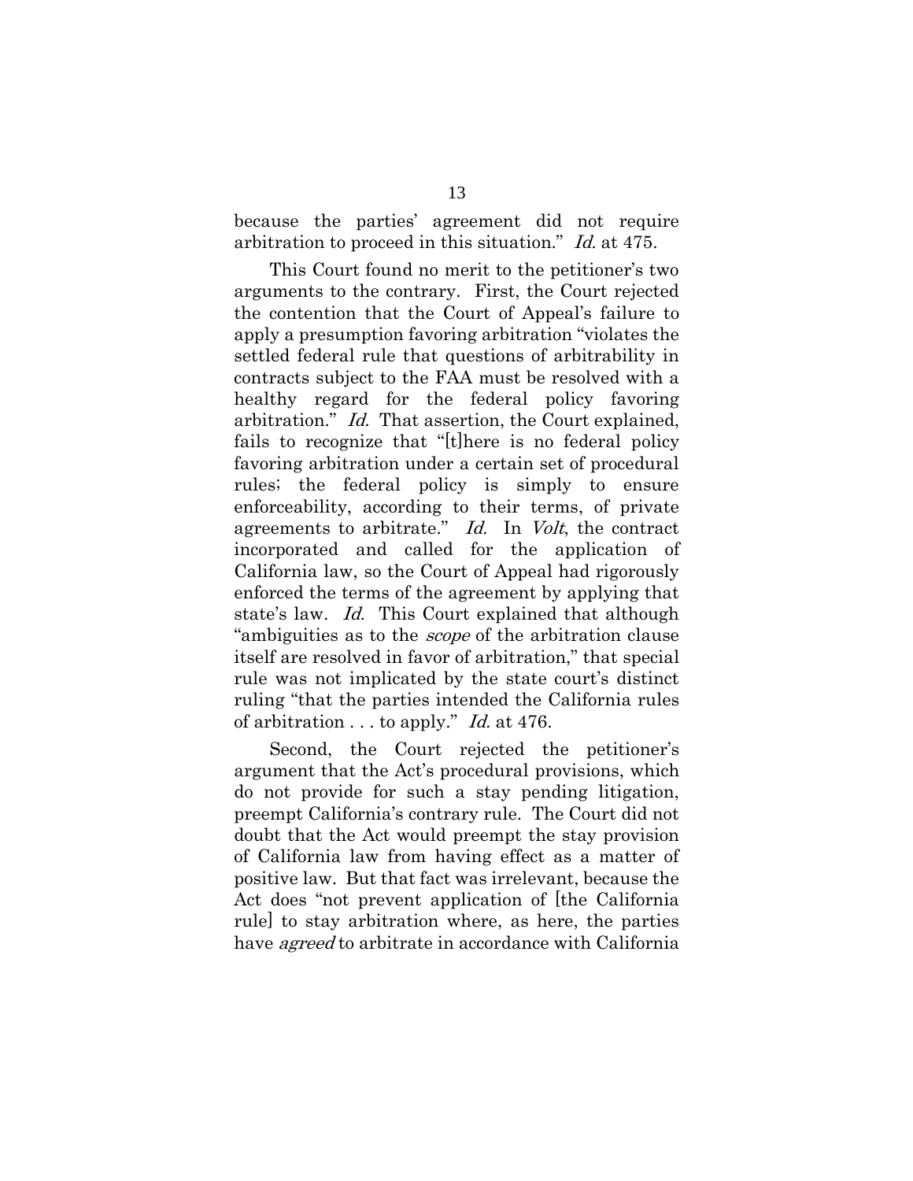because the parties' agreement did not require arbitration to proceed in this situation." *Id.* at 475.

This Court found no merit to the petitioner's two arguments to the contrary. First, the Court rejected the contention that the Court of Appeal's failure to apply a presumption favoring arbitration "violates the settled federal rule that questions of arbitrability in contracts subject to the FAA must be resolved with a healthy regard for the federal policy favoring arbitration." *Id.* That assertion, the Court explained, fails to recognize that "[t]here is no federal policy favoring arbitration under a certain set of procedural rules; the federal policy is simply to ensure enforceability, according to their terms, of private agreements to arbitrate." *Id.* In *Volt*, the contract incorporated and called for the application of California law, so the Court of Appeal had rigorously enforced the terms of the agreement by applying that state's law. *Id.* This Court explained that although "ambiguities as to the *scope* of the arbitration clause itself are resolved in favor of arbitration," that special rule was not implicated by the state court's distinct ruling "that the parties intended the California rules of arbitration . . . to apply." *Id.* at 476.

Second, the Court rejected the petitioner's argument that the Act's procedural provisions, which do not provide for such a stay pending litigation, preempt California's contrary rule. The Court did not doubt that the Act would preempt the stay provision of California law from having effect as a matter of positive law. But that fact was irrelevant, because the Act does "not prevent application of [the California rule] to stay arbitration where, as here, the parties have *agreed* to arbitrate in accordance with California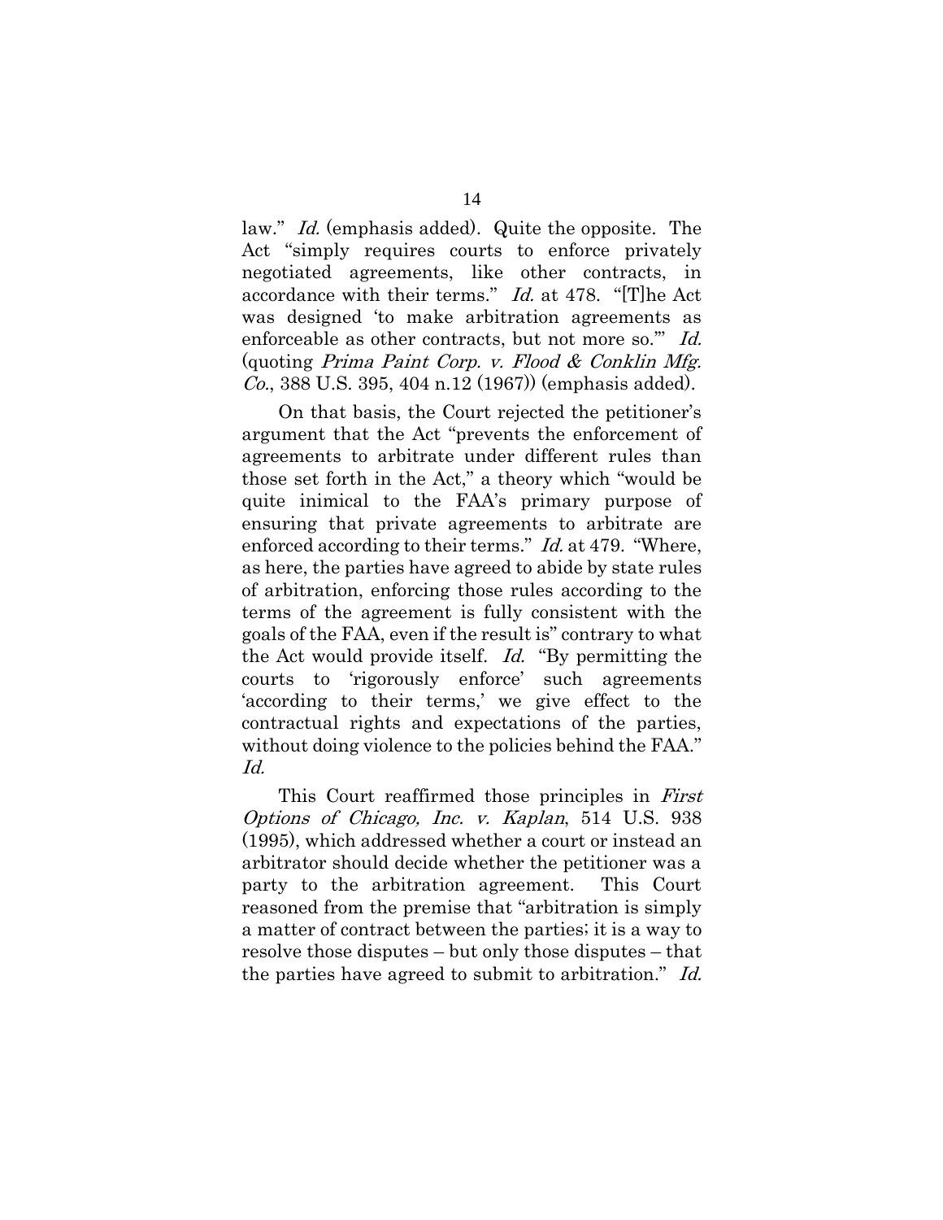law." *Id.* (emphasis added). Quite the opposite. The Act "simply requires courts to enforce privately negotiated agreements, like other contracts, in accordance with their terms." *Id.* at 478. "[T]he Act was designed 'to make arbitration agreements as enforceable as other contracts, but not more so.'" *Id.* (quoting *Prima Paint Corp. v. Flood & Conklin Mfg. Co.*, 388 U.S. 395, 404 n.12 (1967)) (emphasis added).

On that basis, the Court rejected the petitioner's argument that the Act "prevents the enforcement of agreements to arbitrate under different rules than those set forth in the Act," a theory which "would be quite inimical to the FAA's primary purpose of ensuring that private agreements to arbitrate are enforced according to their terms." *Id.* at 479. "Where, as here, the parties have agreed to abide by state rules of arbitration, enforcing those rules according to the terms of the agreement is fully consistent with the goals of the FAA, even if the result is" contrary to what the Act would provide itself. *Id.* "By permitting the courts to 'rigorously enforce' such agreements 'according to their terms,' we give effect to the contractual rights and expectations of the parties, without doing violence to the policies behind the FAA." *Id.*

This Court reaffirmed those principles in *First Options of Chicago, Inc. v. Kaplan*, 514 U.S. 938 (1995), which addressed whether a court or instead an arbitrator should decide whether the petitioner was a party to the arbitration agreement. This Court reasoned from the premise that "arbitration is simply a matter of contract between the parties; it is a way to resolve those disputes – but only those disputes – that the parties have agreed to submit to arbitration." *Id.*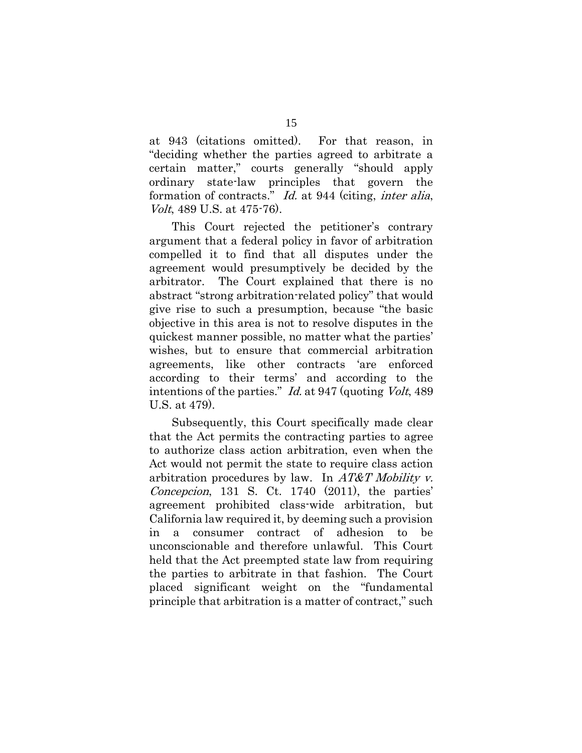at 943 (citations omitted). For that reason, in "deciding whether the parties agreed to arbitrate a certain matter," courts generally "should apply ordinary state-law principles that govern the formation of contracts." *Id.* at 944 (citing, *inter alia*, *Volt*, 489 U.S. at 475-76).

This Court rejected the petitioner's contrary argument that a federal policy in favor of arbitration compelled it to find that all disputes under the agreement would presumptively be decided by the arbitrator. The Court explained that there is no abstract "strong arbitration-related policy" that would give rise to such a presumption, because "the basic objective in this area is not to resolve disputes in the quickest manner possible, no matter what the parties' wishes, but to ensure that commercial arbitration agreements, like other contracts 'are enforced according to their terms' and according to the intentions of the parties." *Id.* at 947 (quoting *Volt*, 489 U.S. at 479).

Subsequently, this Court specifically made clear that the Act permits the contracting parties to agree to authorize class action arbitration, even when the Act would not permit the state to require class action arbitration procedures by law. In *AT&T Mobility v. Concepcion*, 131 S. Ct. 1740 (2011), the parties' agreement prohibited class-wide arbitration, but California law required it, by deeming such a provision in a consumer contract of adhesion to be unconscionable and therefore unlawful. This Court held that the Act preempted state law from requiring the parties to arbitrate in that fashion. The Court placed significant weight on the "fundamental principle that arbitration is a matter of contract," such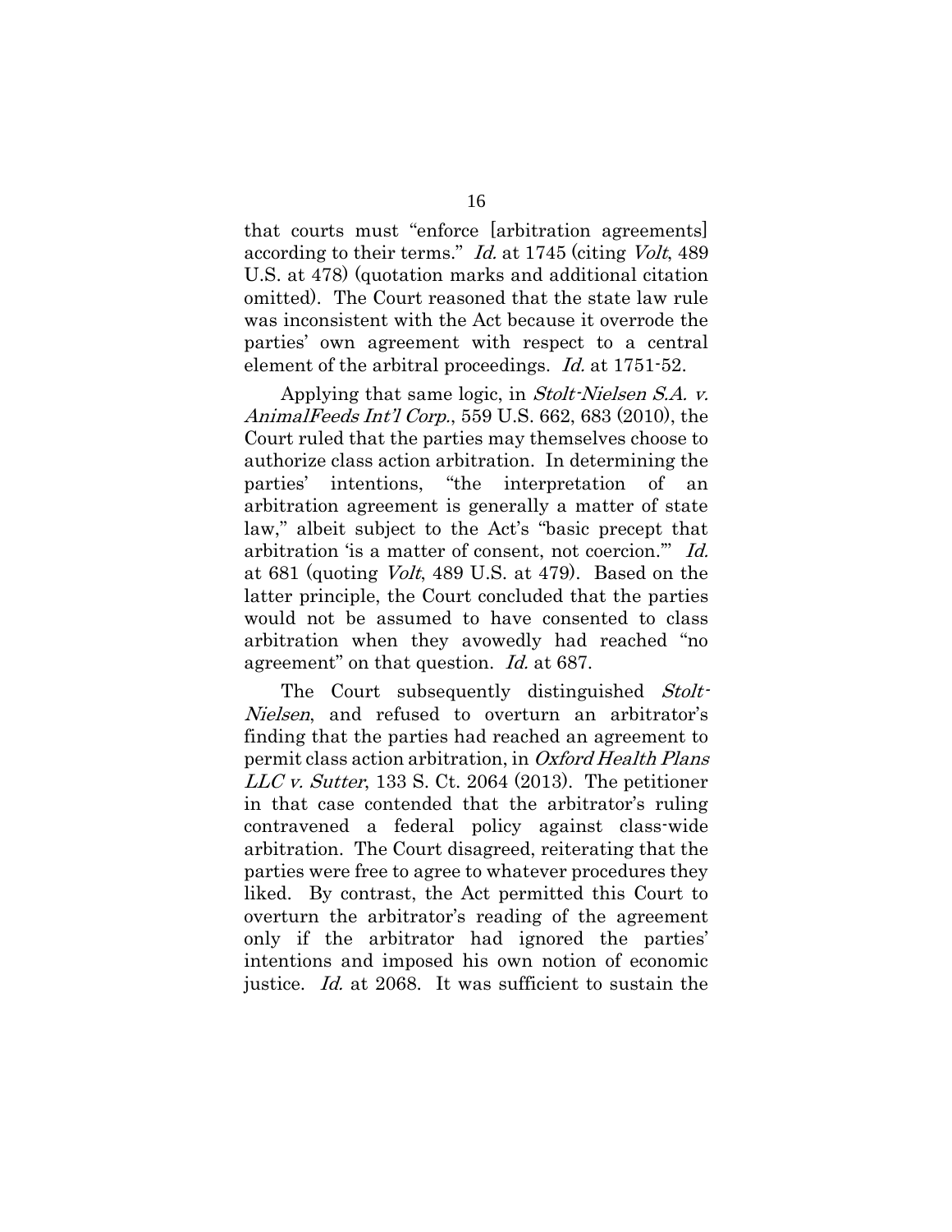that courts must "enforce [arbitration agreements] according to their terms." *Id.* at 1745 (citing *Volt*, 489 U.S. at 478) (quotation marks and additional citation omitted). The Court reasoned that the state law rule was inconsistent with the Act because it overrode the parties' own agreement with respect to a central element of the arbitral proceedings. *Id.* at 1751-52.

Applying that same logic, in *Stolt-Nielsen S.A. v. AnimalFeeds Int'l Corp.*, 559 U.S. 662, 683 (2010), the Court ruled that the parties may themselves choose to authorize class action arbitration. In determining the parties' intentions, "the interpretation of an arbitration agreement is generally a matter of state law," albeit subject to the Act's "basic precept that arbitration 'is a matter of consent, not coercion.'" *Id.* at 681 (quoting *Volt*, 489 U.S. at 479). Based on the latter principle, the Court concluded that the parties would not be assumed to have consented to class arbitration when they avowedly had reached "no agreement" on that question. *Id.* at 687.

The Court subsequently distinguished *Stolt-Nielsen*, and refused to overturn an arbitrator's finding that the parties had reached an agreement to permit class action arbitration, in *Oxford Health Plans LLC v. Sutter*, 133 S. Ct. 2064 (2013). The petitioner in that case contended that the arbitrator's ruling contravened a federal policy against class-wide arbitration. The Court disagreed, reiterating that the parties were free to agree to whatever procedures they liked. By contrast, the Act permitted this Court to overturn the arbitrator's reading of the agreement only if the arbitrator had ignored the parties' intentions and imposed his own notion of economic justice. *Id.* at 2068. It was sufficient to sustain the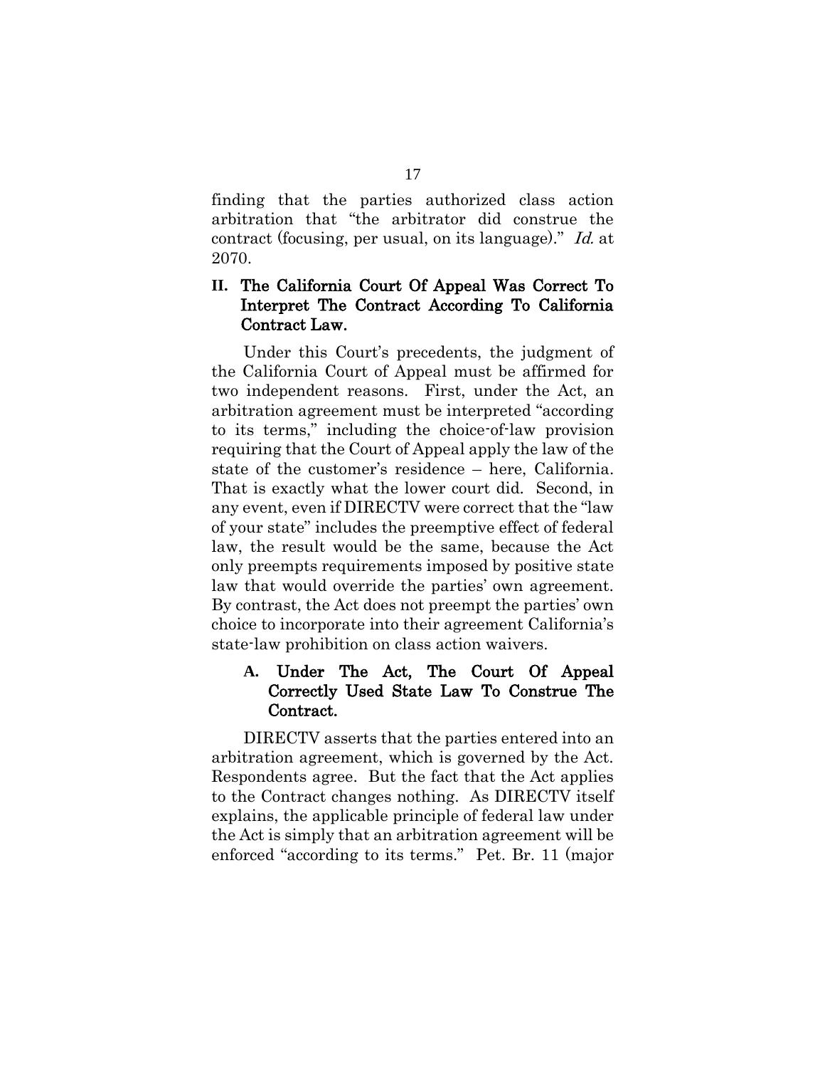finding that the parties authorized class action arbitration that "the arbitrator did construe the contract (focusing, per usual, on its language)." *Id.* at 2070.

## II. The California Court Of Appeal Was Correct To Interpret The Contract According To California Contract Law.

Under this Court's precedents, the judgment of the California Court of Appeal must be affirmed for two independent reasons. First, under the Act, an arbitration agreement must be interpreted "according to its terms," including the choice-of-law provision requiring that the Court of Appeal apply the law of the state of the customer's residence – here, California. That is exactly what the lower court did. Second, in any event, even if DIRECTV were correct that the "law of your state" includes the preemptive effect of federal law, the result would be the same, because the Act only preempts requirements imposed by positive state law that would override the parties' own agreement. By contrast, the Act does not preempt the parties' own choice to incorporate into their agreement California's state-law prohibition on class action waivers.

### A. Under The Act, The Court Of Appeal Correctly Used State Law To Construe The Contract.

DIRECTV asserts that the parties entered into an arbitration agreement, which is governed by the Act. Respondents agree. But the fact that the Act applies to the Contract changes nothing. As DIRECTV itself explains, the applicable principle of federal law under the Act is simply that an arbitration agreement will be enforced "according to its terms." Pet. Br. 11 (major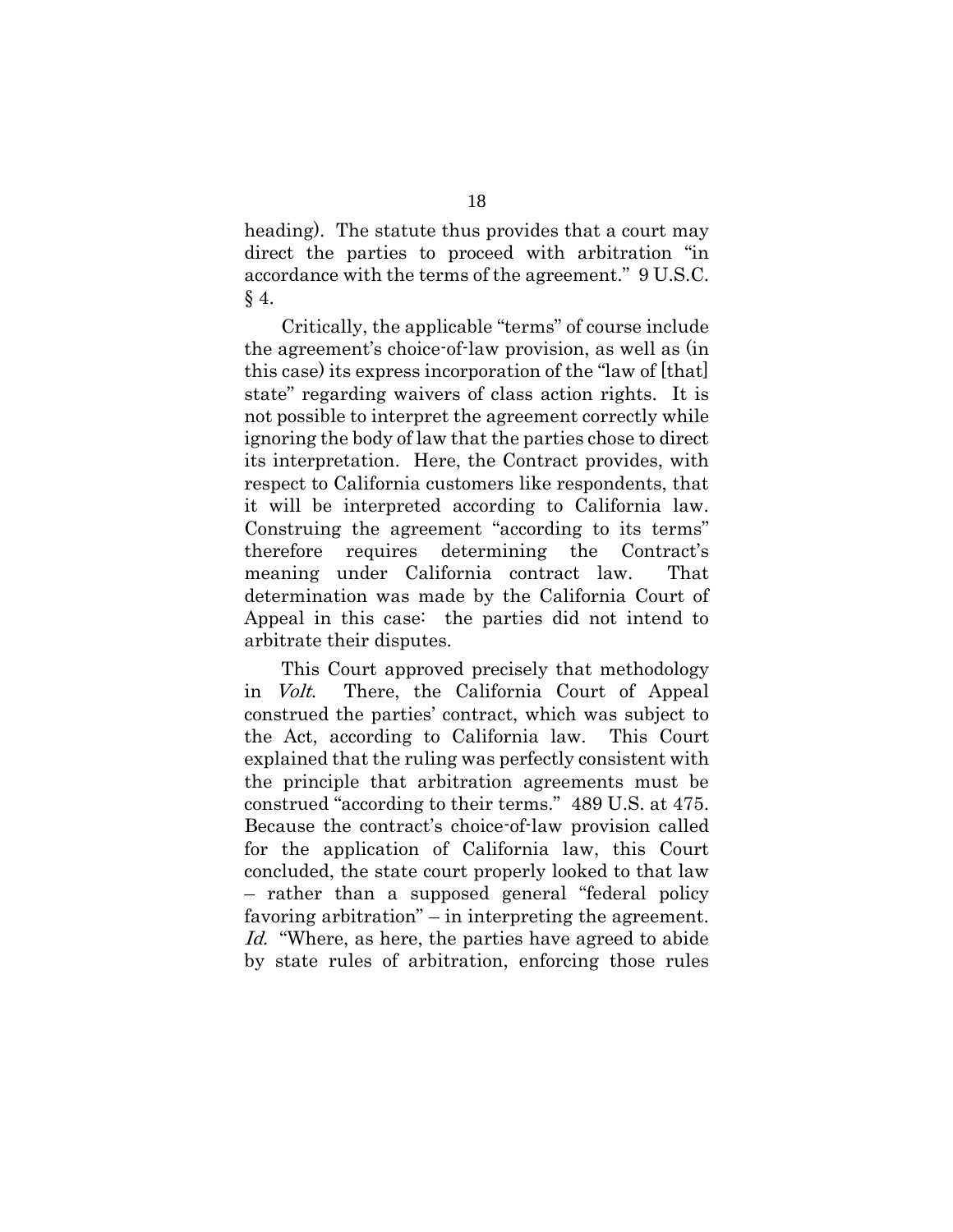heading). The statute thus provides that a court may direct the parties to proceed with arbitration "in accordance with the terms of the agreement." 9 U.S.C. § 4.

Critically, the applicable "terms" of course include the agreement's choice-of-law provision, as well as (in this case) its express incorporation of the "law of [that] state" regarding waivers of class action rights. It is not possible to interpret the agreement correctly while ignoring the body of law that the parties chose to direct its interpretation. Here, the Contract provides, with respect to California customers like respondents, that it will be interpreted according to California law. Construing the agreement "according to its terms" therefore requires determining the Contract's meaning under California contract law. That determination was made by the California Court of Appeal in this case: the parties did not intend to arbitrate their disputes.

This Court approved precisely that methodology in *Volt*. There, the California Court of Appeal construed the parties' contract, which was subject to the Act, according to California law. This Court explained that the ruling was perfectly consistent with the principle that arbitration agreements must be construed "according to their terms." 489 U.S. at 475. Because the contract's choice-of-law provision called for the application of California law, this Court concluded, the state court properly looked to that law – rather than a supposed general "federal policy favoring arbitration" – in interpreting the agreement. *Id.* "Where, as here, the parties have agreed to abide by state rules of arbitration, enforcing those rules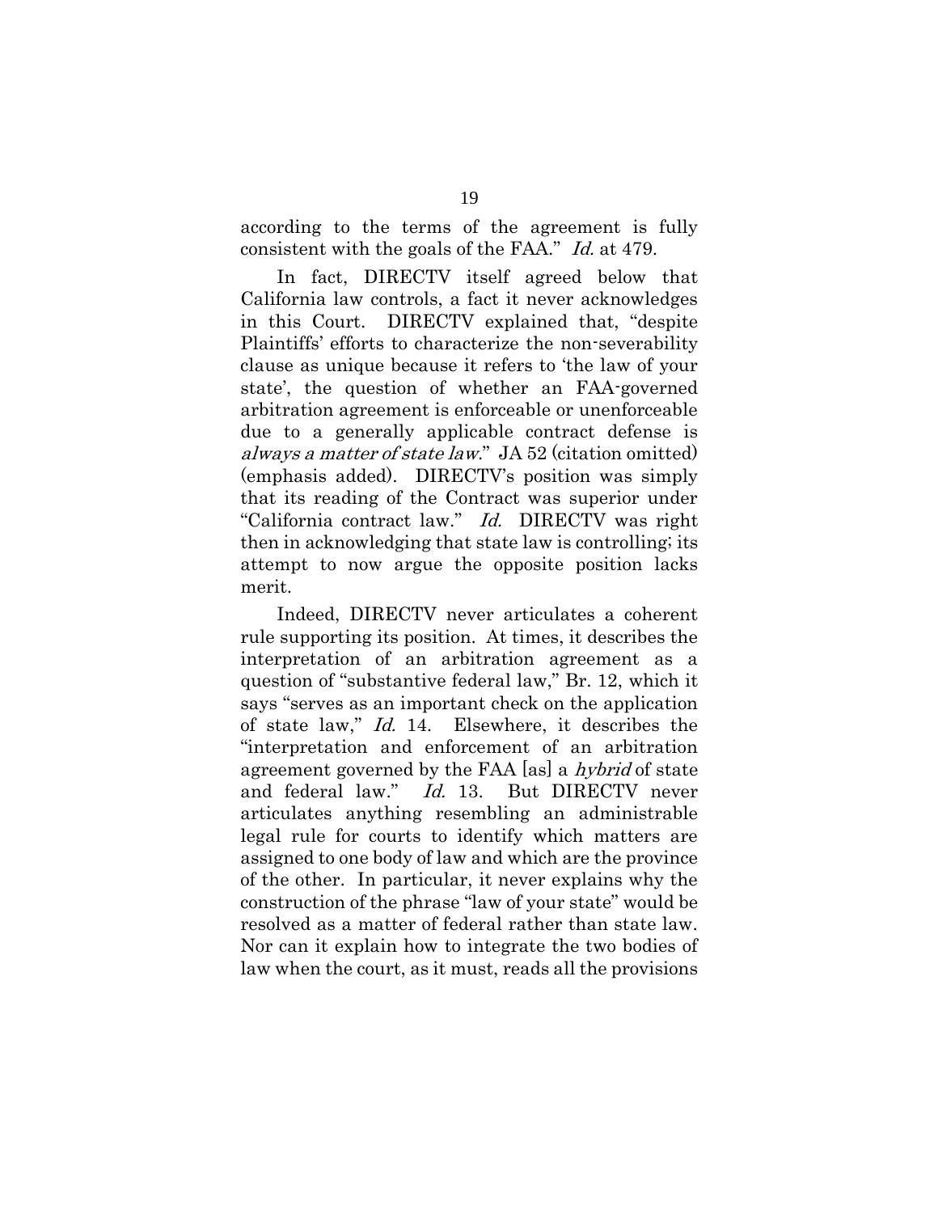according to the terms of the agreement is fully consistent with the goals of the FAA." *Id.* at 479.

In fact, DIRECTV itself agreed below that California law controls, a fact it never acknowledges in this Court. DIRECTV explained that, "despite Plaintiffs' efforts to characterize the non-severability clause as unique because it refers to 'the law of your state', the question of whether an FAA-governed arbitration agreement is enforceable or unenforceable due to a generally applicable contract defense is *always a matter of state law*." JA 52 (citation omitted) (emphasis added). DIRECTV's position was simply that its reading of the Contract was superior under "California contract law." *Id.* DIRECTV was right then in acknowledging that state law is controlling; its attempt to now argue the opposite position lacks merit.

Indeed, DIRECTV never articulates a coherent rule supporting its position. At times, it describes the interpretation of an arbitration agreement as a question of "substantive federal law," Br. 12, which it says "serves as an important check on the application of state law," *Id.* 14. Elsewhere, it describes the "interpretation and enforcement of an arbitration agreement governed by the FAA [as] a *hybrid* of state and federal law." *Id.* 13. But DIRECTV never articulates anything resembling an administrable legal rule for courts to identify which matters are assigned to one body of law and which are the province of the other. In particular, it never explains why the construction of the phrase "law of your state" would be resolved as a matter of federal rather than state law. Nor can it explain how to integrate the two bodies of law when the court, as it must, reads all the provisions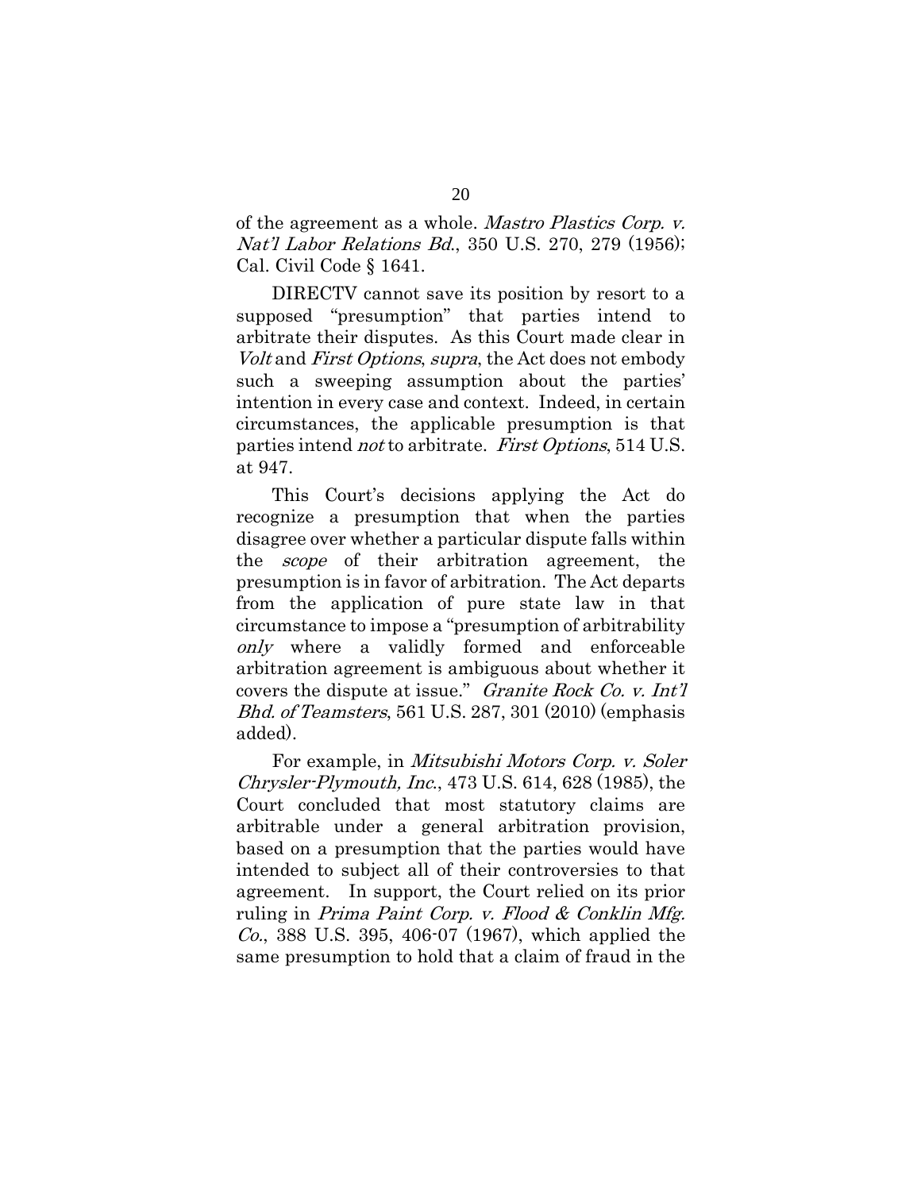of the agreement as a whole. *Mastro Plastics Corp. v. Nat'l Labor Relations Bd.*, 350 U.S. 270, 279 (1956); Cal. Civil Code § 1641.

DIRECTV cannot save its position by resort to a supposed "presumption" that parties intend to arbitrate their disputes. As this Court made clear in *Volt* and *First Options*, *supra*, the Act does not embody such a sweeping assumption about the parties' intention in every case and context. Indeed, in certain circumstances, the applicable presumption is that parties intend *not* to arbitrate. *First Options*, 514 U.S. at 947.

This Court's decisions applying the Act do recognize a presumption that when the parties disagree over whether a particular dispute falls within the *scope* of their arbitration agreement, the presumption is in favor of arbitration. The Act departs from the application of pure state law in that circumstance to impose a "presumption of arbitrability *only* where a validly formed and enforceable arbitration agreement is ambiguous about whether it covers the dispute at issue." *Granite Rock Co. v. Int'l Bhd. of Teamsters*, 561 U.S. 287, 301 (2010) (emphasis added).

For example, in *Mitsubishi Motors Corp. v. Soler Chrysler-Plymouth, Inc.*, 473 U.S. 614, 628 (1985), the Court concluded that most statutory claims are arbitrable under a general arbitration provision, based on a presumption that the parties would have intended to subject all of their controversies to that agreement. In support, the Court relied on its prior ruling in *Prima Paint Corp. v. Flood & Conklin Mfg. Co.*, 388 U.S. 395, 406-07 (1967), which applied the same presumption to hold that a claim of fraud in the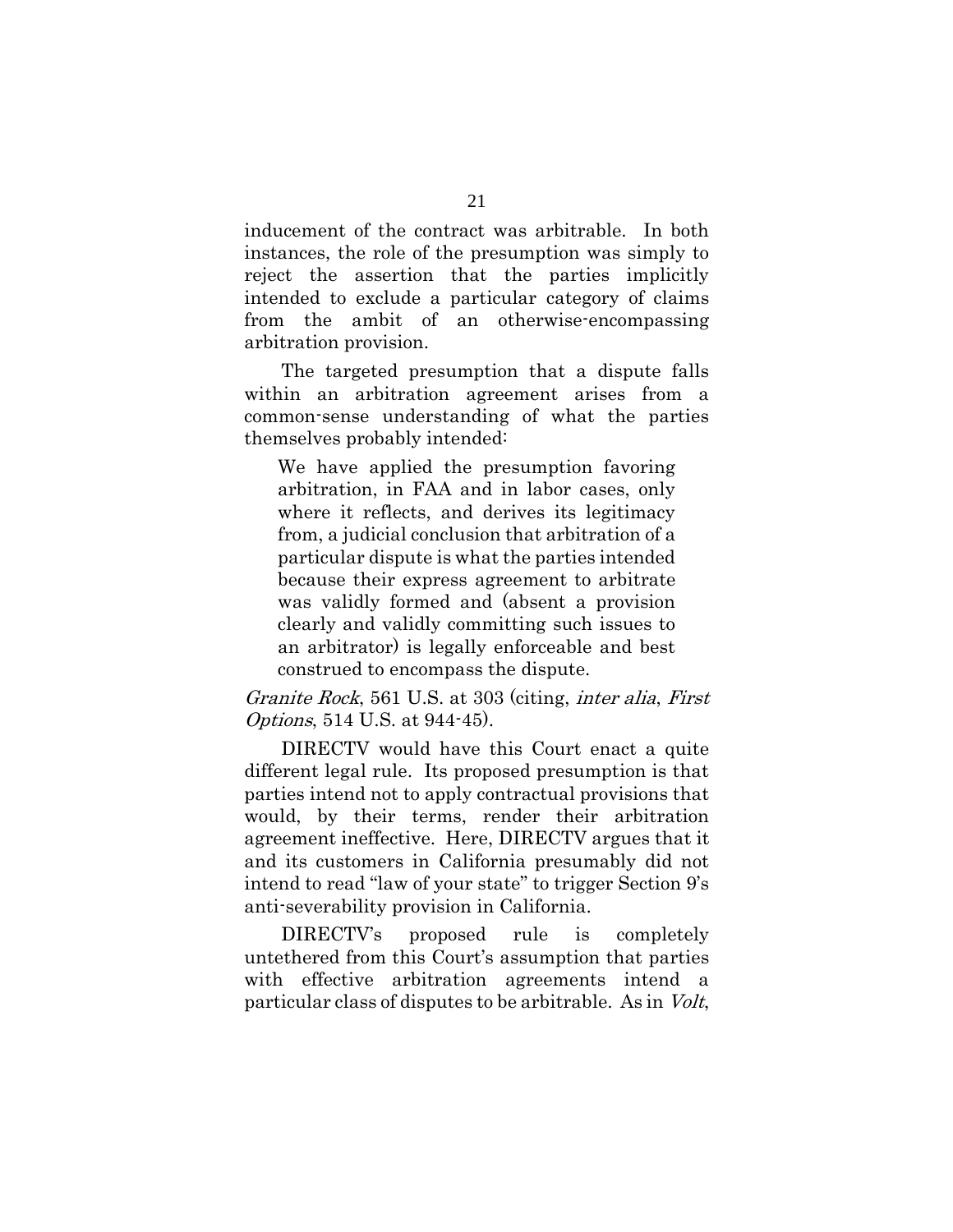inducement of the contract was arbitrable. In both instances, the role of the presumption was simply to reject the assertion that the parties implicitly intended to exclude a particular category of claims from the ambit of an otherwise-encompassing arbitration provision.

The targeted presumption that a dispute falls within an arbitration agreement arises from a common-sense understanding of what the parties themselves probably intended:

> We have applied the presumption favoring arbitration, in FAA and in labor cases, only where it reflects, and derives its legitimacy from, a judicial conclusion that arbitration of a particular dispute is what the parties intended because their express agreement to arbitrate was validly formed and (absent a provision clearly and validly committing such issues to an arbitrator) is legally enforceable and best construed to encompass the dispute.

*Granite Rock*, 561 U.S. at 303 (citing, *inter alia*, *First Options*, 514 U.S. at 944-45).

DIRECTV would have this Court enact a quite different legal rule. Its proposed presumption is that parties intend not to apply contractual provisions that would, by their terms, render their arbitration agreement ineffective. Here, DIRECTV argues that it and its customers in California presumably did not intend to read "law of your state" to trigger Section 9's anti-severability provision in California.

DIRECTV's proposed rule is completely untethered from this Court's assumption that parties with effective arbitration agreements intend a particular class of disputes to be arbitrable. As in *Volt*,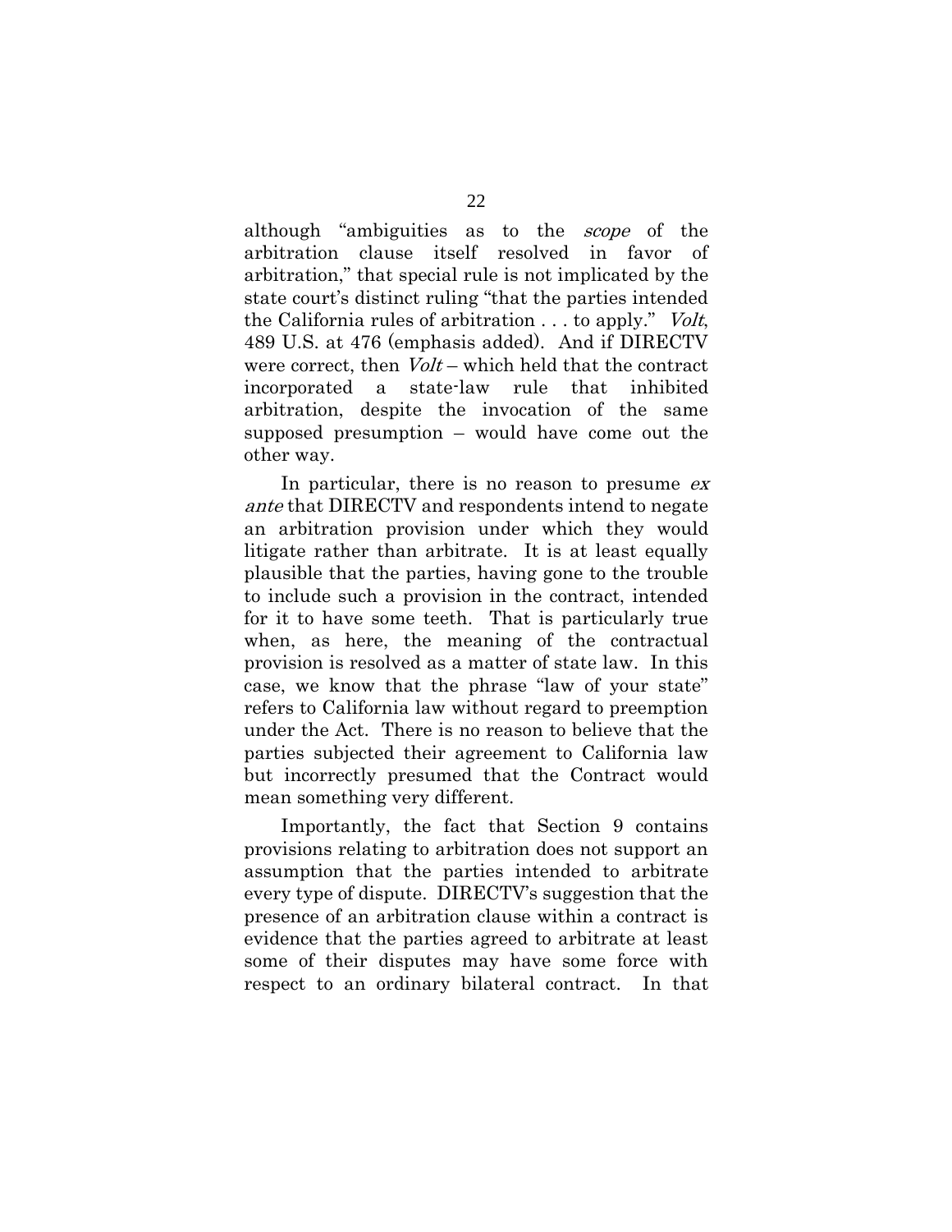although "ambiguities as to the *scope* of the arbitration clause itself resolved in favor of arbitration," that special rule is not implicated by the state court's distinct ruling "that the parties intended the California rules of arbitration . . . to apply." *Volt*, 489 U.S. at 476 (emphasis added). And if DIRECTV were correct, then *Volt* – which held that the contract incorporated a state-law rule that inhibited arbitration, despite the invocation of the same supposed presumption – would have come out the other way.

In particular, there is no reason to presume *ex ante* that DIRECTV and respondents intend to negate an arbitration provision under which they would litigate rather than arbitrate. It is at least equally plausible that the parties, having gone to the trouble to include such a provision in the contract, intended for it to have some teeth. That is particularly true when, as here, the meaning of the contractual provision is resolved as a matter of state law. In this case, we know that the phrase "law of your state" refers to California law without regard to preemption under the Act. There is no reason to believe that the parties subjected their agreement to California law but incorrectly presumed that the Contract would mean something very different.

Importantly, the fact that Section 9 contains provisions relating to arbitration does not support an assumption that the parties intended to arbitrate every type of dispute. DIRECTV's suggestion that the presence of an arbitration clause within a contract is evidence that the parties agreed to arbitrate at least some of their disputes may have some force with respect to an ordinary bilateral contract. In that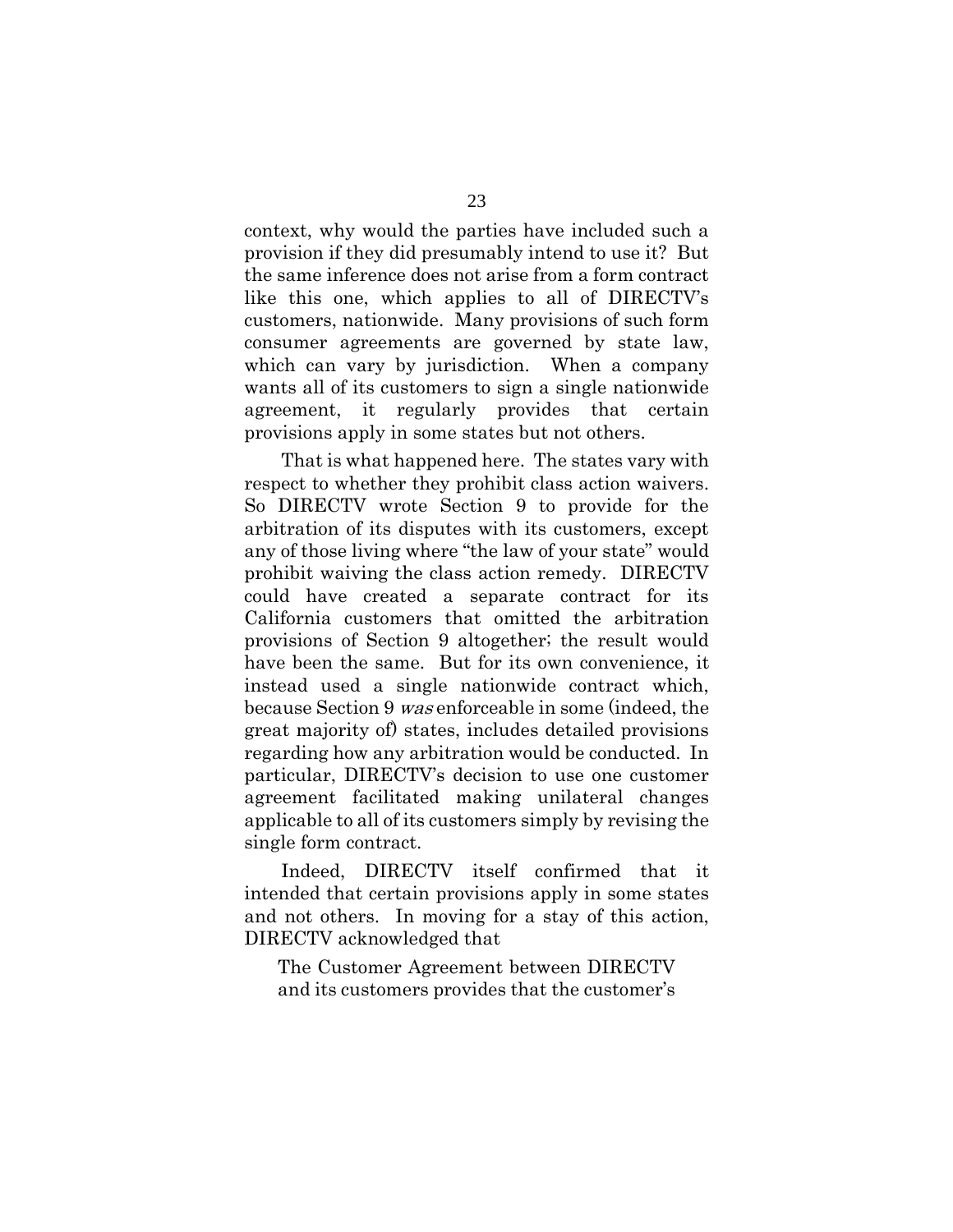context, why would the parties have included such a provision if they did presumably intend to use it? But the same inference does not arise from a form contract like this one, which applies to all of DIRECTV's customers, nationwide. Many provisions of such form consumer agreements are governed by state law, which can vary by jurisdiction. When a company wants all of its customers to sign a single nationwide agreement, it regularly provides that certain provisions apply in some states but not others.

That is what happened here. The states vary with respect to whether they prohibit class action waivers. So DIRECTV wrote Section 9 to provide for the arbitration of its disputes with its customers, except any of those living where "the law of your state" would prohibit waiving the class action remedy. DIRECTV could have created a separate contract for its California customers that omitted the arbitration provisions of Section 9 altogether; the result would have been the same. But for its own convenience, it instead used a single nationwide contract which, because Section 9 *was* enforceable in some (indeed, the great majority of) states, includes detailed provisions regarding how any arbitration would be conducted. In particular, DIRECTV's decision to use one customer agreement facilitated making unilateral changes applicable to all of its customers simply by revising the single form contract.

Indeed, DIRECTV itself confirmed that it intended that certain provisions apply in some states and not others. In moving for a stay of this action, DIRECTV acknowledged that

> The Customer Agreement between DIRECTV and its customers provides that the customer's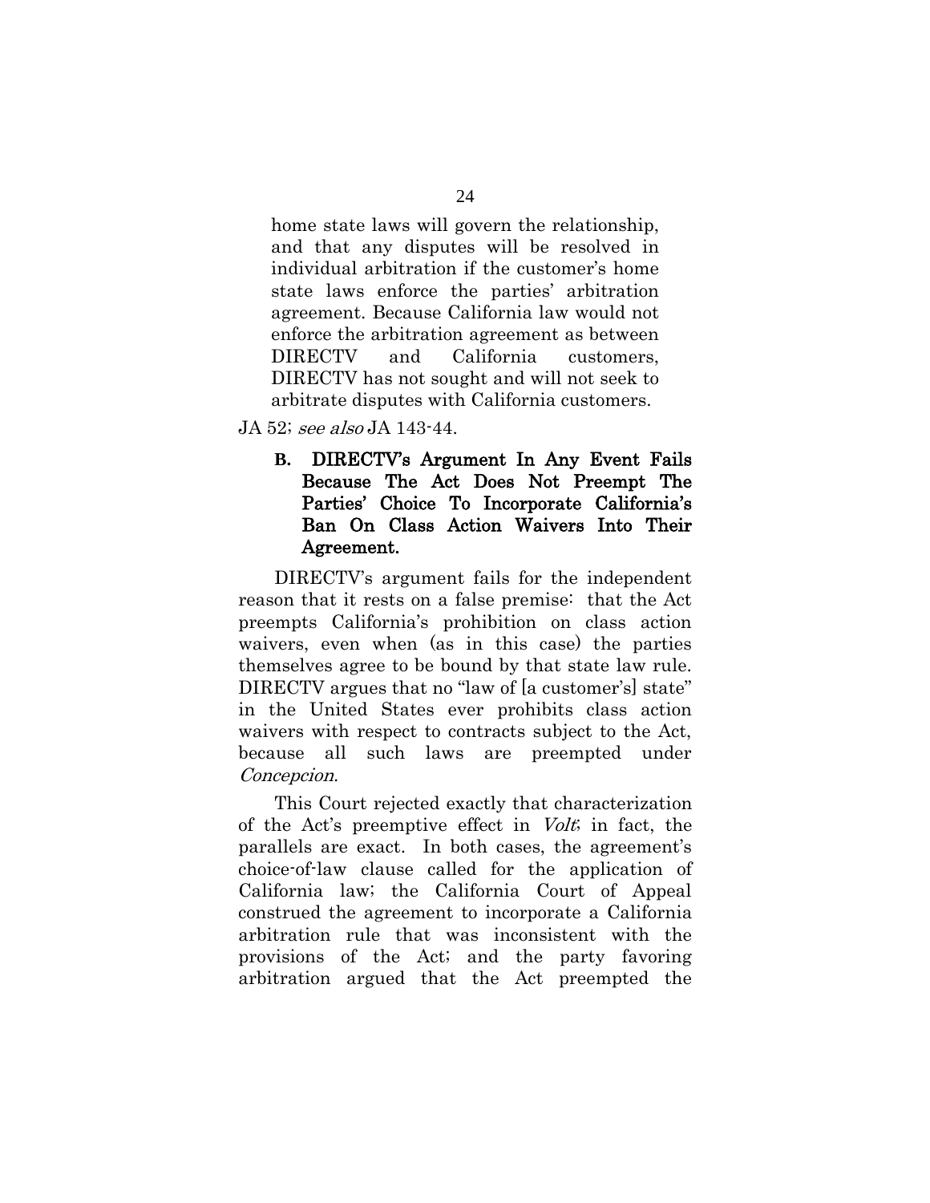> home state laws will govern the relationship, and that any disputes will be resolved in individual arbitration if the customer's home state laws enforce the parties' arbitration agreement. Because California law would not enforce the arbitration agreement as between DIRECTV and California customers, DIRECTV has not sought and will not seek to arbitrate disputes with California customers.

JA 52; *see also* JA 143-44.

### B. DIRECTV's Argument In Any Event Fails Because The Act Does Not Preempt The Parties' Choice To Incorporate California's Ban On Class Action Waivers Into Their Agreement.

DIRECTV's argument fails for the independent reason that it rests on a false premise: that the Act preempts California's prohibition on class action waivers, even when (as in this case) the parties themselves agree to be bound by that state law rule. DIRECTV argues that no "law of [a customer's] state" in the United States ever prohibits class action waivers with respect to contracts subject to the Act, because all such laws are preempted under *Concepcion*.

This Court rejected exactly that characterization of the Act's preemptive effect in *Volt*; in fact, the parallels are exact. In both cases, the agreement's choice-of-law clause called for the application of California law; the California Court of Appeal construed the agreement to incorporate a California arbitration rule that was inconsistent with the provisions of the Act; and the party favoring arbitration argued that the Act preempted the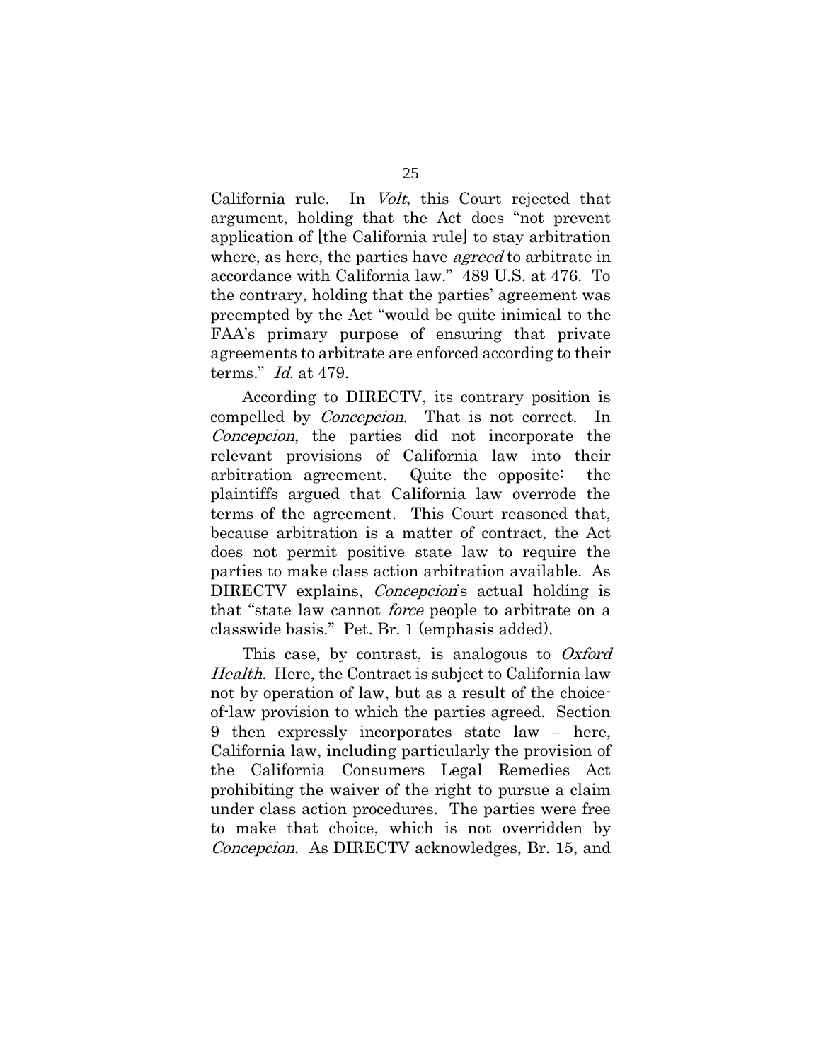California rule. In *Volt*, this Court rejected that argument, holding that the Act does "not prevent application of [the California rule] to stay arbitration where, as here, the parties have *agreed* to arbitrate in accordance with California law." 489 U.S. at 476. To the contrary, holding that the parties' agreement was preempted by the Act "would be quite inimical to the FAA's primary purpose of ensuring that private agreements to arbitrate are enforced according to their terms." *Id.* at 479.

According to DIRECTV, its contrary position is compelled by *Concepcion*. That is not correct. In *Concepcion*, the parties did not incorporate the relevant provisions of California law into their arbitration agreement. Quite the opposite: the plaintiffs argued that California law overrode the terms of the agreement. This Court reasoned that, because arbitration is a matter of contract, the Act does not permit positive state law to require the parties to make class action arbitration available. As DIRECTV explains, *Concepcion*'s actual holding is that "state law cannot *force* people to arbitrate on a classwide basis." Pet. Br. 1 (emphasis added).

This case, by contrast, is analogous to *Oxford Health*. Here, the Contract is subject to California law not by operation of law, but as a result of the choice-of-law provision to which the parties agreed. Section 9 then expressly incorporates state law – here, California law, including particularly the provision of the California Consumers Legal Remedies Act prohibiting the waiver of the right to pursue a claim under class action procedures. The parties were free to make that choice, which is not overridden by *Concepcion*. As DIRECTV acknowledges, Br. 15, and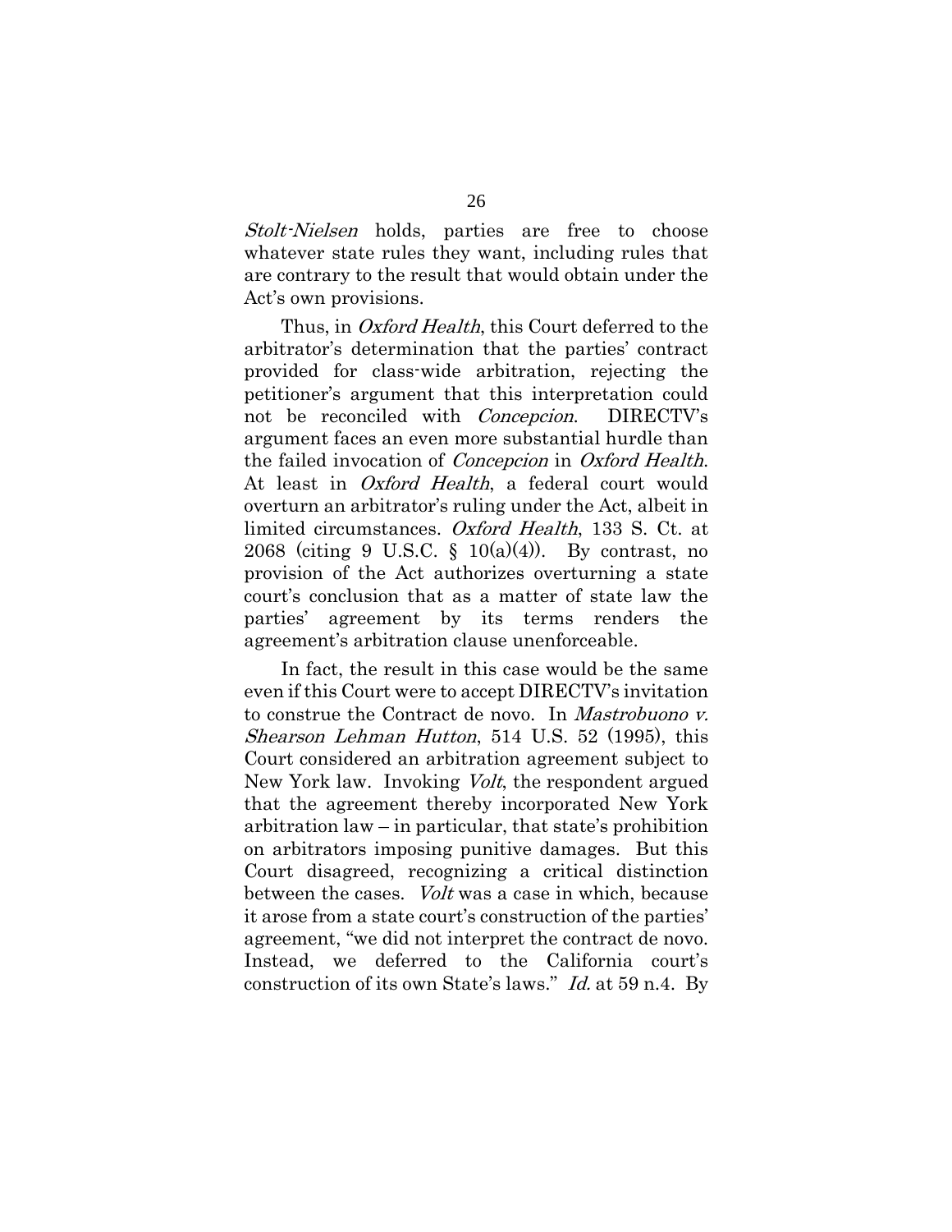*Stolt-Nielsen* holds, parties are free to choose whatever state rules they want, including rules that are contrary to the result that would obtain under the Act's own provisions.

Thus, in *Oxford Health*, this Court deferred to the arbitrator's determination that the parties' contract provided for class-wide arbitration, rejecting the petitioner's argument that this interpretation could not be reconciled with *Concepcion*. DIRECTV's argument faces an even more substantial hurdle than the failed invocation of *Concepcion* in *Oxford Health*. At least in *Oxford Health*, a federal court would overturn an arbitrator's ruling under the Act, albeit in limited circumstances. *Oxford Health*, 133 S. Ct. at 2068 (citing 9 U.S.C. § 10(a)(4)). By contrast, no provision of the Act authorizes overturning a state court's conclusion that as a matter of state law the parties' agreement by its terms renders the agreement's arbitration clause unenforceable.

In fact, the result in this case would be the same even if this Court were to accept DIRECTV's invitation to construe the Contract de novo. In *Mastrobuono v. Shearson Lehman Hutton*, 514 U.S. 52 (1995), this Court considered an arbitration agreement subject to New York law. Invoking *Volt*, the respondent argued that the agreement thereby incorporated New York arbitration law – in particular, that state's prohibition on arbitrators imposing punitive damages. But this Court disagreed, recognizing a critical distinction between the cases. *Volt* was a case in which, because it arose from a state court's construction of the parties' agreement, "we did not interpret the contract de novo. Instead, we deferred to the California court's construction of its own State's laws." *Id.* at 59 n.4. By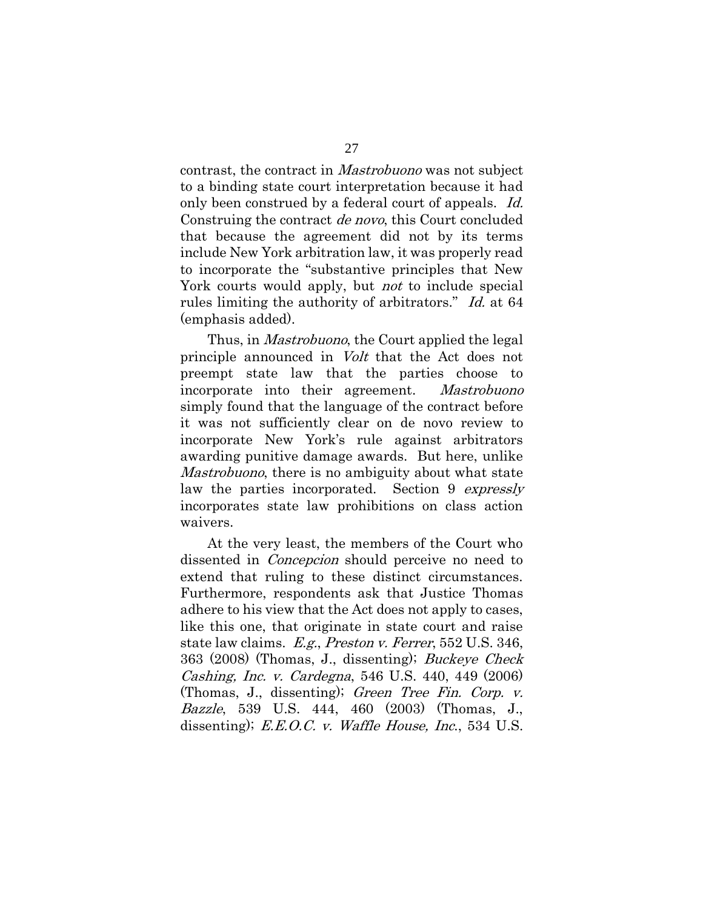contrast, the contract in *Mastrobuono* was not subject to a binding state court interpretation because it had only been construed by a federal court of appeals. *Id.* Construing the contract *de novo*, this Court concluded that because the agreement did not by its terms include New York arbitration law, it was properly read to incorporate the "substantive principles that New York courts would apply, but *not* to include special rules limiting the authority of arbitrators." *Id.* at 64 (emphasis added).

Thus, in *Mastrobuono*, the Court applied the legal principle announced in *Volt* that the Act does not preempt state law that the parties choose to incorporate into their agreement. *Mastrobuono* simply found that the language of the contract before it was not sufficiently clear on de novo review to incorporate New York's rule against arbitrators awarding punitive damage awards. But here, unlike *Mastrobuono*, there is no ambiguity about what state law the parties incorporated. Section 9 *expressly* incorporates state law prohibitions on class action waivers.

At the very least, the members of the Court who dissented in *Concepcion* should perceive no need to extend that ruling to these distinct circumstances. Furthermore, respondents ask that Justice Thomas adhere to his view that the Act does not apply to cases, like this one, that originate in state court and raise state law claims. *E.g.*, *Preston v. Ferrer*, 552 U.S. 346, 363 (2008) (Thomas, J., dissenting); *Buckeye Check Cashing, Inc. v. Cardegna*, 546 U.S. 440, 449 (2006) (Thomas, J., dissenting); *Green Tree Fin. Corp. v. Bazzle*, 539 U.S. 444, 460 (2003) (Thomas, J., dissenting); *E.E.O.C. v. Waffle House, Inc.*, 534 U.S.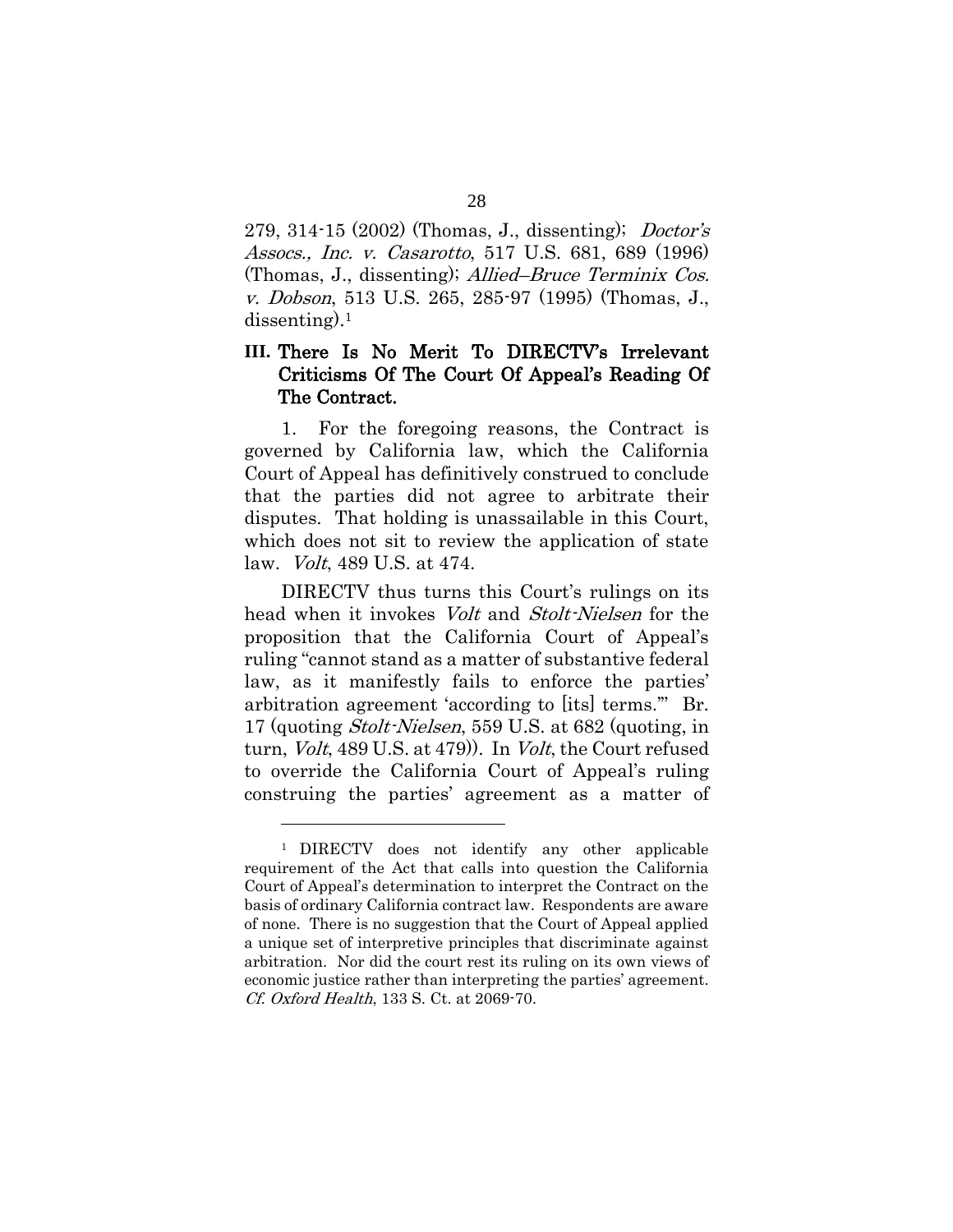279, 314-15 (2002) (Thomas, J., dissenting); *Doctor's Assocs., Inc. v. Casarotto*, 517 U.S. 681, 689 (1996) (Thomas, J., dissenting); *Allied–Bruce Terminix Cos. v. Dobson*, 513 U.S. 265, 285-97 (1995) (Thomas, J., dissenting).[1]

## III. There Is No Merit To DIRECTV's Irrelevant Criticisms Of The Court Of Appeal's Reading Of The Contract.

1. For the foregoing reasons, the Contract is governed by California law, which the California Court of Appeal has definitively construed to conclude that the parties did not agree to arbitrate their disputes. That holding is unassailable in this Court, which does not sit to review the application of state law. *Volt*, 489 U.S. at 474.

DIRECTV thus turns this Court's rulings on its head when it invokes *Volt* and *Stolt-Nielsen* for the proposition that the California Court of Appeal's ruling "cannot stand as a matter of substantive federal law, as it manifestly fails to enforce the parties' arbitration agreement 'according to [its] terms.'" Br. 17 (quoting *Stolt-Nielsen*, 559 U.S. at 682 (quoting, in turn, *Volt*, 489 U.S. at 479)). In *Volt*, the Court refused to override the California Court of Appeal's ruling construing the parties' agreement as a matter of

---

[1] DIRECTV does not identify any other applicable requirement of the Act that calls into question the California Court of Appeal's determination to interpret the Contract on the basis of ordinary California contract law. Respondents are aware of none. There is no suggestion that the Court of Appeal applied a unique set of interpretive principles that discriminate against arbitration. Nor did the court rest its ruling on its own views of economic justice rather than interpreting the parties' agreement. *Cf. Oxford Health*, 133 S. Ct. at 2069-70.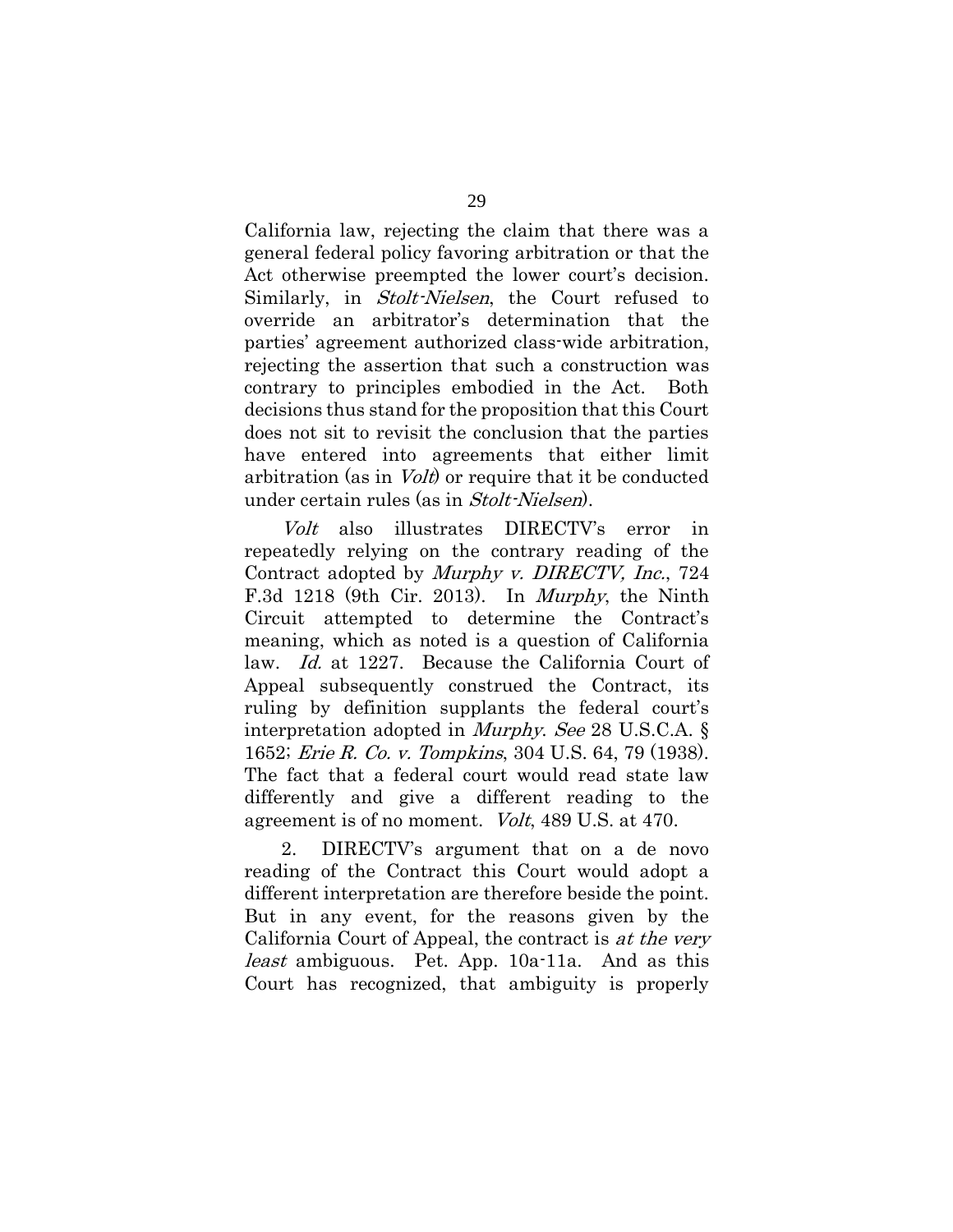California law, rejecting the claim that there was a general federal policy favoring arbitration or that the Act otherwise preempted the lower court's decision. Similarly, in *Stolt-Nielsen*, the Court refused to override an arbitrator's determination that the parties' agreement authorized class-wide arbitration, rejecting the assertion that such a construction was contrary to principles embodied in the Act. Both decisions thus stand for the proposition that this Court does not sit to revisit the conclusion that the parties have entered into agreements that either limit arbitration (as in *Volt*) or require that it be conducted under certain rules (as in *Stolt-Nielsen*).

*Volt* also illustrates DIRECTV's error in repeatedly relying on the contrary reading of the Contract adopted by *Murphy v. DIRECTV, Inc.*, 724 F.3d 1218 (9th Cir. 2013). In *Murphy*, the Ninth Circuit attempted to determine the Contract's meaning, which as noted is a question of California law. *Id.* at 1227. Because the California Court of Appeal subsequently construed the Contract, its ruling by definition supplants the federal court's interpretation adopted in *Murphy*. *See* 28 U.S.C.A. § 1652; *Erie R. Co. v. Tompkins*, 304 U.S. 64, 79 (1938). The fact that a federal court would read state law differently and give a different reading to the agreement is of no moment. *Volt*, 489 U.S. at 470.

2. DIRECTV's argument that on a de novo reading of the Contract this Court would adopt a different interpretation are therefore beside the point. But in any event, for the reasons given by the California Court of Appeal, the contract is *at the very least* ambiguous. Pet. App. 10a-11a. And as this Court has recognized, that ambiguity is properly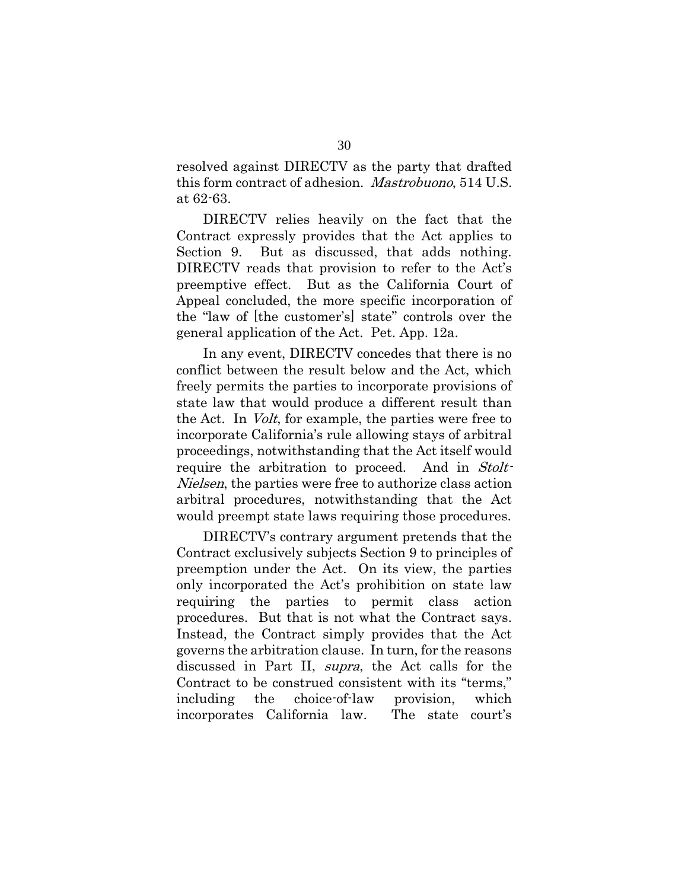resolved against DIRECTV as the party that drafted this form contract of adhesion. *Mastrobuono*, 514 U.S. at 62-63.

DIRECTV relies heavily on the fact that the Contract expressly provides that the Act applies to Section 9. But as discussed, that adds nothing. DIRECTV reads that provision to refer to the Act's preemptive effect. But as the California Court of Appeal concluded, the more specific incorporation of the "law of [the customer's] state" controls over the general application of the Act. Pet. App. 12a.

In any event, DIRECTV concedes that there is no conflict between the result below and the Act, which freely permits the parties to incorporate provisions of state law that would produce a different result than the Act. In *Volt*, for example, the parties were free to incorporate California's rule allowing stays of arbitral proceedings, notwithstanding that the Act itself would require the arbitration to proceed. And in *Stolt-Nielsen*, the parties were free to authorize class action arbitral procedures, notwithstanding that the Act would preempt state laws requiring those procedures.

DIRECTV's contrary argument pretends that the Contract exclusively subjects Section 9 to principles of preemption under the Act. On its view, the parties only incorporated the Act's prohibition on state law requiring the parties to permit class action procedures. But that is not what the Contract says. Instead, the Contract simply provides that the Act governs the arbitration clause. In turn, for the reasons discussed in Part II, *supra*, the Act calls for the Contract to be construed consistent with its "terms," including the choice-of-law provision, which incorporates California law. The state court's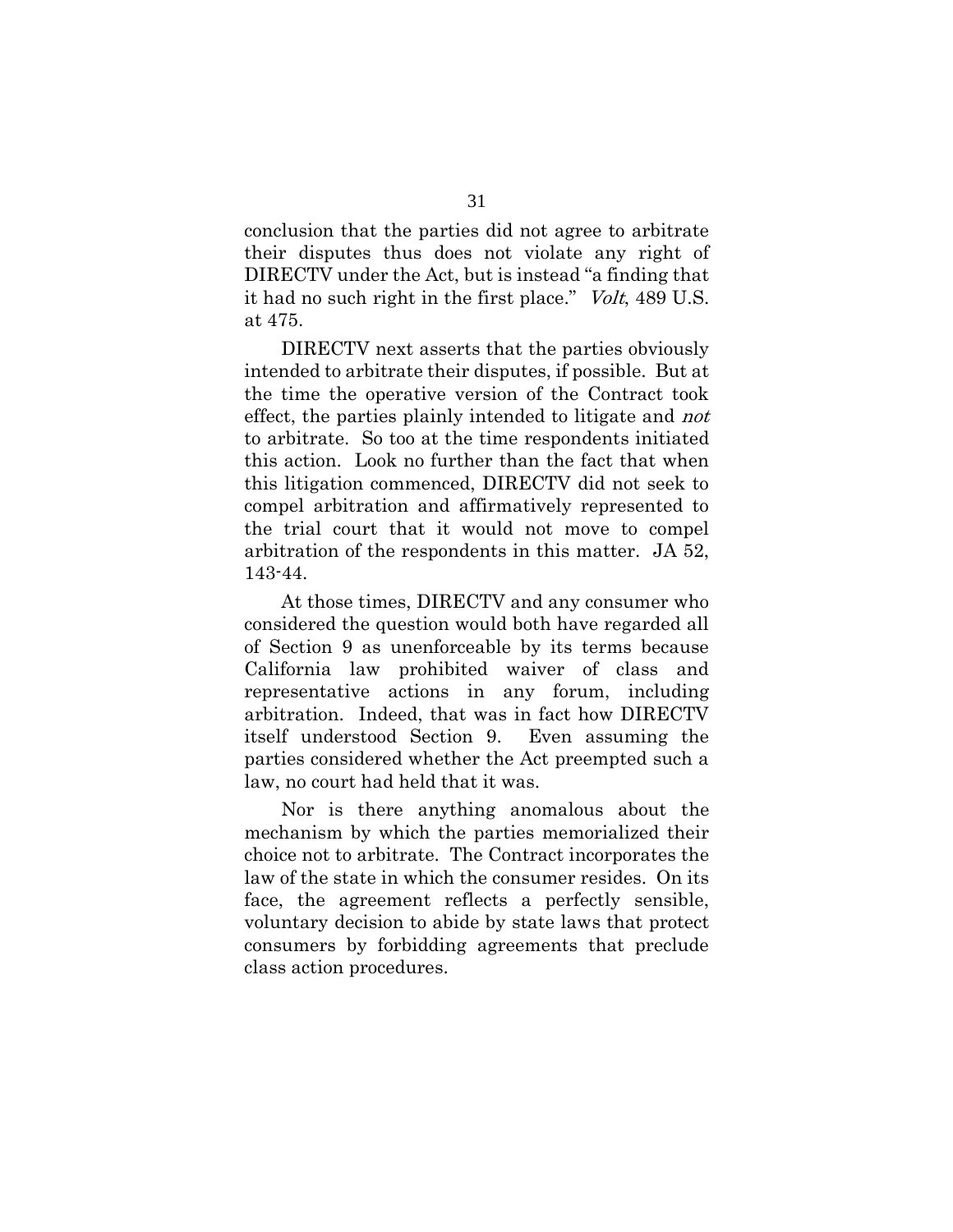conclusion that the parties did not agree to arbitrate their disputes thus does not violate any right of DIRECTV under the Act, but is instead "a finding that it had no such right in the first place." *Volt*, 489 U.S. at 475.

DIRECTV next asserts that the parties obviously intended to arbitrate their disputes, if possible. But at the time the operative version of the Contract took effect, the parties plainly intended to litigate and *not* to arbitrate. So too at the time respondents initiated this action. Look no further than the fact that when this litigation commenced, DIRECTV did not seek to compel arbitration and affirmatively represented to the trial court that it would not move to compel arbitration of the respondents in this matter. JA 52, 143-44.

At those times, DIRECTV and any consumer who considered the question would both have regarded all of Section 9 as unenforceable by its terms because California law prohibited waiver of class and representative actions in any forum, including arbitration. Indeed, that was in fact how DIRECTV itself understood Section 9. Even assuming the parties considered whether the Act preempted such a law, no court had held that it was.

Nor is there anything anomalous about the mechanism by which the parties memorialized their choice not to arbitrate. The Contract incorporates the law of the state in which the consumer resides. On its face, the agreement reflects a perfectly sensible, voluntary decision to abide by state laws that protect consumers by forbidding agreements that preclude class action procedures.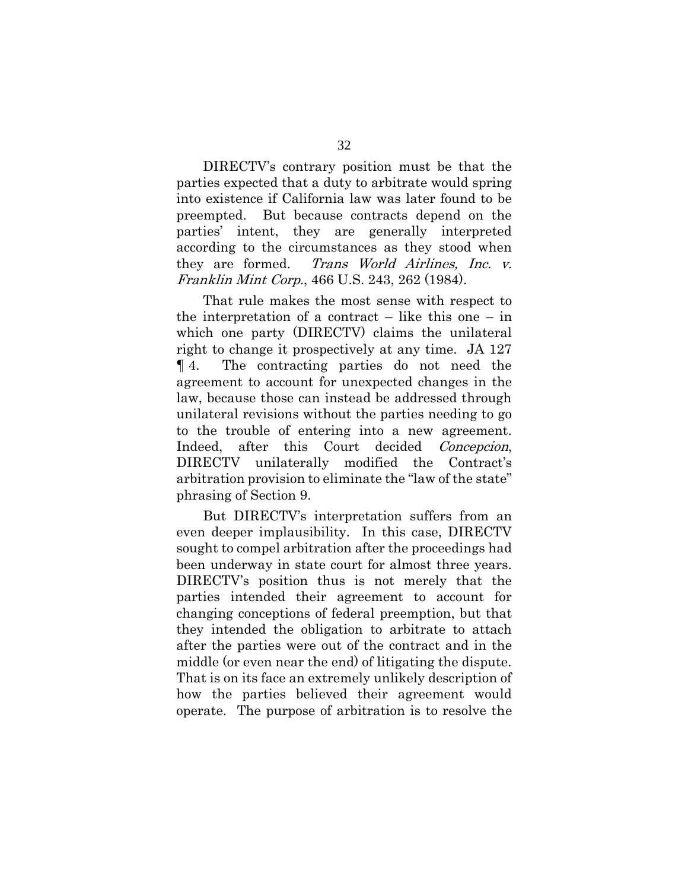DIRECTV's contrary position must be that the parties expected that a duty to arbitrate would spring into existence if California law was later found to be preempted. But because contracts depend on the parties' intent, they are generally interpreted according to the circumstances as they stood when they are formed. *Trans World Airlines, Inc. v. Franklin Mint Corp.*, 466 U.S. 243, 262 (1984).

That rule makes the most sense with respect to the interpretation of a contract – like this one – in which one party (DIRECTV) claims the unilateral right to change it prospectively at any time. JA 127 ¶ 4. The contracting parties do not need the agreement to account for unexpected changes in the law, because those can instead be addressed through unilateral revisions without the parties needing to go to the trouble of entering into a new agreement. Indeed, after this Court decided *Concepcion*, DIRECTV unilaterally modified the Contract's arbitration provision to eliminate the "law of the state" phrasing of Section 9.

But DIRECTV's interpretation suffers from an even deeper implausibility. In this case, DIRECTV sought to compel arbitration after the proceedings had been underway in state court for almost three years. DIRECTV's position thus is not merely that the parties intended their agreement to account for changing conceptions of federal preemption, but that they intended the obligation to arbitrate to attach after the parties were out of the contract and in the middle (or even near the end) of litigating the dispute. That is on its face an extremely unlikely description of how the parties believed their agreement would operate. The purpose of arbitration is to resolve the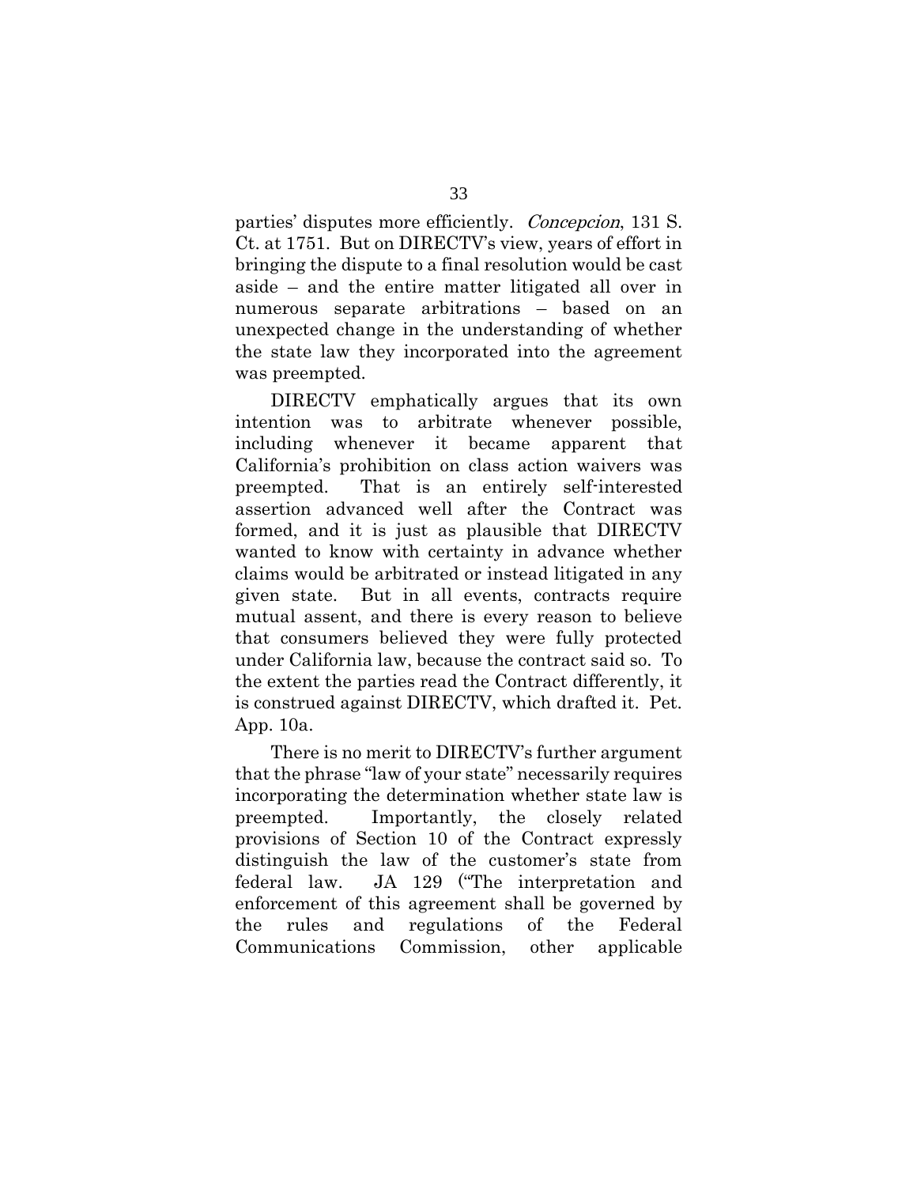parties' disputes more efficiently. *Concepcion*, 131 S. Ct. at 1751. But on DIRECTV's view, years of effort in bringing the dispute to a final resolution would be cast aside – and the entire matter litigated all over in numerous separate arbitrations – based on an unexpected change in the understanding of whether the state law they incorporated into the agreement was preempted.

DIRECTV emphatically argues that its own intention was to arbitrate whenever possible, including whenever it became apparent that California's prohibition on class action waivers was preempted. That is an entirely self-interested assertion advanced well after the Contract was formed, and it is just as plausible that DIRECTV wanted to know with certainty in advance whether claims would be arbitrated or instead litigated in any given state. But in all events, contracts require mutual assent, and there is every reason to believe that consumers believed they were fully protected under California law, because the contract said so. To the extent the parties read the Contract differently, it is construed against DIRECTV, which drafted it. Pet. App. 10a.

There is no merit to DIRECTV's further argument that the phrase "law of your state" necessarily requires incorporating the determination whether state law is preempted. Importantly, the closely related provisions of Section 10 of the Contract expressly distinguish the law of the customer's state from federal law. JA 129 ("The interpretation and enforcement of this agreement shall be governed by the rules and regulations of the Federal Communications Commission, other applicable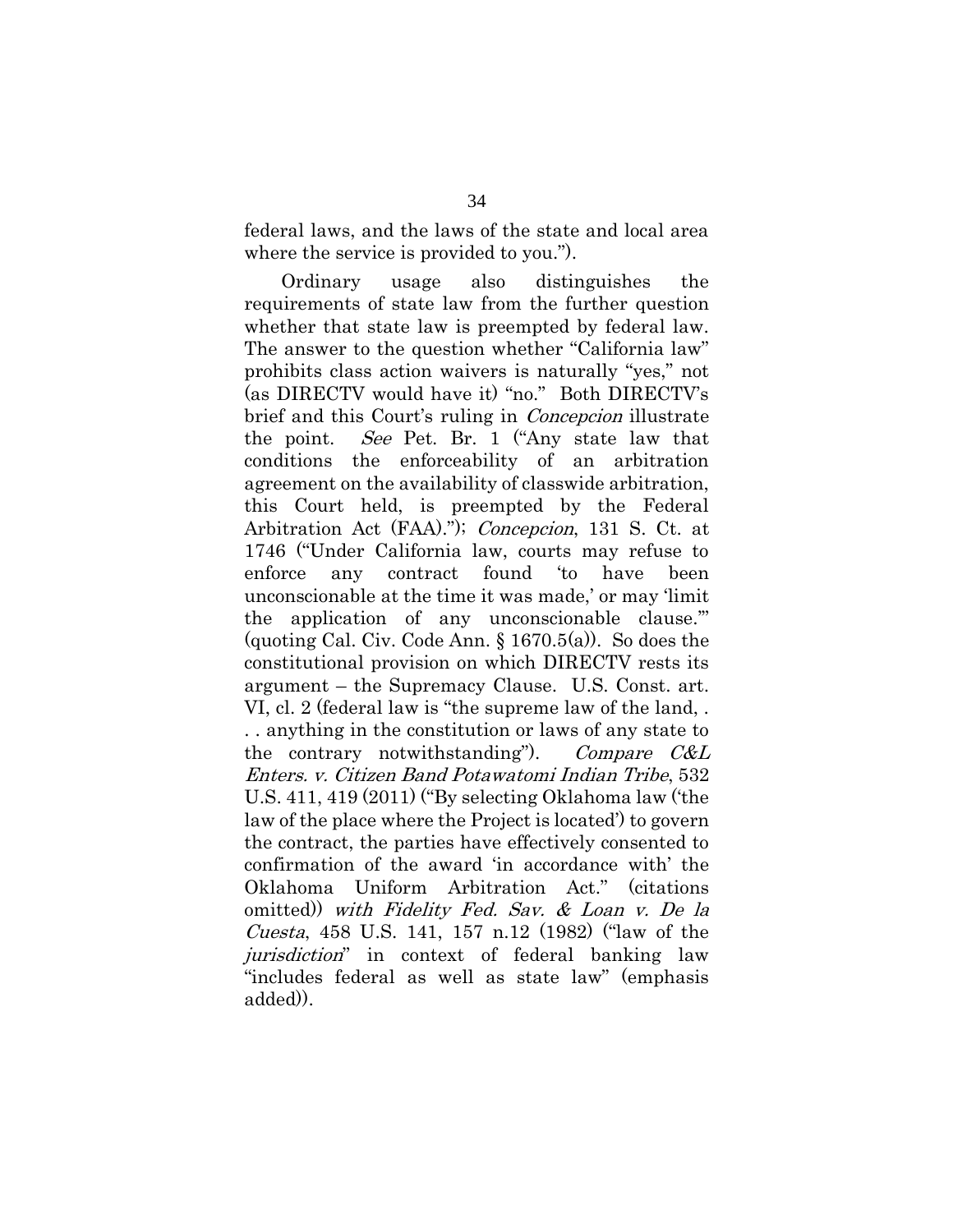federal laws, and the laws of the state and local area where the service is provided to you.").

Ordinary usage also distinguishes the requirements of state law from the further question whether that state law is preempted by federal law. The answer to the question whether "California law" prohibits class action waivers is naturally "yes," not (as DIRECTV would have it) "no." Both DIRECTV's brief and this Court's ruling in *Concepcion* illustrate the point. *See* Pet. Br. 1 ("Any state law that conditions the enforceability of an arbitration agreement on the availability of classwide arbitration, this Court held, is preempted by the Federal Arbitration Act (FAA)."); *Concepcion*, 131 S. Ct. at 1746 ("Under California law, courts may refuse to enforce any contract found 'to have been unconscionable at the time it was made,' or may 'limit the application of any unconscionable clause.'" (quoting Cal. Civ. Code Ann. § 1670.5(a)). So does the constitutional provision on which DIRECTV rests its argument – the Supremacy Clause. U.S. Const. art. VI, cl. 2 (federal law is "the supreme law of the land, . . . anything in the constitution or laws of any state to the contrary notwithstanding"). *Compare C&L Enters. v. Citizen Band Potawatomi Indian Tribe*, 532 U.S. 411, 419 (2011) ("By selecting Oklahoma law ('the law of the place where the Project is located') to govern the contract, the parties have effectively consented to confirmation of the award 'in accordance with' the Oklahoma Uniform Arbitration Act." (citations omitted)) *with Fidelity Fed. Sav. & Loan v. De la Cuesta*, 458 U.S. 141, 157 n.12 (1982) ("law of the *jurisdiction*" in context of federal banking law "includes federal as well as state law" (emphasis added)).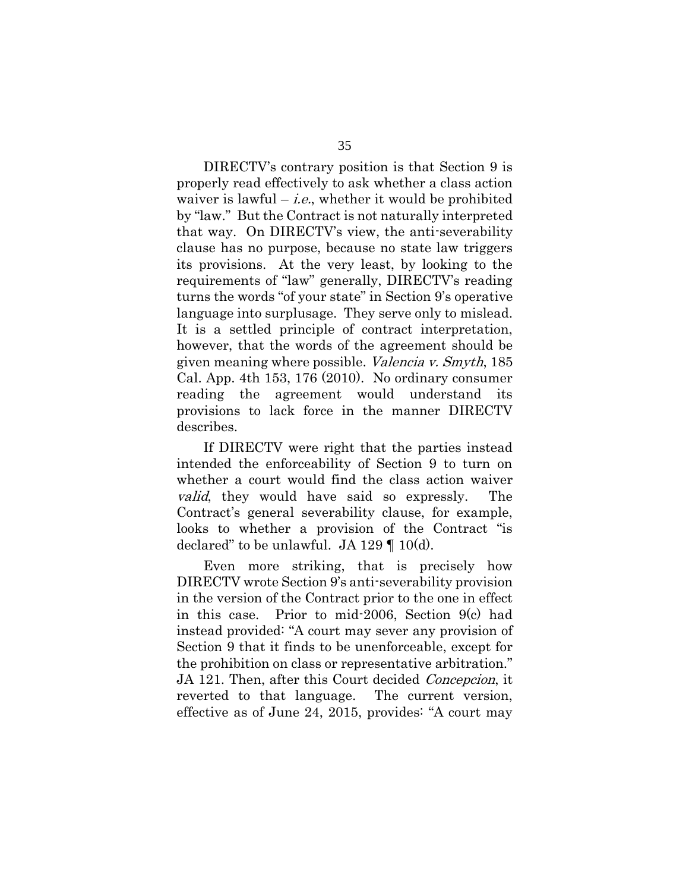DIRECTV's contrary position is that Section 9 is properly read effectively to ask whether a class action waiver is lawful – *i.e.*, whether it would be prohibited by "law." But the Contract is not naturally interpreted that way. On DIRECTV's view, the anti-severability clause has no purpose, because no state law triggers its provisions. At the very least, by looking to the requirements of "law" generally, DIRECTV's reading turns the words "of your state" in Section 9's operative language into surplusage. They serve only to mislead. It is a settled principle of contract interpretation, however, that the words of the agreement should be given meaning where possible. *Valencia v. Smyth*, 185 Cal. App. 4th 153, 176 (2010). No ordinary consumer reading the agreement would understand its provisions to lack force in the manner DIRECTV describes.

If DIRECTV were right that the parties instead intended the enforceability of Section 9 to turn on whether a court would find the class action waiver *valid*, they would have said so expressly. The Contract's general severability clause, for example, looks to whether a provision of the Contract "is declared" to be unlawful. JA 129 ¶ 10(d).

Even more striking, that is precisely how DIRECTV wrote Section 9's anti-severability provision in the version of the Contract prior to the one in effect in this case. Prior to mid-2006, Section 9(c) had instead provided: "A court may sever any provision of Section 9 that it finds to be unenforceable, except for the prohibition on class or representative arbitration." JA 121. Then, after this Court decided *Concepcion*, it reverted to that language. The current version, effective as of June 24, 2015, provides: "A court may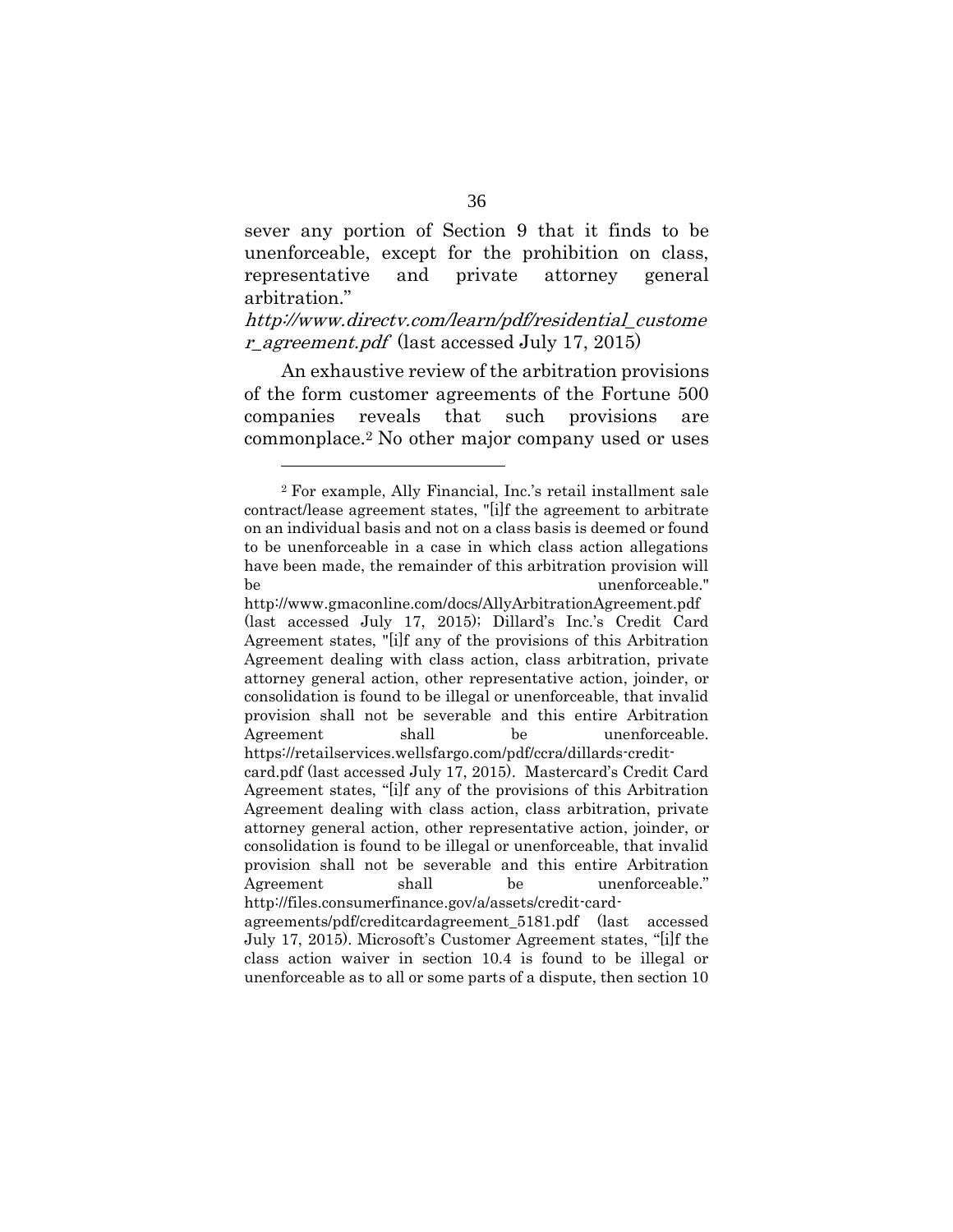sever any portion of Section 9 that it finds to be unenforceable, except for the prohibition on class, representative and private attorney general arbitration."
*http://www.directv.com/learn/pdf/residential_customer_agreement.pdf* (last accessed July 17, 2015)

An exhaustive review of the arbitration provisions of the form customer agreements of the Fortune 500 companies reveals that such provisions are commonplace.[2] No other major company used or uses

---

[2] For example, Ally Financial, Inc.'s retail installment sale contract/lease agreement states, "[i]f the agreement to arbitrate on an individual basis and not on a class basis is deemed or found to be unenforceable in a case in which class action allegations have been made, the remainder of this arbitration provision will be unenforceable." http://www.gmaconline.com/docs/AllyArbitrationAgreement.pdf (last accessed July 17, 2015); Dillard's Inc.'s Credit Card Agreement states, "[i]f any of the provisions of this Arbitration Agreement dealing with class action, class arbitration, private attorney general action, other representative action, joinder, or consolidation is found to be illegal or unenforceable, that invalid provision shall not be severable and this entire Arbitration Agreement shall be unenforceable. https://retailservices.wellsfargo.com/pdf/ccra/dillards-credit-card.pdf (last accessed July 17, 2015). Mastercard's Credit Card Agreement states, "[i]f any of the provisions of this Arbitration Agreement dealing with class action, class arbitration, private attorney general action, other representative action, joinder, or consolidation is found to be illegal or unenforceable, that invalid provision shall not be severable and this entire Arbitration Agreement shall be unenforceable." http://files.consumerfinance.gov/a/assets/credit-card-agreements/pdf/creditcardagreement_5181.pdf (last accessed July 17, 2015). Microsoft's Customer Agreement states, "[i]f the class action waiver in section 10.4 is found to be illegal or unenforceable as to all or some parts of a dispute, then section 10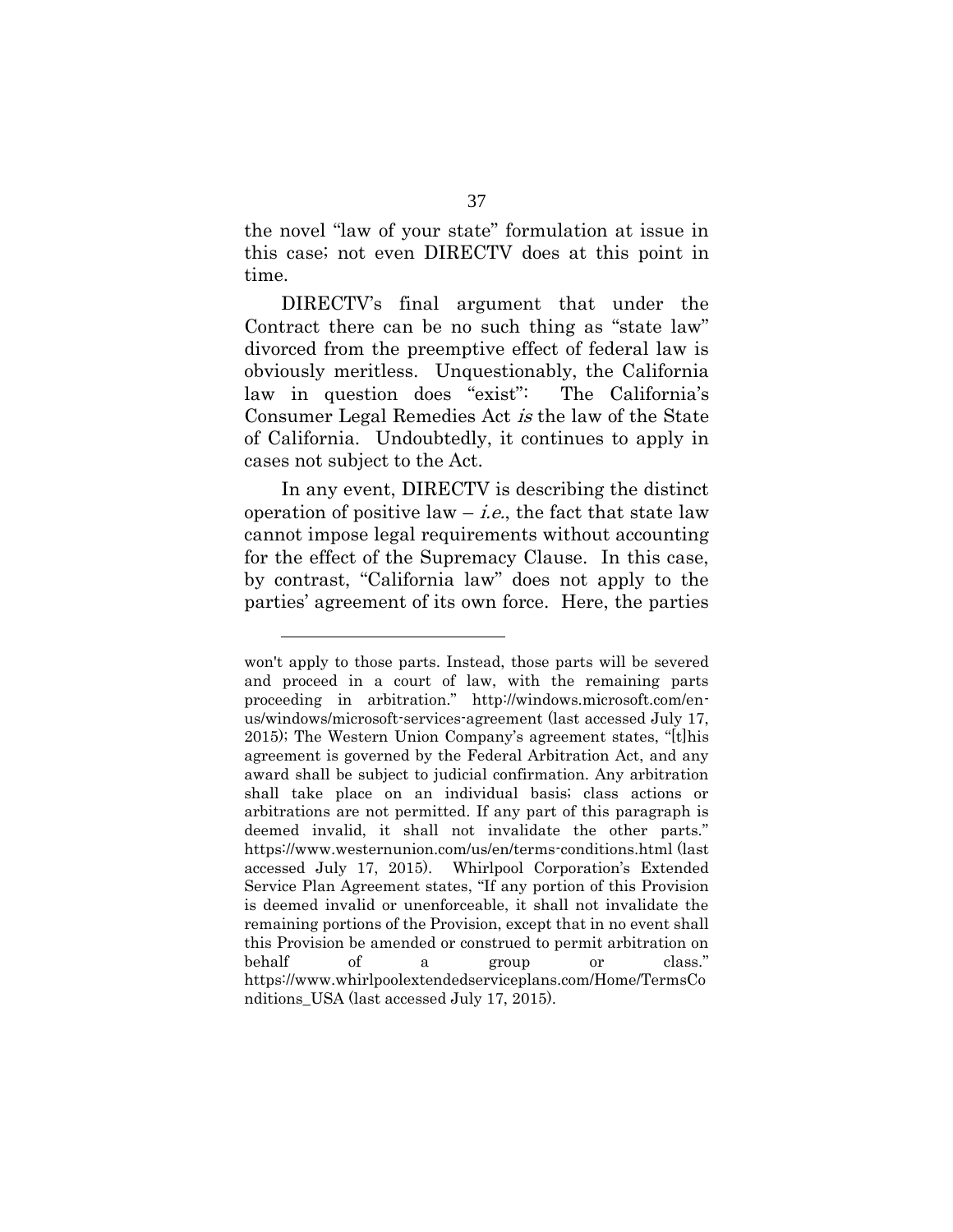the novel "law of your state" formulation at issue in this case; not even DIRECTV does at this point in time.

DIRECTV's final argument that under the Contract there can be no such thing as "state law" divorced from the preemptive effect of federal law is obviously meritless. Unquestionably, the California law in question does "exist": The California's Consumer Legal Remedies Act *is* the law of the State of California. Undoubtedly, it continues to apply in cases not subject to the Act.

In any event, DIRECTV is describing the distinct operation of positive law – *i.e.*, the fact that state law cannot impose legal requirements without accounting for the effect of the Supremacy Clause. In this case, by contrast, "California law" does not apply to the parties' agreement of its own force. Here, the parties

---

won't apply to those parts. Instead, those parts will be severed and proceed in a court of law, with the remaining parts proceeding in arbitration." http://windows.microsoft.com/en-us/windows/microsoft-services-agreement (last accessed July 17, 2015); The Western Union Company's agreement states, "[t]his agreement is governed by the Federal Arbitration Act, and any award shall be subject to judicial confirmation. Any arbitration shall take place on an individual basis; class actions or arbitrations are not permitted. If any part of this paragraph is deemed invalid, it shall not invalidate the other parts." https://www.westernunion.com/us/en/terms-conditions.html (last accessed July 17, 2015). Whirlpool Corporation's Extended Service Plan Agreement states, "If any portion of this Provision is deemed invalid or unenforceable, it shall not invalidate the remaining portions of the Provision, except that in no event shall this Provision be amended or construed to permit arbitration on behalf of a group or class." https://www.whirlpoolextendedserviceplans.com/Home/TermsConditions_USA (last accessed July 17, 2015).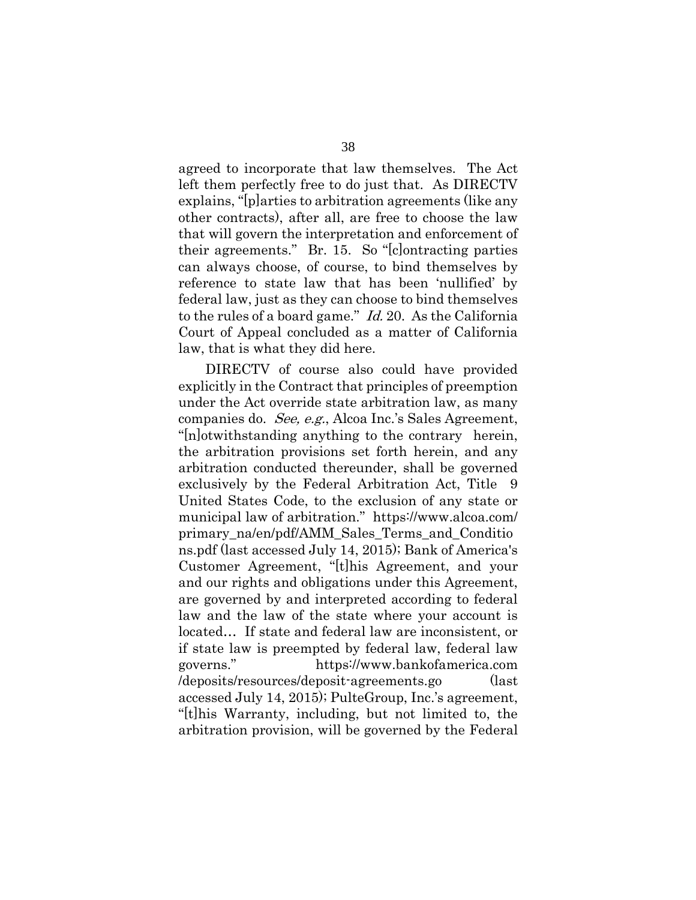agreed to incorporate that law themselves. The Act left them perfectly free to do just that. As DIRECTV explains, "[p]arties to arbitration agreements (like any other contracts), after all, are free to choose the law that will govern the interpretation and enforcement of their agreements." Br. 15. So "[c]ontracting parties can always choose, of course, to bind themselves by reference to state law that has been 'nullified' by federal law, just as they can choose to bind themselves to the rules of a board game." *Id.* 20. As the California Court of Appeal concluded as a matter of California law, that is what they did here.

DIRECTV of course also could have provided explicitly in the Contract that principles of preemption under the Act override state arbitration law, as many companies do. *See, e.g.*, Alcoa Inc.'s Sales Agreement, "[n]otwithstanding anything to the contrary herein, the arbitration provisions set forth herein, and any arbitration conducted thereunder, shall be governed exclusively by the Federal Arbitration Act, Title 9 United States Code, to the exclusion of any state or municipal law of arbitration." https://www.alcoa.com/primary_na/en/pdf/AMM_Sales_Terms_and_Conditions.pdf (last accessed July 14, 2015); Bank of America's Customer Agreement, "[t]his Agreement, and your and our rights and obligations under this Agreement, are governed by and interpreted according to federal law and the law of the state where your account is located… If state and federal law are inconsistent, or if state law is preempted by federal law, federal law governs." https://www.bankofamerica.com/deposits/resources/deposit-agreements.go (last accessed July 14, 2015); PulteGroup, Inc.'s agreement, "[t]his Warranty, including, but not limited to, the arbitration provision, will be governed by the Federal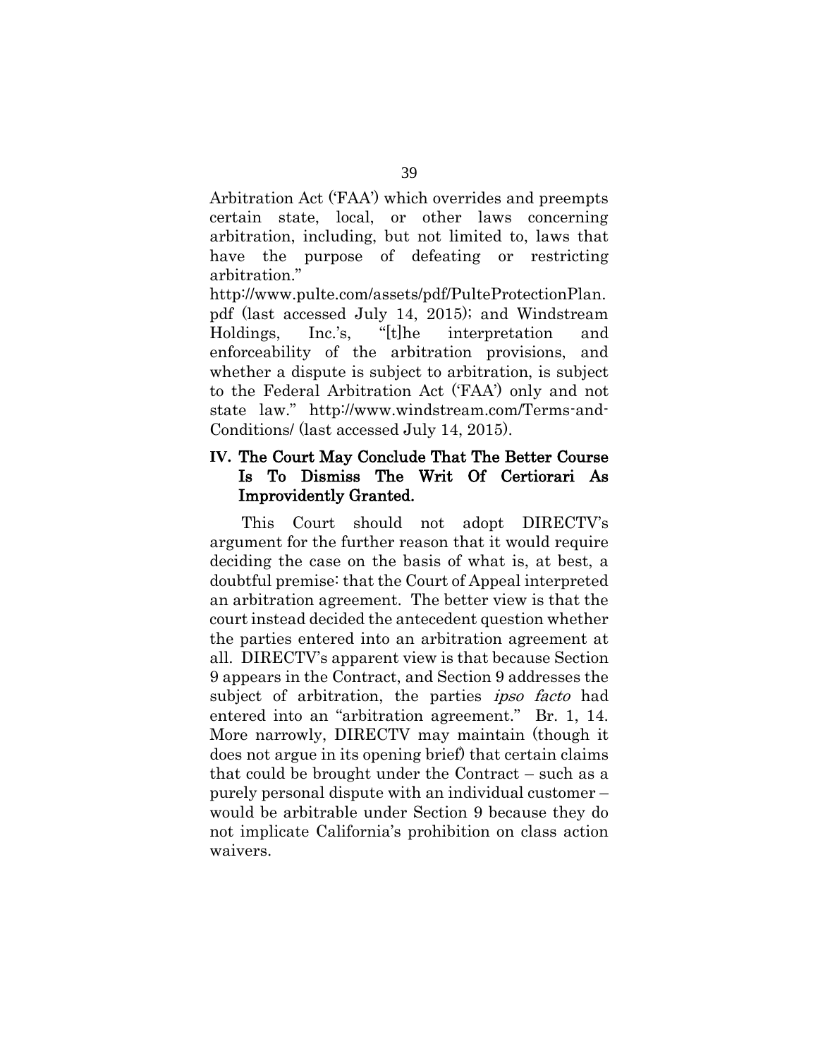Arbitration Act ('FAA') which overrides and preempts certain state, local, or other laws concerning arbitration, including, but not limited to, laws that have the purpose of defeating or restricting arbitration." http://www.pulte.com/assets/pdf/PulteProtectionPlan.pdf (last accessed July 14, 2015); and Windstream Holdings, Inc.'s, "[t]he interpretation and enforceability of the arbitration provisions, and whether a dispute is subject to arbitration, is subject to the Federal Arbitration Act ('FAA') only and not state law." http://www.windstream.com/Terms-and-Conditions/ (last accessed July 14, 2015).

## IV. The Court May Conclude That The Better Course Is To Dismiss The Writ Of Certiorari As Improvidently Granted.

This Court should not adopt DIRECTV's argument for the further reason that it would require deciding the case on the basis of what is, at best, a doubtful premise: that the Court of Appeal interpreted an arbitration agreement. The better view is that the court instead decided the antecedent question whether the parties entered into an arbitration agreement at all. DIRECTV's apparent view is that because Section 9 appears in the Contract, and Section 9 addresses the subject of arbitration, the parties *ipso facto* had entered into an "arbitration agreement." Br. 1, 14. More narrowly, DIRECTV may maintain (though it does not argue in its opening brief) that certain claims that could be brought under the Contract – such as a purely personal dispute with an individual customer – would be arbitrable under Section 9 because they do not implicate California's prohibition on class action waivers.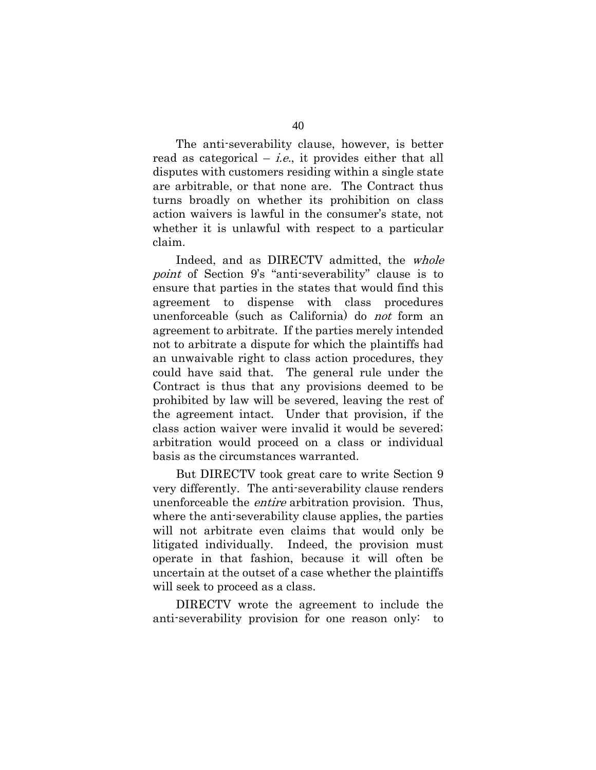The anti-severability clause, however, is better read as categorical – *i.e.*, it provides either that all disputes with customers residing within a single state are arbitrable, or that none are. The Contract thus turns broadly on whether its prohibition on class action waivers is lawful in the consumer's state, not whether it is unlawful with respect to a particular claim.

Indeed, and as DIRECTV admitted, the *whole point* of Section 9's "anti-severability" clause is to ensure that parties in the states that would find this agreement to dispense with class procedures unenforceable (such as California) do *not* form an agreement to arbitrate. If the parties merely intended not to arbitrate a dispute for which the plaintiffs had an unwaivable right to class action procedures, they could have said that. The general rule under the Contract is thus that any provisions deemed to be prohibited by law will be severed, leaving the rest of the agreement intact. Under that provision, if the class action waiver were invalid it would be severed; arbitration would proceed on a class or individual basis as the circumstances warranted.

But DIRECTV took great care to write Section 9 very differently. The anti-severability clause renders unenforceable the *entire* arbitration provision. Thus, where the anti-severability clause applies, the parties will not arbitrate even claims that would only be litigated individually. Indeed, the provision must operate in that fashion, because it will often be uncertain at the outset of a case whether the plaintiffs will seek to proceed as a class.

DIRECTV wrote the agreement to include the anti-severability provision for one reason only: to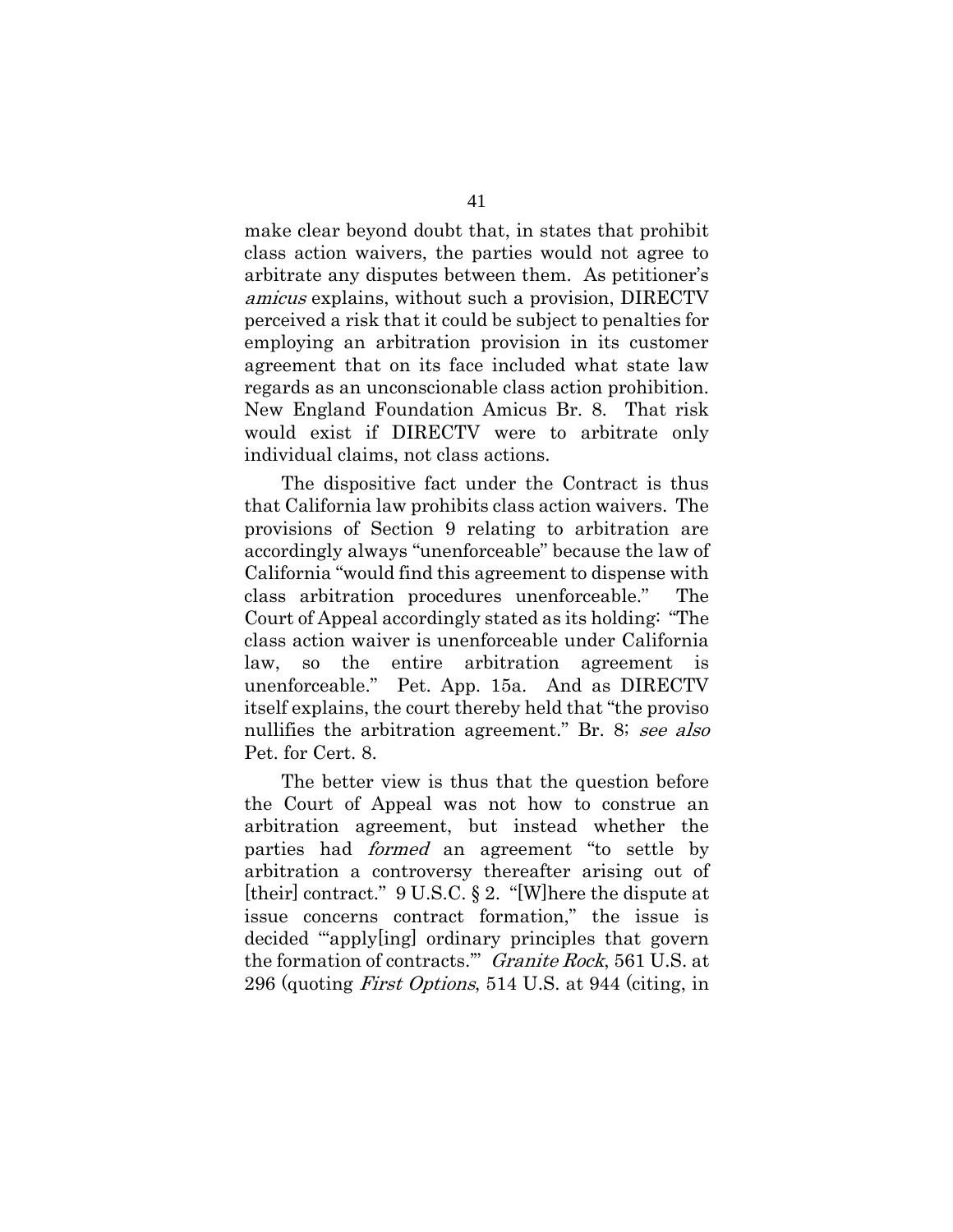make clear beyond doubt that, in states that prohibit class action waivers, the parties would not agree to arbitrate any disputes between them. As petitioner's *amicus* explains, without such a provision, DIRECTV perceived a risk that it could be subject to penalties for employing an arbitration provision in its customer agreement that on its face included what state law regards as an unconscionable class action prohibition. New England Foundation Amicus Br. 8. That risk would exist if DIRECTV were to arbitrate only individual claims, not class actions.

The dispositive fact under the Contract is thus that California law prohibits class action waivers. The provisions of Section 9 relating to arbitration are accordingly always "unenforceable" because the law of California "would find this agreement to dispense with class arbitration procedures unenforceable." The Court of Appeal accordingly stated as its holding: "The class action waiver is unenforceable under California law, so the entire arbitration agreement is unenforceable." Pet. App. 15a. And as DIRECTV itself explains, the court thereby held that "the proviso nullifies the arbitration agreement." Br. 8; *see also* Pet. for Cert. 8.

The better view is thus that the question before the Court of Appeal was not how to construe an arbitration agreement, but instead whether the parties had *formed* an agreement "to settle by arbitration a controversy thereafter arising out of [their] contract." 9 U.S.C. § 2. "[W]here the dispute at issue concerns contract formation," the issue is decided "'apply[ing] ordinary principles that govern the formation of contracts.'" *Granite Rock*, 561 U.S. at 296 (quoting *First Options*, 514 U.S. at 944 (citing, in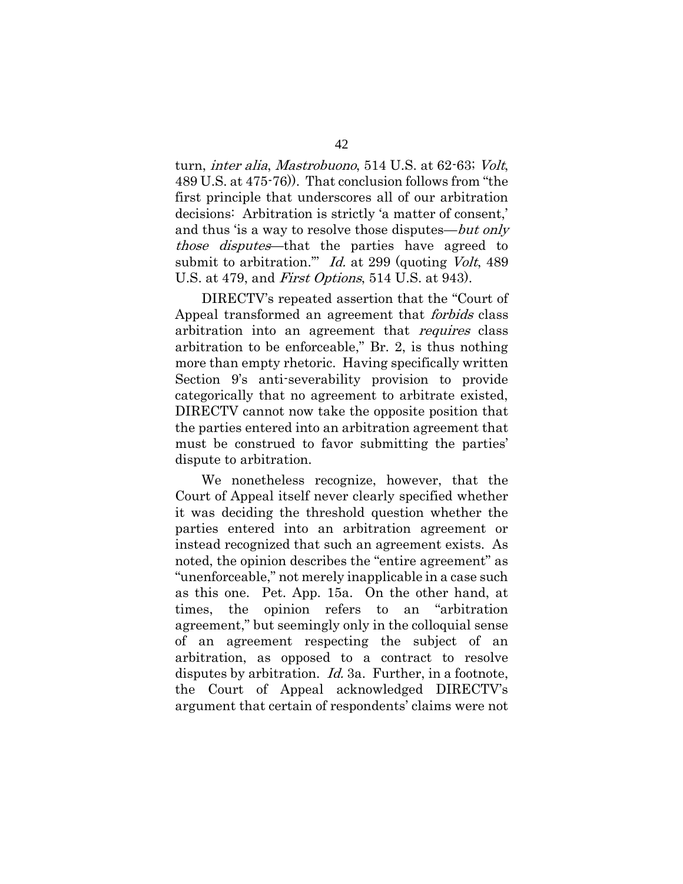turn, *inter alia*, *Mastrobuono*, 514 U.S. at 62-63; *Volt*, 489 U.S. at 475-76)). That conclusion follows from "the first principle that underscores all of our arbitration decisions: Arbitration is strictly 'a matter of consent,' and thus 'is a way to resolve those disputes—*but only those disputes*—that the parties have agreed to submit to arbitration.'" *Id.* at 299 (quoting *Volt*, 489 U.S. at 479, and *First Options*, 514 U.S. at 943).

DIRECTV's repeated assertion that the "Court of Appeal transformed an agreement that *forbids* class arbitration into an agreement that *requires* class arbitration to be enforceable," Br. 2, is thus nothing more than empty rhetoric. Having specifically written Section 9's anti-severability provision to provide categorically that no agreement to arbitrate existed, DIRECTV cannot now take the opposite position that the parties entered into an arbitration agreement that must be construed to favor submitting the parties' dispute to arbitration.

We nonetheless recognize, however, that the Court of Appeal itself never clearly specified whether it was deciding the threshold question whether the parties entered into an arbitration agreement or instead recognized that such an agreement exists. As noted, the opinion describes the "entire agreement" as "unenforceable," not merely inapplicable in a case such as this one. Pet. App. 15a. On the other hand, at times, the opinion refers to an "arbitration agreement," but seemingly only in the colloquial sense of an agreement respecting the subject of an arbitration, as opposed to a contract to resolve disputes by arbitration. *Id.* 3a. Further, in a footnote, the Court of Appeal acknowledged DIRECTV's argument that certain of respondents' claims were not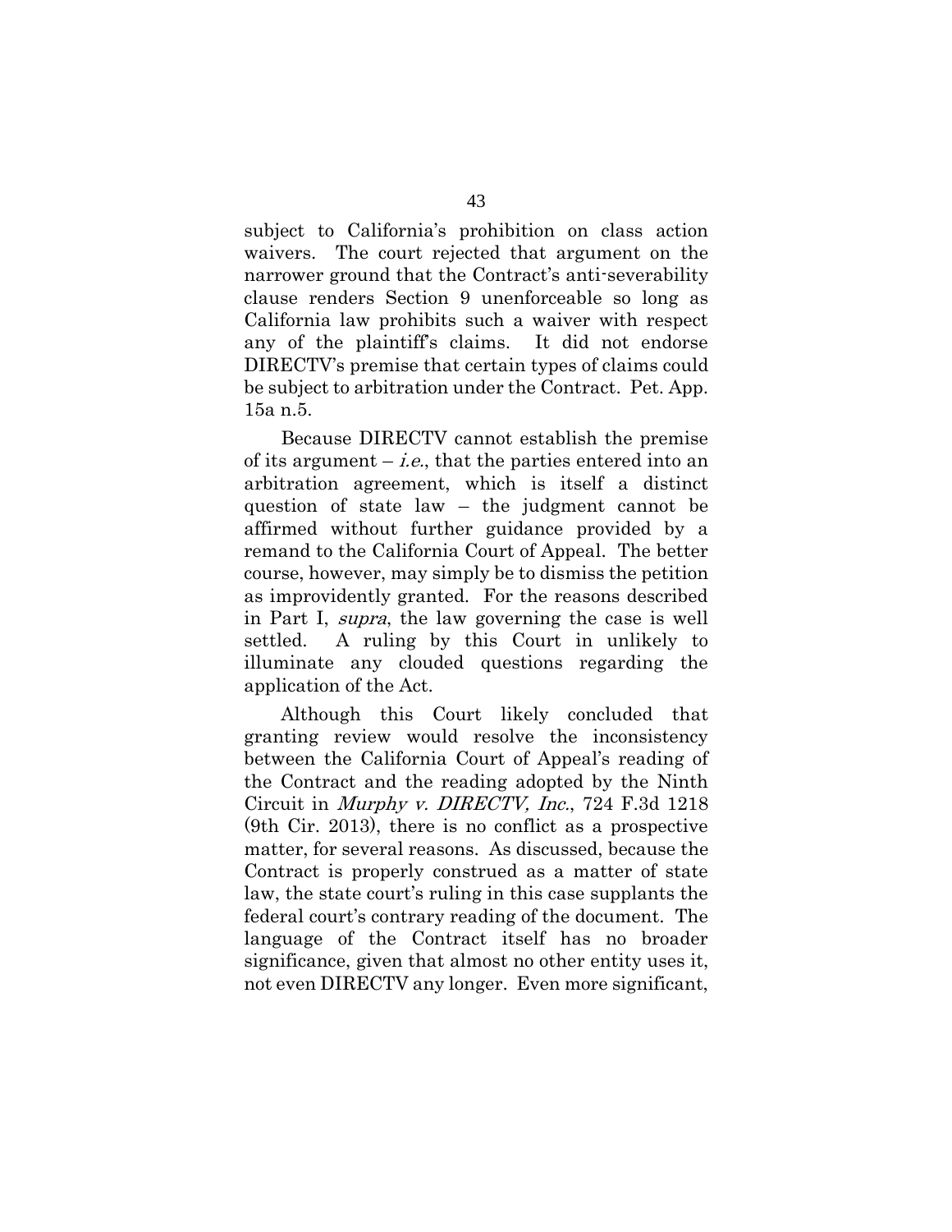subject to California's prohibition on class action waivers. The court rejected that argument on the narrower ground that the Contract's anti-severability clause renders Section 9 unenforceable so long as California law prohibits such a waiver with respect any of the plaintiff's claims. It did not endorse DIRECTV's premise that certain types of claims could be subject to arbitration under the Contract. Pet. App. 15a n.5.

Because DIRECTV cannot establish the premise of its argument – *i.e.*, that the parties entered into an arbitration agreement, which is itself a distinct question of state law – the judgment cannot be affirmed without further guidance provided by a remand to the California Court of Appeal. The better course, however, may simply be to dismiss the petition as improvidently granted. For the reasons described in Part I, *supra*, the law governing the case is well settled. A ruling by this Court in unlikely to illuminate any clouded questions regarding the application of the Act.

Although this Court likely concluded that granting review would resolve the inconsistency between the California Court of Appeal's reading of the Contract and the reading adopted by the Ninth Circuit in *Murphy v. DIRECTV, Inc.*, 724 F.3d 1218 (9th Cir. 2013), there is no conflict as a prospective matter, for several reasons. As discussed, because the Contract is properly construed as a matter of state law, the state court's ruling in this case supplants the federal court's contrary reading of the document. The language of the Contract itself has no broader significance, given that almost no other entity uses it, not even DIRECTV any longer. Even more significant,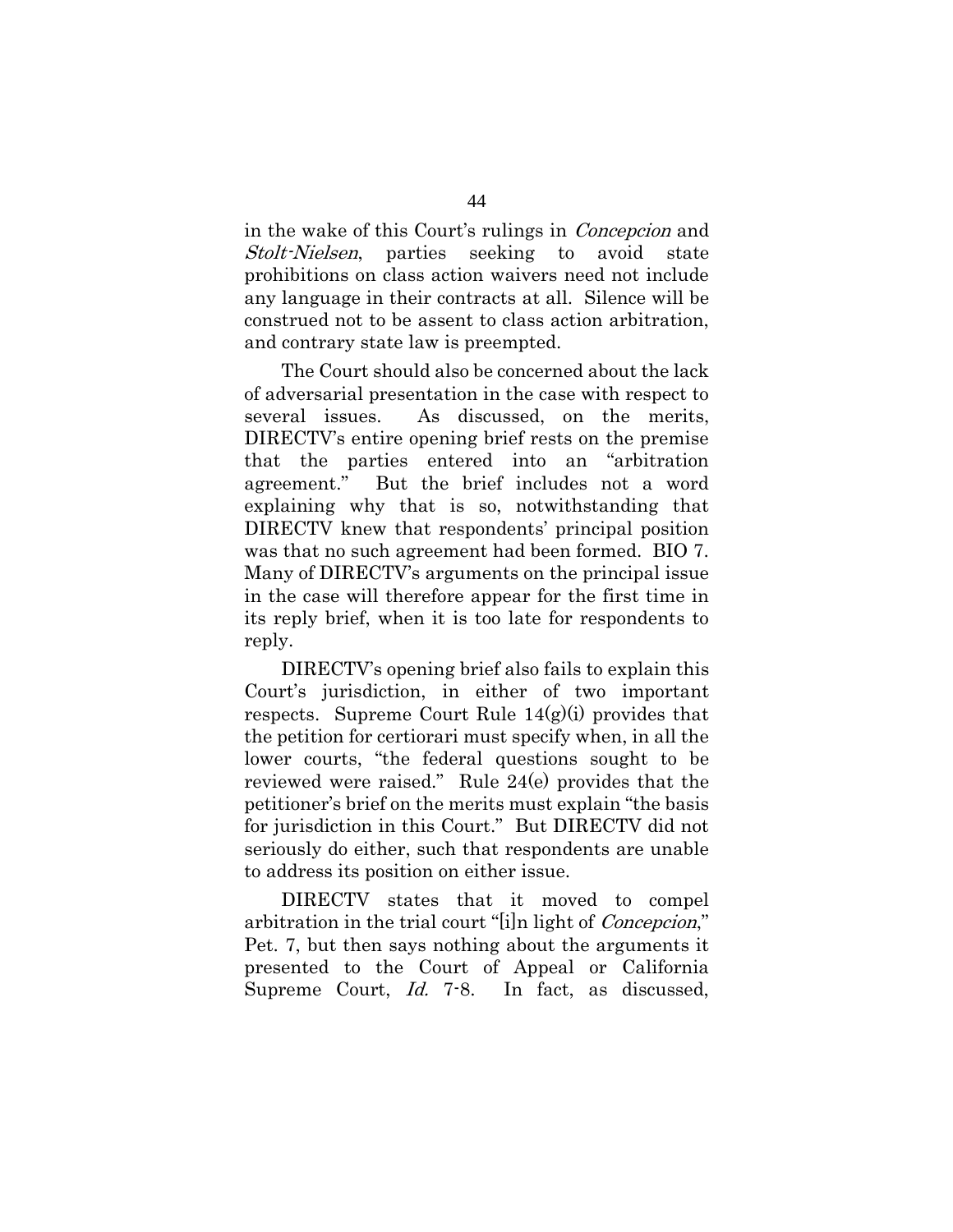in the wake of this Court's rulings in *Concepcion* and *Stolt-Nielsen*, parties seeking to avoid state prohibitions on class action waivers need not include any language in their contracts at all. Silence will be construed not to be assent to class action arbitration, and contrary state law is preempted.

The Court should also be concerned about the lack of adversarial presentation in the case with respect to several issues. As discussed, on the merits, DIRECTV's entire opening brief rests on the premise that the parties entered into an "arbitration agreement." But the brief includes not a word explaining why that is so, notwithstanding that DIRECTV knew that respondents' principal position was that no such agreement had been formed. BIO 7. Many of DIRECTV's arguments on the principal issue in the case will therefore appear for the first time in its reply brief, when it is too late for respondents to reply.

DIRECTV's opening brief also fails to explain this Court's jurisdiction, in either of two important respects. Supreme Court Rule 14(g)(i) provides that the petition for certiorari must specify when, in all the lower courts, "the federal questions sought to be reviewed were raised." Rule 24(e) provides that the petitioner's brief on the merits must explain "the basis for jurisdiction in this Court." But DIRECTV did not seriously do either, such that respondents are unable to address its position on either issue.

DIRECTV states that it moved to compel arbitration in the trial court "[i]n light of *Concepcion*," Pet. 7, but then says nothing about the arguments it presented to the Court of Appeal or California Supreme Court, *Id.* 7-8. In fact, as discussed,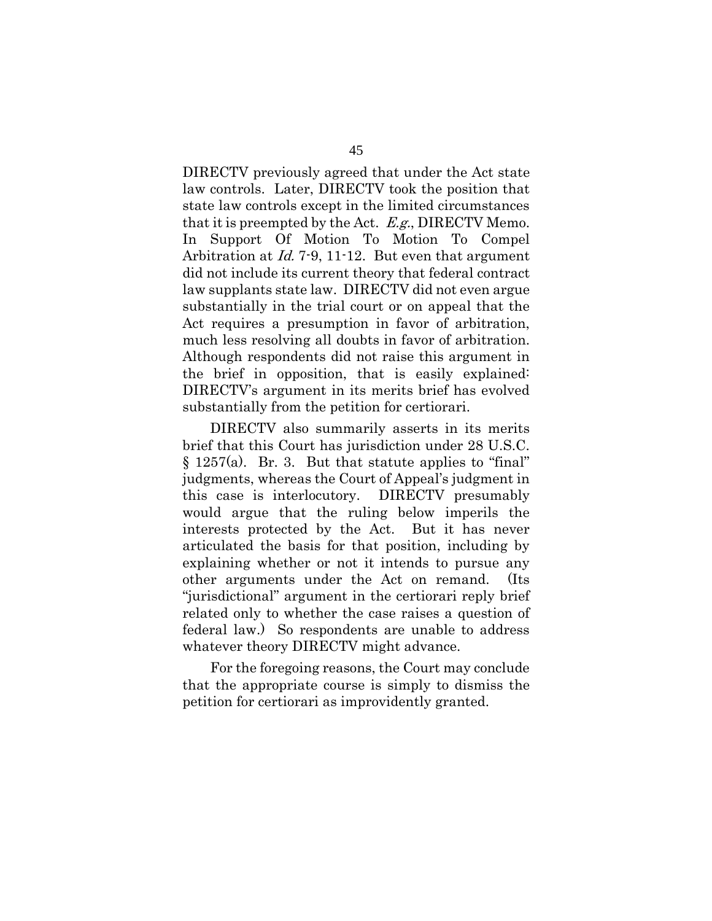DIRECTV previously agreed that under the Act state law controls. Later, DIRECTV took the position that state law controls except in the limited circumstances that it is preempted by the Act. *E.g.*, DIRECTV Memo. In Support Of Motion To Motion To Compel Arbitration at *Id.* 7-9, 11-12. But even that argument did not include its current theory that federal contract law supplants state law. DIRECTV did not even argue substantially in the trial court or on appeal that the Act requires a presumption in favor of arbitration, much less resolving all doubts in favor of arbitration. Although respondents did not raise this argument in the brief in opposition, that is easily explained: DIRECTV's argument in its merits brief has evolved substantially from the petition for certiorari.

DIRECTV also summarily asserts in its merits brief that this Court has jurisdiction under 28 U.S.C. § 1257(a). Br. 3. But that statute applies to "final" judgments, whereas the Court of Appeal's judgment in this case is interlocutory. DIRECTV presumably would argue that the ruling below imperils the interests protected by the Act. But it has never articulated the basis for that position, including by explaining whether or not it intends to pursue any other arguments under the Act on remand. (Its "jurisdictional" argument in the certiorari reply brief related only to whether the case raises a question of federal law.) So respondents are unable to address whatever theory DIRECTV might advance.

For the foregoing reasons, the Court may conclude that the appropriate course is simply to dismiss the petition for certiorari as improvidently granted.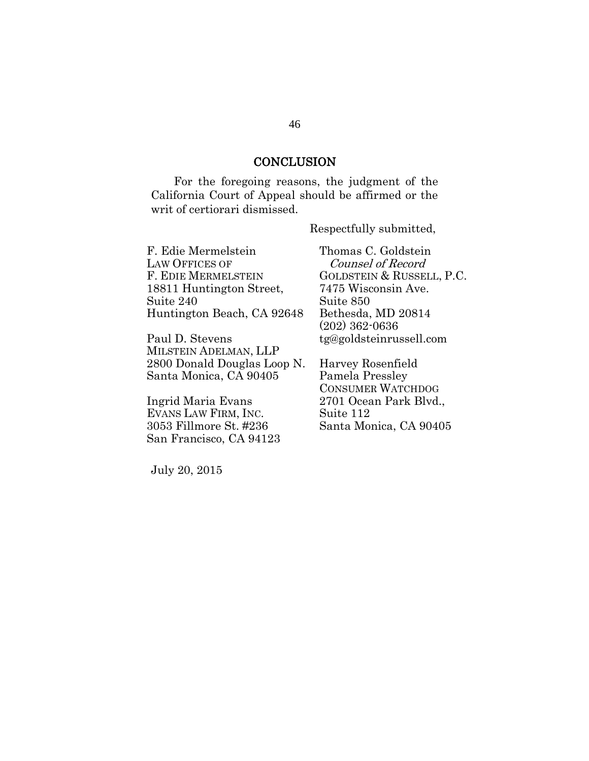## CONCLUSION

For the foregoing reasons, the judgment of the California Court of Appeal should be affirmed or the writ of certiorari dismissed.

Respectfully submitted,

F. Edie Mermelstein
LAW OFFICES OF
F. EDIE MERMELSTEIN
18811 Huntington Street,
Suite 240
Huntington Beach, CA 92648

Paul D. Stevens
MILSTEIN ADELMAN, LLP
2800 Donald Douglas Loop N.
Santa Monica, CA 90405

Ingrid Maria Evans
EVANS LAW FIRM, INC.
3053 Fillmore St. #236
San Francisco, CA 94123

Thomas C. Goldstein
*Counsel of Record*
GOLDSTEIN & RUSSELL, P.C.
7475 Wisconsin Ave.
Suite 850
Bethesda, MD 20814
(202) 362-0636
tg@goldsteinrussell.com

Harvey Rosenfield
Pamela Pressley
CONSUMER WATCHDOG
2701 Ocean Park Blvd.,
Suite 112
Santa Monica, CA 90405

July 20, 2015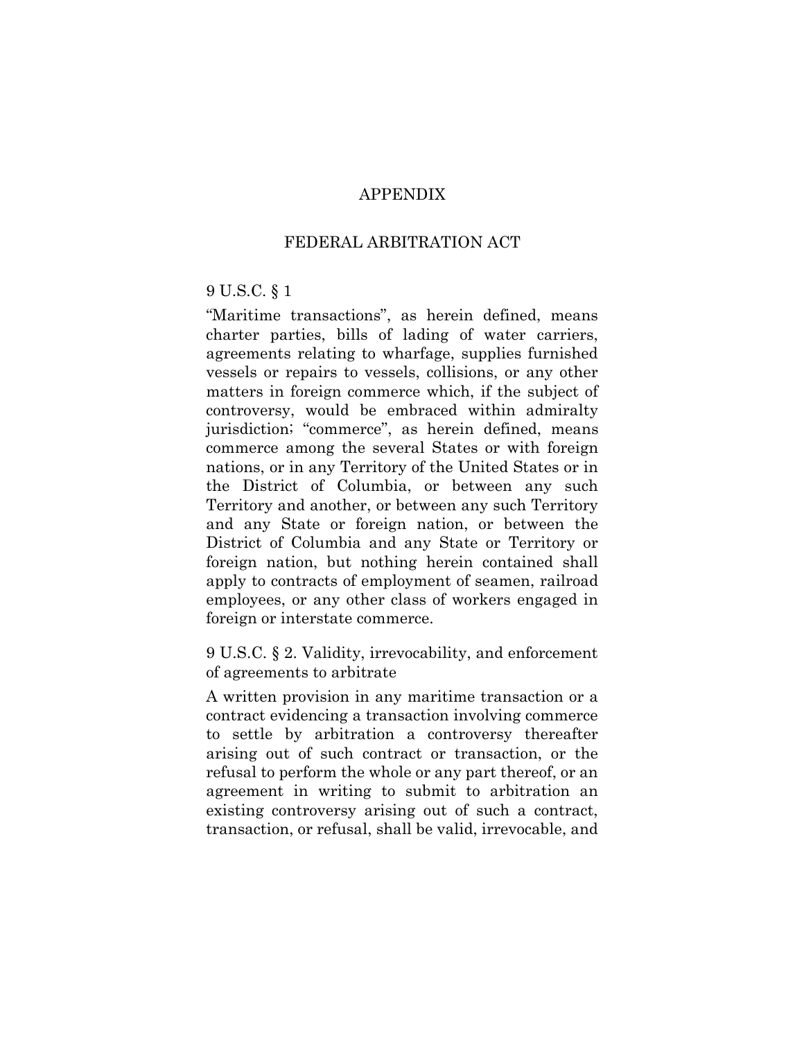# APPENDIX

## FEDERAL ARBITRATION ACT

### 9 U.S.C. § 1

"Maritime transactions", as herein defined, means charter parties, bills of lading of water carriers, agreements relating to wharfage, supplies furnished vessels or repairs to vessels, collisions, or any other matters in foreign commerce which, if the subject of controversy, would be embraced within admiralty jurisdiction; "commerce", as herein defined, means commerce among the several States or with foreign nations, or in any Territory of the United States or in the District of Columbia, or between any such Territory and another, or between any such Territory and any State or foreign nation, or between the District of Columbia and any State or Territory or foreign nation, but nothing herein contained shall apply to contracts of employment of seamen, railroad employees, or any other class of workers engaged in foreign or interstate commerce.

### 9 U.S.C. § 2. Validity, irrevocability, and enforcement of agreements to arbitrate

A written provision in any maritime transaction or a contract evidencing a transaction involving commerce to settle by arbitration a controversy thereafter arising out of such contract or transaction, or the refusal to perform the whole or any part thereof, or an agreement in writing to submit to arbitration an existing controversy arising out of such a contract, transaction, or refusal, shall be valid, irrevocable, and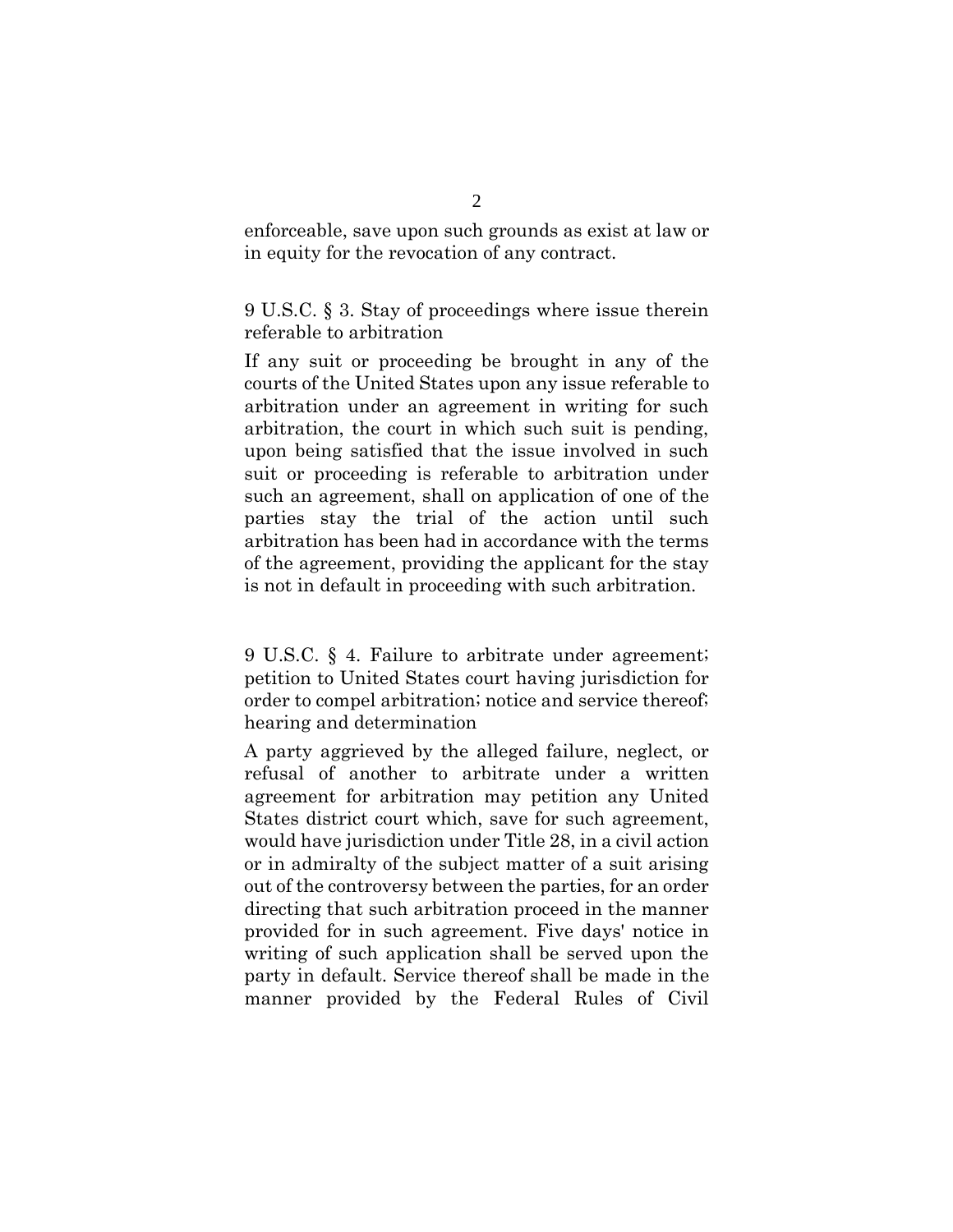enforceable, save upon such grounds as exist at law or in equity for the revocation of any contract.

9 U.S.C. § 3. Stay of proceedings where issue therein referable to arbitration

If any suit or proceeding be brought in any of the courts of the United States upon any issue referable to arbitration under an agreement in writing for such arbitration, the court in which such suit is pending, upon being satisfied that the issue involved in such suit or proceeding is referable to arbitration under such an agreement, shall on application of one of the parties stay the trial of the action until such arbitration has been had in accordance with the terms of the agreement, providing the applicant for the stay is not in default in proceeding with such arbitration.

9 U.S.C. § 4. Failure to arbitrate under agreement; petition to United States court having jurisdiction for order to compel arbitration; notice and service thereof; hearing and determination

A party aggrieved by the alleged failure, neglect, or refusal of another to arbitrate under a written agreement for arbitration may petition any United States district court which, save for such agreement, would have jurisdiction under Title 28, in a civil action or in admiralty of the subject matter of a suit arising out of the controversy between the parties, for an order directing that such arbitration proceed in the manner provided for in such agreement. Five days' notice in writing of such application shall be served upon the party in default. Service thereof shall be made in the manner provided by the Federal Rules of Civil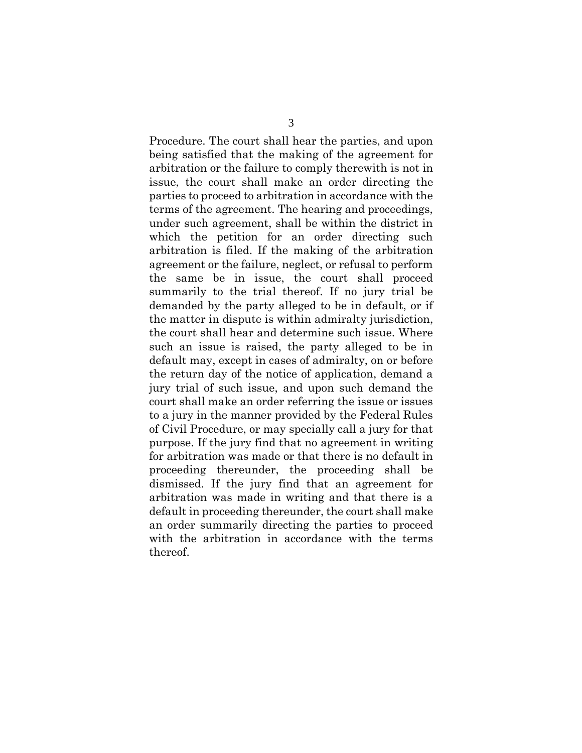Procedure. The court shall hear the parties, and upon being satisfied that the making of the agreement for arbitration or the failure to comply therewith is not in issue, the court shall make an order directing the parties to proceed to arbitration in accordance with the terms of the agreement. The hearing and proceedings, under such agreement, shall be within the district in which the petition for an order directing such arbitration is filed. If the making of the arbitration agreement or the failure, neglect, or refusal to perform the same be in issue, the court shall proceed summarily to the trial thereof. If no jury trial be demanded by the party alleged to be in default, or if the matter in dispute is within admiralty jurisdiction, the court shall hear and determine such issue. Where such an issue is raised, the party alleged to be in default may, except in cases of admiralty, on or before the return day of the notice of application, demand a jury trial of such issue, and upon such demand the court shall make an order referring the issue or issues to a jury in the manner provided by the Federal Rules of Civil Procedure, or may specially call a jury for that purpose. If the jury find that no agreement in writing for arbitration was made or that there is no default in proceeding thereunder, the proceeding shall be dismissed. If the jury find that an agreement for arbitration was made in writing and that there is a default in proceeding thereunder, the court shall make an order summarily directing the parties to proceed with the arbitration in accordance with the terms thereof.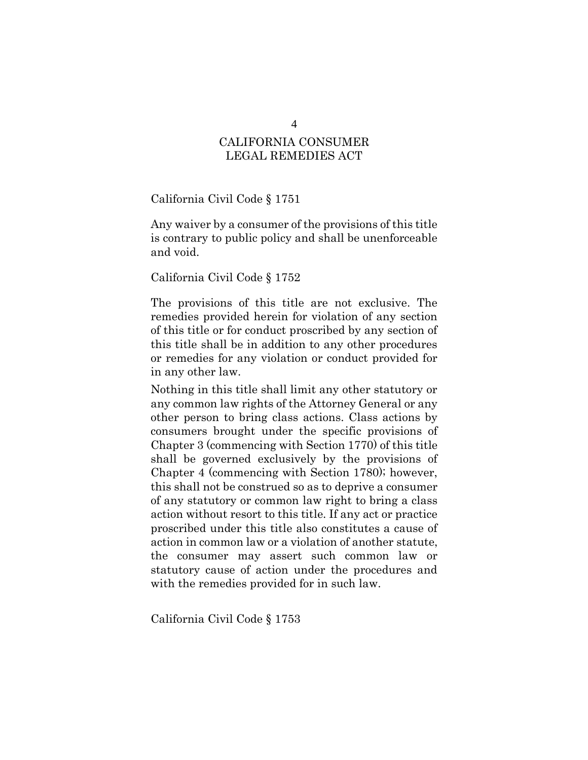## CALIFORNIA CONSUMER LEGAL REMEDIES ACT

California Civil Code § 1751

Any waiver by a consumer of the provisions of this title is contrary to public policy and shall be unenforceable and void.

California Civil Code § 1752

The provisions of this title are not exclusive. The remedies provided herein for violation of any section of this title or for conduct proscribed by any section of this title shall be in addition to any other procedures or remedies for any violation or conduct provided for in any other law.

Nothing in this title shall limit any other statutory or any common law rights of the Attorney General or any other person to bring class actions. Class actions by consumers brought under the specific provisions of Chapter 3 (commencing with Section 1770) of this title shall be governed exclusively by the provisions of Chapter 4 (commencing with Section 1780); however, this shall not be construed so as to deprive a consumer of any statutory or common law right to bring a class action without resort to this title. If any act or practice proscribed under this title also constitutes a cause of action in common law or a violation of another statute, the consumer may assert such common law or statutory cause of action under the procedures and with the remedies provided for in such law.

California Civil Code § 1753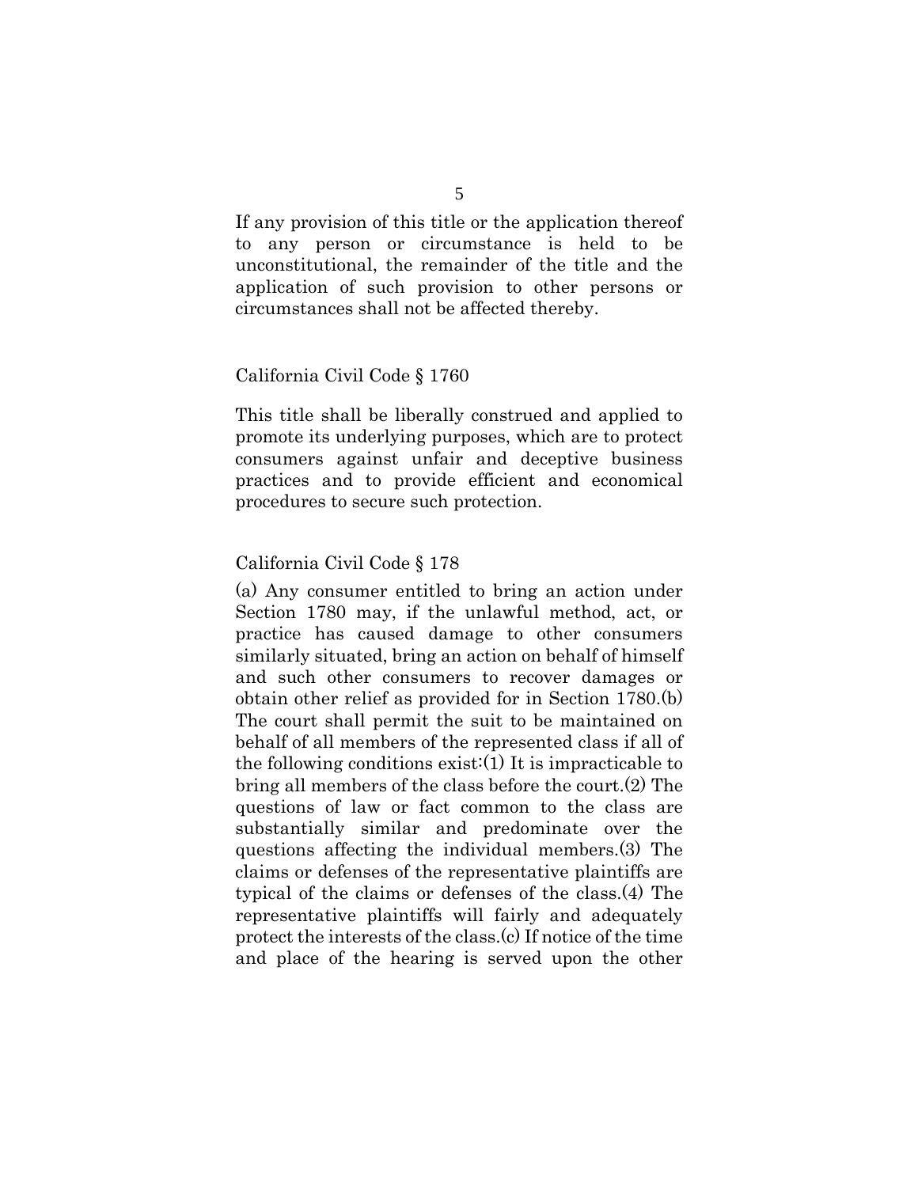If any provision of this title or the application thereof to any person or circumstance is held to be unconstitutional, the remainder of the title and the application of such provision to other persons or circumstances shall not be affected thereby.

California Civil Code § 1760

This title shall be liberally construed and applied to promote its underlying purposes, which are to protect consumers against unfair and deceptive business practices and to provide efficient and economical procedures to secure such protection.

California Civil Code § 178

(a) Any consumer entitled to bring an action under Section 1780 may, if the unlawful method, act, or practice has caused damage to other consumers similarly situated, bring an action on behalf of himself and such other consumers to recover damages or obtain other relief as provided for in Section 1780.(b) The court shall permit the suit to be maintained on behalf of all members of the represented class if all of the following conditions exist:(1) It is impracticable to bring all members of the class before the court.(2) The questions of law or fact common to the class are substantially similar and predominate over the questions affecting the individual members.(3) The claims or defenses of the representative plaintiffs are typical of the claims or defenses of the class.(4) The representative plaintiffs will fairly and adequately protect the interests of the class.(c) If notice of the time and place of the hearing is served upon the other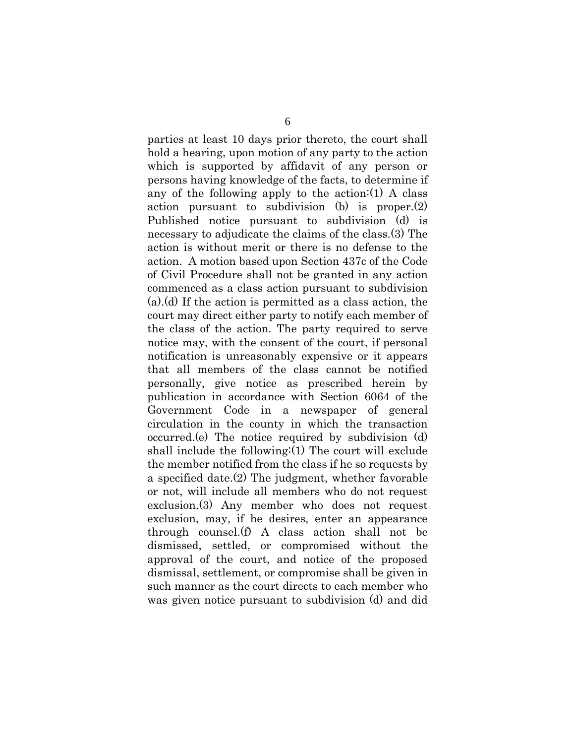parties at least 10 days prior thereto, the court shall hold a hearing, upon motion of any party to the action which is supported by affidavit of any person or persons having knowledge of the facts, to determine if any of the following apply to the action:(1) A class action pursuant to subdivision (b) is proper.(2) Published notice pursuant to subdivision (d) is necessary to adjudicate the claims of the class.(3) The action is without merit or there is no defense to the action. A motion based upon Section 437c of the Code of Civil Procedure shall not be granted in any action commenced as a class action pursuant to subdivision (a).(d) If the action is permitted as a class action, the court may direct either party to notify each member of the class of the action. The party required to serve notice may, with the consent of the court, if personal notification is unreasonably expensive or it appears that all members of the class cannot be notified personally, give notice as prescribed herein by publication in accordance with Section 6064 of the Government Code in a newspaper of general circulation in the county in which the transaction occurred.(e) The notice required by subdivision (d) shall include the following:(1) The court will exclude the member notified from the class if he so requests by a specified date.(2) The judgment, whether favorable or not, will include all members who do not request exclusion.(3) Any member who does not request exclusion, may, if he desires, enter an appearance through counsel.(f) A class action shall not be dismissed, settled, or compromised without the approval of the court, and notice of the proposed dismissal, settlement, or compromise shall be given in such manner as the court directs to each member who was given notice pursuant to subdivision (d) and did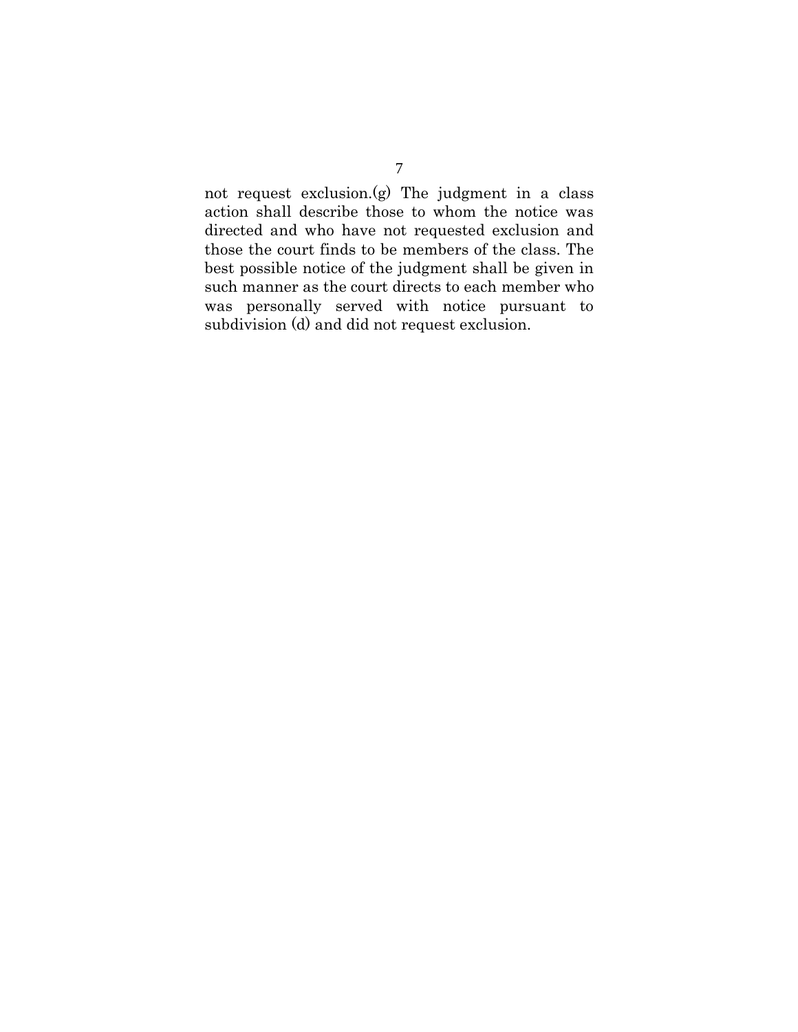not request exclusion.(g) The judgment in a class action shall describe those to whom the notice was directed and who have not requested exclusion and those the court finds to be members of the class. The best possible notice of the judgment shall be given in such manner as the court directs to each member who was personally served with notice pursuant to subdivision (d) and did not request exclusion.